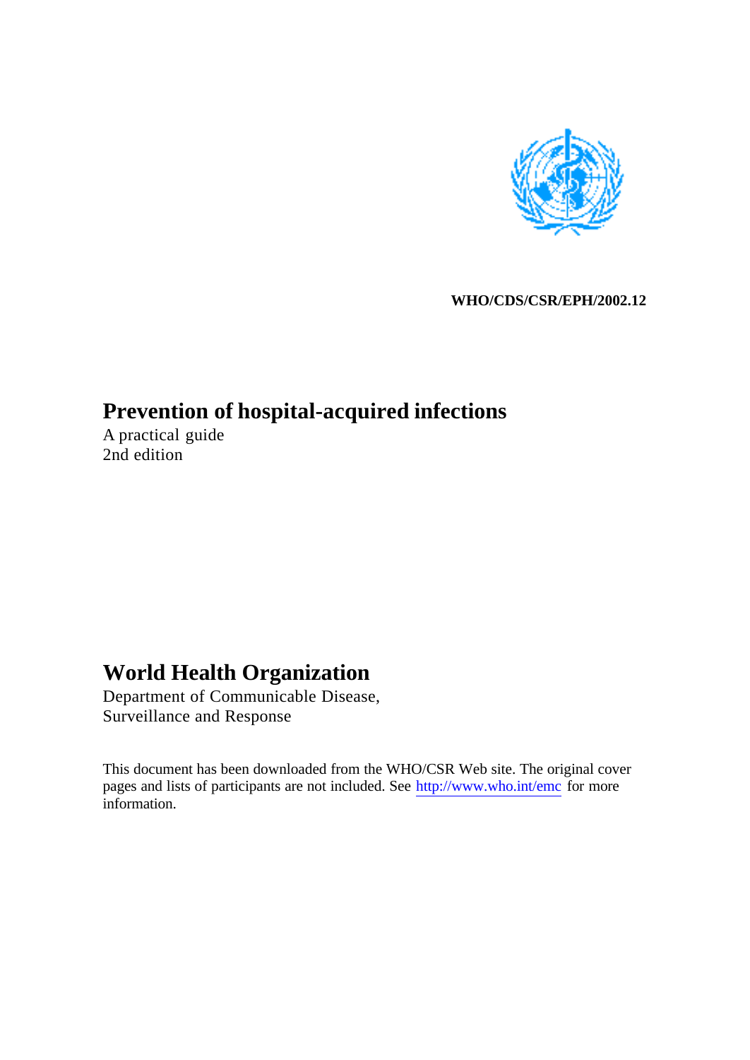WHO/CDS/CSR/EPH/2002.12

# Prevention of hospital-acquired infections

A practical guide
2nd edition

## World Health Organization

Department of Communicable Disease,
Surveillance and Response

This document has been downloaded from the WHO/CSR Web site. The original cover pages and lists of participants are not included. See http://www.who.int/emc for more information.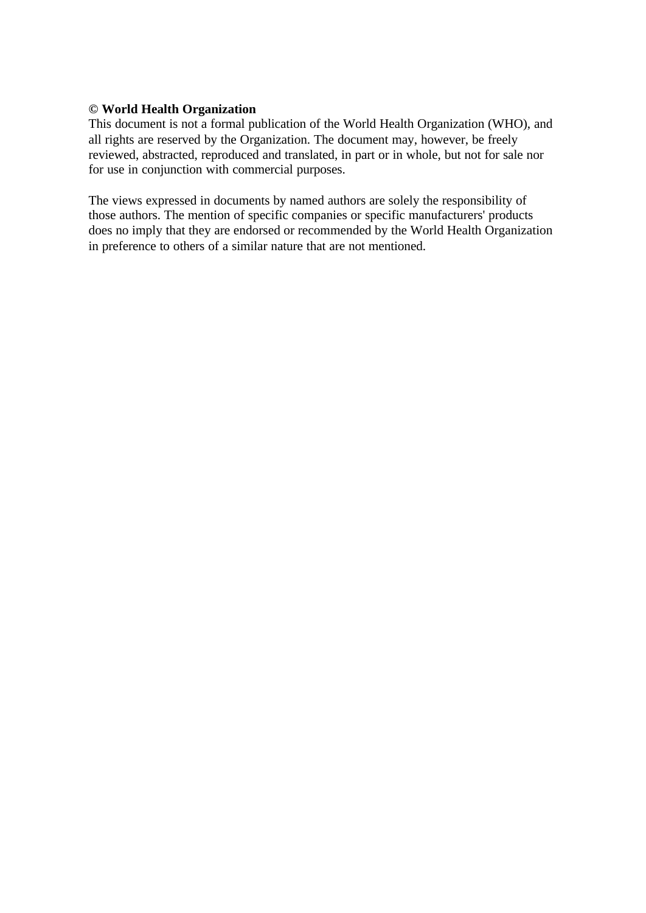**© World Health Organization**
This document is not a formal publication of the World Health Organization (WHO), and all rights are reserved by the Organization. The document may, however, be freely reviewed, abstracted, reproduced and translated, in part or in whole, but not for sale nor for use in conjunction with commercial purposes.

The views expressed in documents by named authors are solely the responsibility of those authors. The mention of specific companies or specific manufacturers' products does no imply that they are endorsed or recommended by the World Health Organization in preference to others of a similar nature that are not mentioned.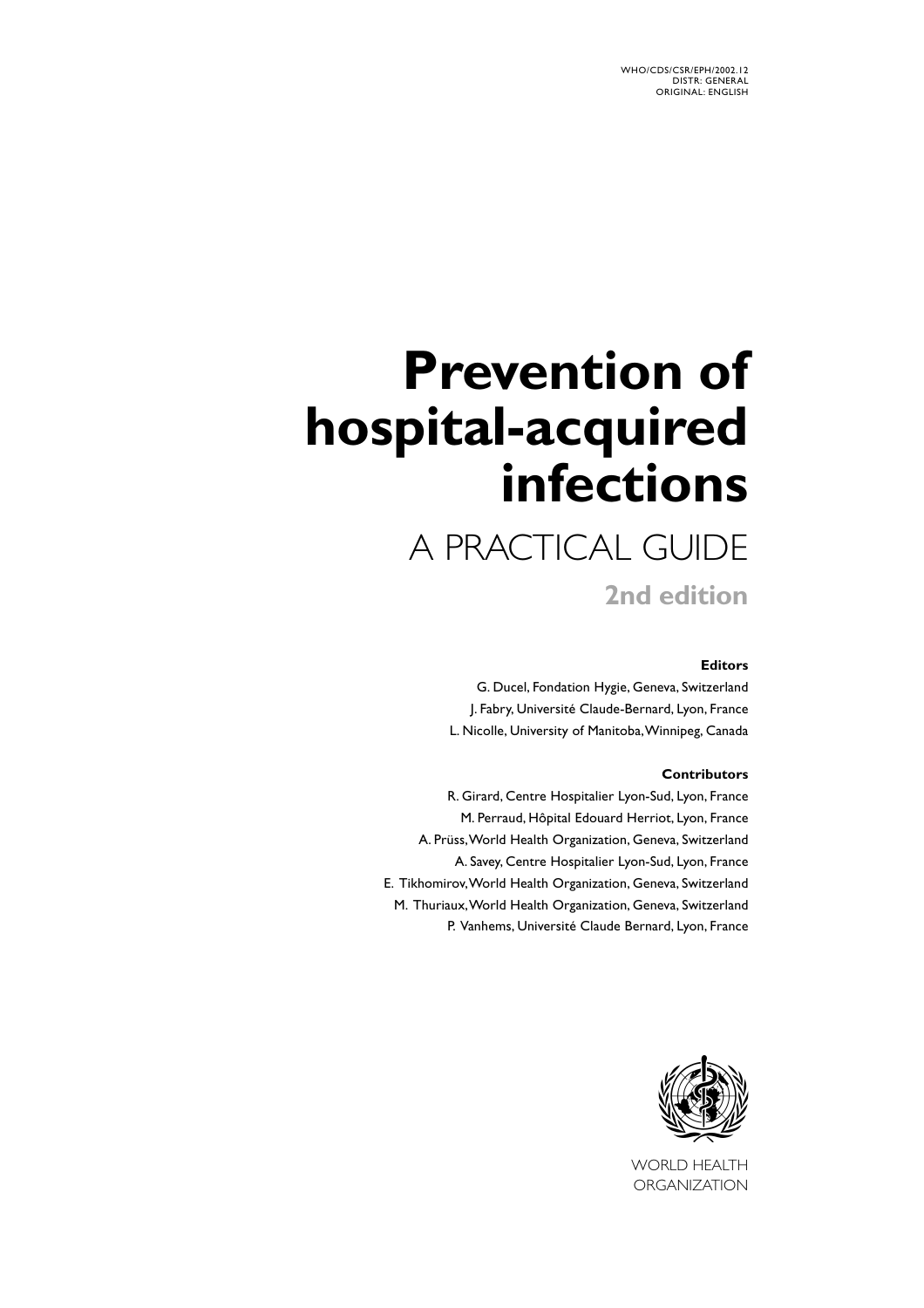WHO/CDS/CSR/EPH/2002.12
DISTR: GENERAL
ORIGINAL: ENGLISH

# Prevention of hospital-acquired infections

## A PRACTICAL GUIDE

**2nd edition**

**Editors**

G. Ducel, Fondation Hygie, Geneva, Switzerland
J. Fabry, Université Claude-Bernard, Lyon, France
L. Nicolle, University of Manitoba, Winnipeg, Canada

**Contributors**

R. Girard, Centre Hospitalier Lyon-Sud, Lyon, France
M. Perraud, Hôpital Edouard Herriot, Lyon, France
A. Prüss, World Health Organization, Geneva, Switzerland
A. Savey, Centre Hospitalier Lyon-Sud, Lyon, France
E. Tikhomirov, World Health Organization, Geneva, Switzerland
M. Thuriaux, World Health Organization, Geneva, Switzerland
P. Vanhems, Université Claude Bernard, Lyon, France

WORLD HEALTH ORGANIZATION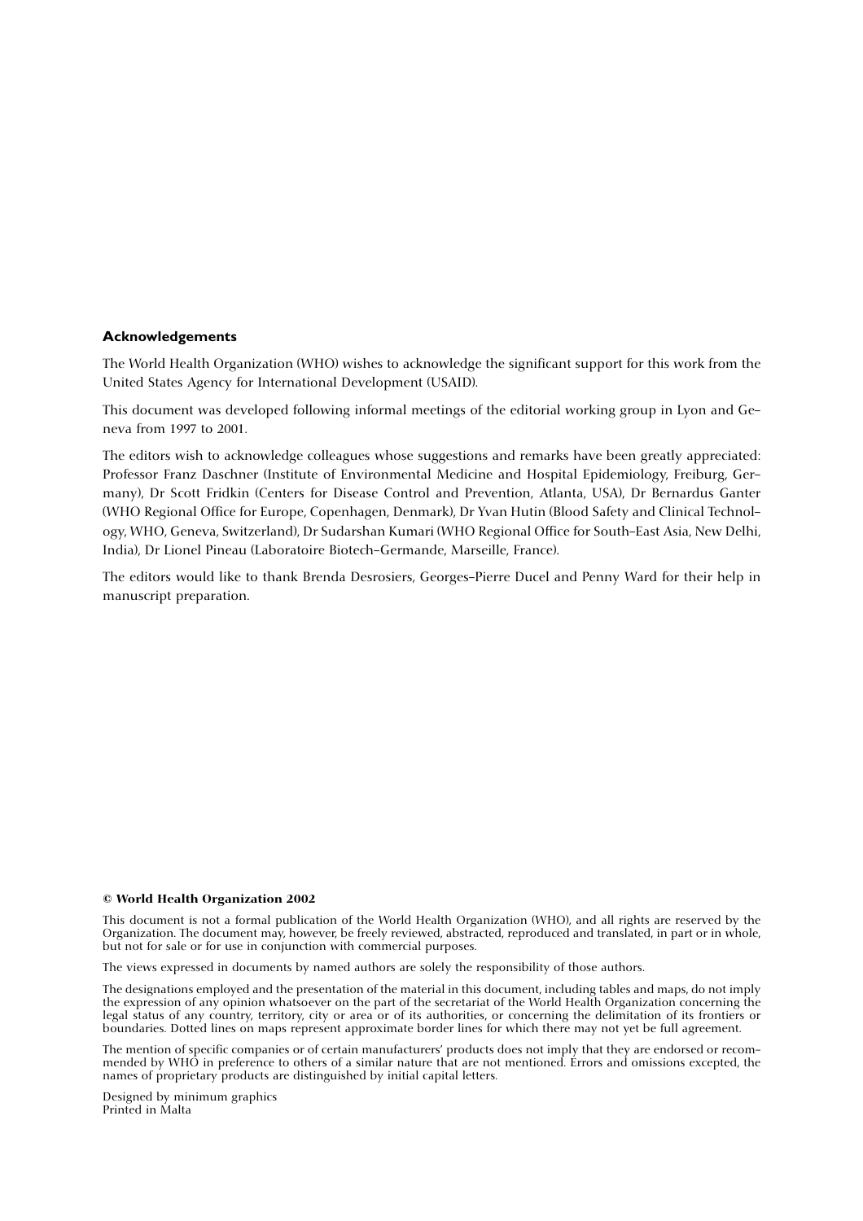## Acknowledgements

The World Health Organization (WHO) wishes to acknowledge the significant support for this work from the United States Agency for International Development (USAID).

This document was developed following informal meetings of the editorial working group in Lyon and Geneva from 1997 to 2001.

The editors wish to acknowledge colleagues whose suggestions and remarks have been greatly appreciated: Professor Franz Daschner (Institute of Environmental Medicine and Hospital Epidemiology, Freiburg, Germany), Dr Scott Fridkin (Centers for Disease Control and Prevention, Atlanta, USA), Dr Bernardus Ganter (WHO Regional Office for Europe, Copenhagen, Denmark), Dr Yvan Hutin (Blood Safety and Clinical Technology, WHO, Geneva, Switzerland), Dr Sudarshan Kumari (WHO Regional Office for South-East Asia, New Delhi, India), Dr Lionel Pineau (Laboratoire Biotech-Germande, Marseille, France).

The editors would like to thank Brenda Desrosiers, Georges-Pierre Ducel and Penny Ward for their help in manuscript preparation.

**© World Health Organization 2002**

This document is not a formal publication of the World Health Organization (WHO), and all rights are reserved by the Organization. The document may, however, be freely reviewed, abstracted, reproduced and translated, in part or in whole, but not for sale or for use in conjunction with commercial purposes.

The views expressed in documents by named authors are solely the responsibility of those authors.

The designations employed and the presentation of the material in this document, including tables and maps, do not imply the expression of any opinion whatsoever on the part of the secretariat of the World Health Organization concerning the legal status of any country, territory, city or area or of its authorities, or concerning the delimitation of its frontiers or boundaries. Dotted lines on maps represent approximate border lines for which there may not yet be full agreement.

The mention of specific companies or of certain manufacturers' products does not imply that they are endorsed or recommended by WHO in preference to others of a similar nature that are not mentioned. Errors and omissions excepted, the names of proprietary products are distinguished by initial capital letters.

Designed by minimum graphics
Printed in Malta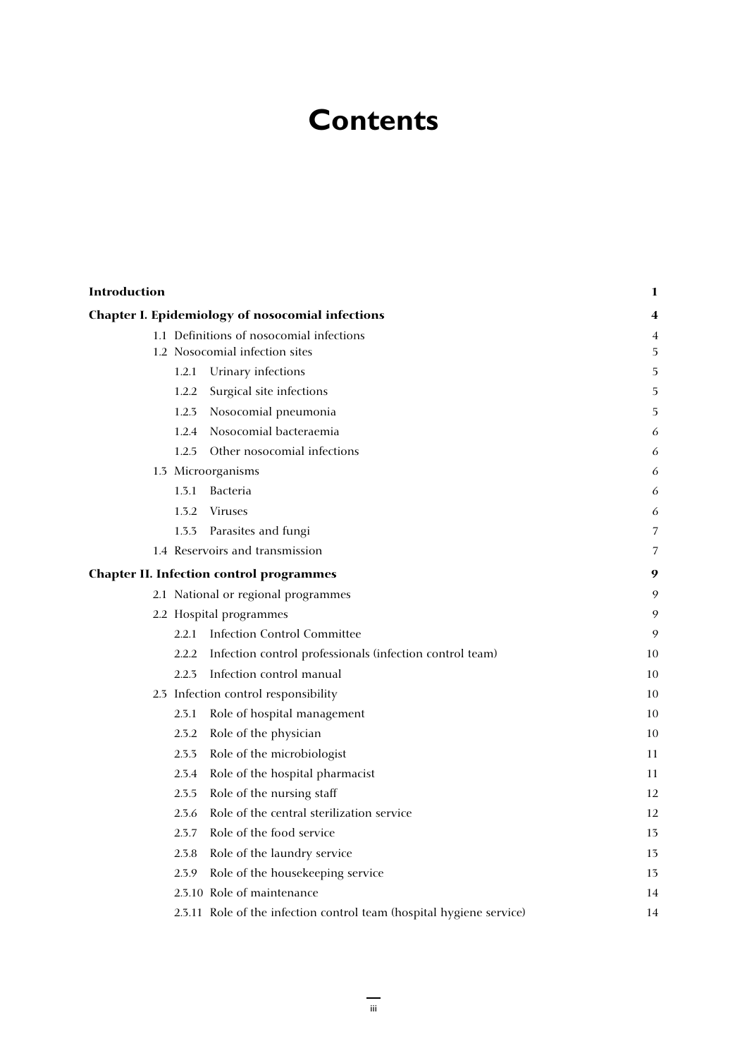# Contents

| | |
|---|---|
| **Introduction** | **1** |
| **Chapter I. Epidemiology of nosocomial infections** | **4** |
| 1.1 Definitions of nosocomial infections | 4 |
| 1.2 Nosocomial infection sites | 5 |
| 1.2.1 Urinary infections | 5 |
| 1.2.2 Surgical site infections | 5 |
| 1.2.3 Nosocomial pneumonia | 5 |
| 1.2.4 Nosocomial bacteraemia | 6 |
| 1.2.5 Other nosocomial infections | 6 |
| 1.3 Microorganisms | 6 |
| 1.3.1 Bacteria | 6 |
| 1.3.2 Viruses | 6 |
| 1.3.3 Parasites and fungi | 7 |
| 1.4 Reservoirs and transmission | 7 |
| **Chapter II. Infection control programmes** | **9** |
| 2.1 National or regional programmes | 9 |
| 2.2 Hospital programmes | 9 |
| 2.2.1 Infection Control Committee | 9 |
| 2.2.2 Infection control professionals (infection control team) | 10 |
| 2.2.3 Infection control manual | 10 |
| 2.3 Infection control responsibility | 10 |
| 2.3.1 Role of hospital management | 10 |
| 2.3.2 Role of the physician | 10 |
| 2.3.3 Role of the microbiologist | 11 |
| 2.3.4 Role of the hospital pharmacist | 11 |
| 2.3.5 Role of the nursing staff | 12 |
| 2.3.6 Role of the central sterilization service | 12 |
| 2.3.7 Role of the food service | 13 |
| 2.3.8 Role of the laundry service | 13 |
| 2.3.9 Role of the housekeeping service | 13 |
| 2.3.10 Role of maintenance | 14 |
| 2.3.11 Role of the infection control team (hospital hygiene service) | 14 |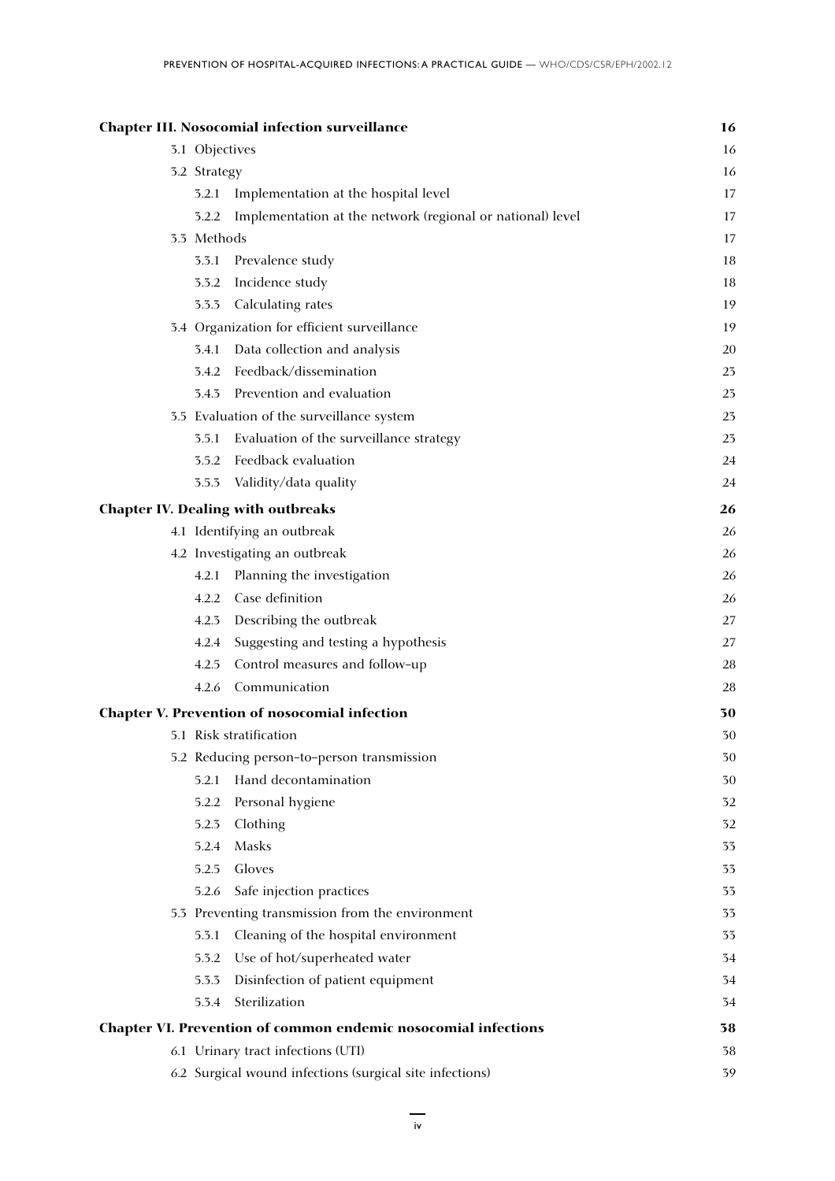| | |
|---|---|
| **Chapter III. Nosocomial infection surveillance** | **16** |
| 3.1 Objectives | 16 |
| 3.2 Strategy | 16 |
| 3.2.1 Implementation at the hospital level | 17 |
| 3.2.2 Implementation at the network (regional or national) level | 17 |
| 3.3 Methods | 17 |
| 3.3.1 Prevalence study | 18 |
| 3.3.2 Incidence study | 18 |
| 3.3.3 Calculating rates | 19 |
| 3.4 Organization for efficient surveillance | 19 |
| 3.4.1 Data collection and analysis | 20 |
| 3.4.2 Feedback/dissemination | 23 |
| 3.4.3 Prevention and evaluation | 23 |
| 3.5 Evaluation of the surveillance system | 23 |
| 3.5.1 Evaluation of the surveillance strategy | 23 |
| 3.5.2 Feedback evaluation | 24 |
| 3.5.3 Validity/data quality | 24 |
| **Chapter IV. Dealing with outbreaks** | **26** |
| 4.1 Identifying an outbreak | 26 |
| 4.2 Investigating an outbreak | 26 |
| 4.2.1 Planning the investigation | 26 |
| 4.2.2 Case definition | 26 |
| 4.2.3 Describing the outbreak | 27 |
| 4.2.4 Suggesting and testing a hypothesis | 27 |
| 4.2.5 Control measures and follow-up | 28 |
| 4.2.6 Communication | 28 |
| **Chapter V. Prevention of nosocomial infection** | **30** |
| 5.1 Risk stratification | 30 |
| 5.2 Reducing person-to-person transmission | 30 |
| 5.2.1 Hand decontamination | 30 |
| 5.2.2 Personal hygiene | 32 |
| 5.2.3 Clothing | 32 |
| 5.2.4 Masks | 33 |
| 5.2.5 Gloves | 33 |
| 5.2.6 Safe injection practices | 33 |
| 5.3 Preventing transmission from the environment | 33 |
| 5.3.1 Cleaning of the hospital environment | 33 |
| 5.3.2 Use of hot/superheated water | 34 |
| 5.3.3 Disinfection of patient equipment | 34 |
| 5.3.4 Sterilization | 34 |
| **Chapter VI. Prevention of common endemic nosocomial infections** | **38** |
| 6.1 Urinary tract infections (UTI) | 38 |
| 6.2 Surgical wound infections (surgical site infections) | 39 |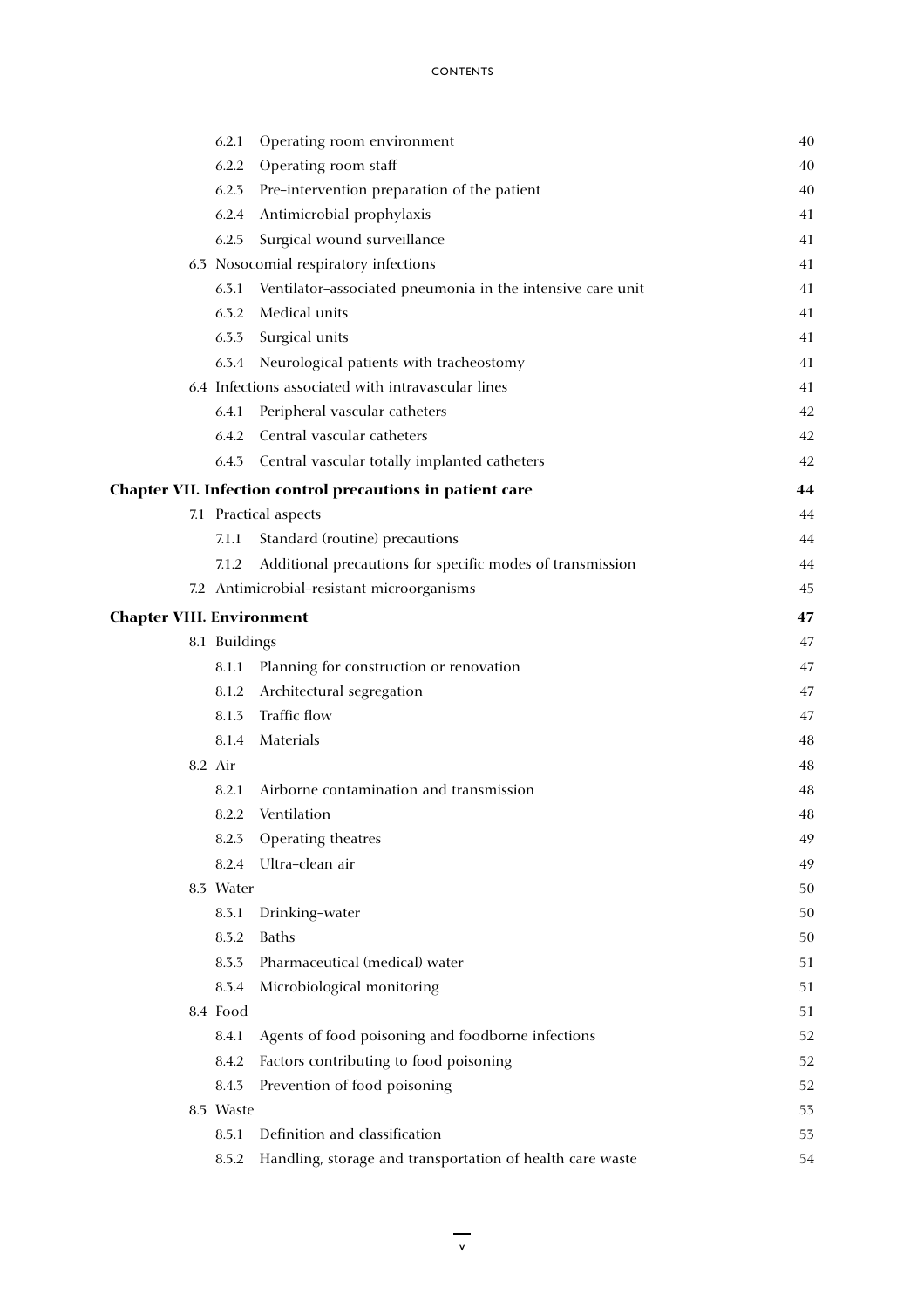| | | |
|---|---|---|
| | 6.2.1 Operating room environment | 40 |
| | 6.2.2 Operating room staff | 40 |
| | 6.2.3 Pre-intervention preparation of the patient | 40 |
| | 6.2.4 Antimicrobial prophylaxis | 41 |
| | 6.2.5 Surgical wound surveillance | 41 |
| 6.3 Nosocomial respiratory infections | | 41 |
| | 6.3.1 Ventilator-associated pneumonia in the intensive care unit | 41 |
| | 6.3.2 Medical units | 41 |
| | 6.3.3 Surgical units | 41 |
| | 6.3.4 Neurological patients with tracheostomy | 41 |
| 6.4 Infections associated with intravascular lines | | 41 |
| | 6.4.1 Peripheral vascular catheters | 42 |
| | 6.4.2 Central vascular catheters | 42 |
| | 6.4.3 Central vascular totally implanted catheters | 42 |
| **Chapter VII. Infection control precautions in patient care** | | **44** |
| 7.1 Practical aspects | | 44 |
| | 7.1.1 Standard (routine) precautions | 44 |
| | 7.1.2 Additional precautions for specific modes of transmission | 44 |
| 7.2 Antimicrobial-resistant microorganisms | | 45 |
| **Chapter VIII. Environment** | | **47** |
| 8.1 Buildings | | 47 |
| | 8.1.1 Planning for construction or renovation | 47 |
| | 8.1.2 Architectural segregation | 47 |
| | 8.1.3 Traffic flow | 47 |
| | 8.1.4 Materials | 48 |
| 8.2 Air | | 48 |
| | 8.2.1 Airborne contamination and transmission | 48 |
| | 8.2.2 Ventilation | 48 |
| | 8.2.3 Operating theatres | 49 |
| | 8.2.4 Ultra-clean air | 49 |
| 8.3 Water | | 50 |
| | 8.3.1 Drinking-water | 50 |
| | 8.3.2 Baths | 50 |
| | 8.3.3 Pharmaceutical (medical) water | 51 |
| | 8.3.4 Microbiological monitoring | 51 |
| 8.4 Food | | 51 |
| | 8.4.1 Agents of food poisoning and foodborne infections | 52 |
| | 8.4.2 Factors contributing to food poisoning | 52 |
| | 8.4.3 Prevention of food poisoning | 52 |
| 8.5 Waste | | 53 |
| | 8.5.1 Definition and classification | 53 |
| | 8.5.2 Handling, storage and transportation of health care waste | 54 |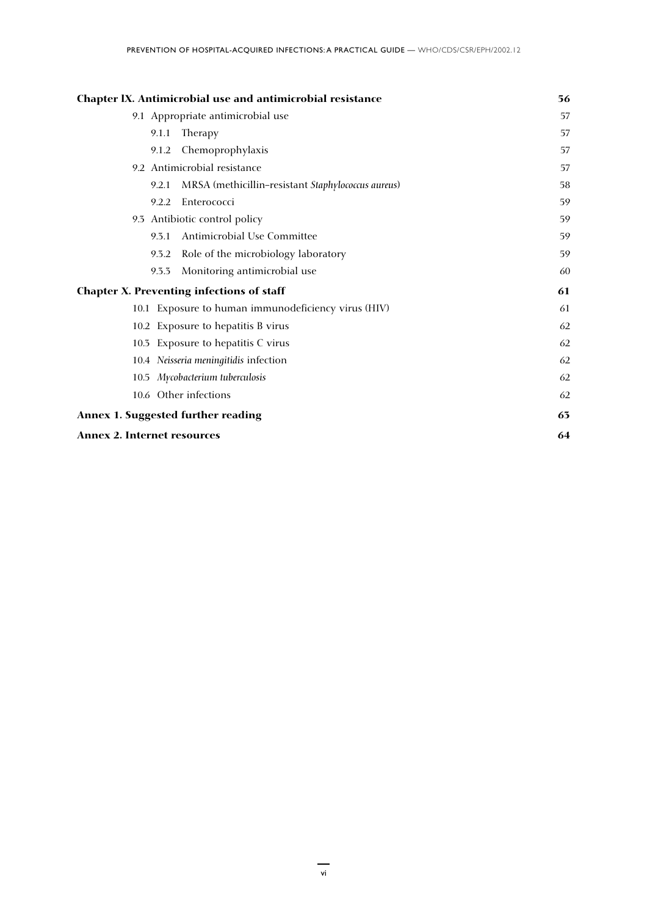| | |
|---|---|
| **Chapter IX. Antimicrobial use and antimicrobial resistance** | **56** |
| 9.1 Appropriate antimicrobial use | 57 |
| 9.1.1 Therapy | 57 |
| 9.1.2 Chemoprophylaxis | 57 |
| 9.2 Antimicrobial resistance | 57 |
| 9.2.1 MRSA (methicillin-resistant *Staphylococcus aureus*) | 58 |
| 9.2.2 Enterococci | 59 |
| 9.3 Antibiotic control policy | 59 |
| 9.3.1 Antimicrobial Use Committee | 59 |
| 9.3.2 Role of the microbiology laboratory | 59 |
| 9.3.3 Monitoring antimicrobial use | 60 |
| **Chapter X. Preventing infections of staff** | **61** |
| 10.1 Exposure to human immunodeficiency virus (HIV) | 61 |
| 10.2 Exposure to hepatitis B virus | 62 |
| 10.3 Exposure to hepatitis C virus | 62 |
| 10.4 *Neisseria meningitidis* infection | 62 |
| 10.5 *Mycobacterium tuberculosis* | 62 |
| 10.6 Other infections | 62 |
| **Annex 1. Suggested further reading** | **63** |
| **Annex 2. Internet resources** | **64** |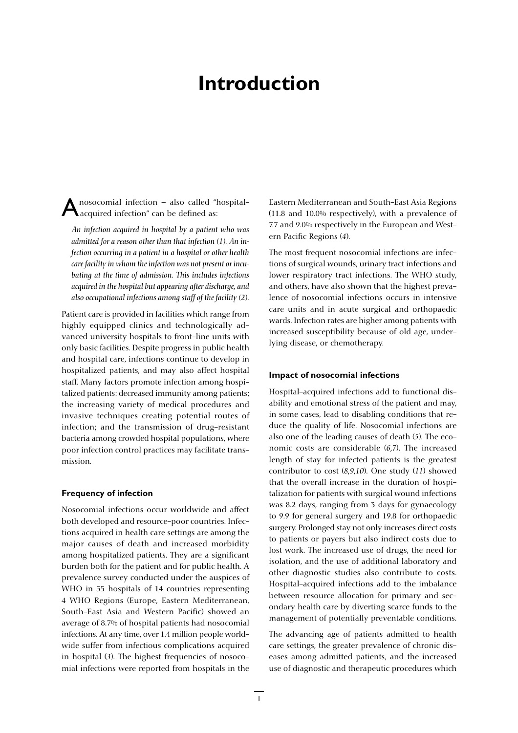# Introduction

A nosocomial infection – also called "hospital-acquired infection" can be defined as:

*An infection acquired in hospital by a patient who was admitted for a reason other than that infection (1). An infection occurring in a patient in a hospital or other health care facility in whom the infection was not present or incubating at the time of admission. This includes infections acquired in the hospital but appearing after discharge, and also occupational infections among staff of the facility (2).*

Patient care is provided in facilities which range from highly equipped clinics and technologically advanced university hospitals to front-line units with only basic facilities. Despite progress in public health and hospital care, infections continue to develop in hospitalized patients, and may also affect hospital staff. Many factors promote infection among hospitalized patients: decreased immunity among patients; the increasing variety of medical procedures and invasive techniques creating potential routes of infection; and the transmission of drug-resistant bacteria among crowded hospital populations, where poor infection control practices may facilitate transmission.

#### Frequency of infection

Nosocomial infections occur worldwide and affect both developed and resource-poor countries. Infections acquired in health care settings are among the major causes of death and increased morbidity among hospitalized patients. They are a significant burden both for the patient and for public health. A prevalence survey conducted under the auspices of WHO in 55 hospitals of 14 countries representing 4 WHO Regions (Europe, Eastern Mediterranean, South-East Asia and Western Pacific) showed an average of 8.7% of hospital patients had nosocomial infections. At any time, over 1.4 million people worldwide suffer from infectious complications acquired in hospital (*3*). The highest frequencies of nosocomial infections were reported from hospitals in the Eastern Mediterranean and South-East Asia Regions (11.8 and 10.0% respectively), with a prevalence of 7.7 and 9.0% respectively in the European and Western Pacific Regions (*4*).

The most frequent nosocomial infections are infections of surgical wounds, urinary tract infections and lower respiratory tract infections. The WHO study, and others, have also shown that the highest prevalence of nosocomial infections occurs in intensive care units and in acute surgical and orthopaedic wards. Infection rates are higher among patients with increased susceptibility because of old age, underlying disease, or chemotherapy.

#### Impact of nosocomial infections

Hospital-acquired infections add to functional disability and emotional stress of the patient and may, in some cases, lead to disabling conditions that reduce the quality of life. Nosocomial infections are also one of the leading causes of death (*5*). The economic costs are considerable (*6,7*). The increased length of stay for infected patients is the greatest contributor to cost (*8,9,10*). One study (*11*) showed that the overall increase in the duration of hospitalization for patients with surgical wound infections was 8.2 days, ranging from 3 days for gynaecology to 9.9 for general surgery and 19.8 for orthopaedic surgery. Prolonged stay not only increases direct costs to patients or payers but also indirect costs due to lost work. The increased use of drugs, the need for isolation, and the use of additional laboratory and other diagnostic studies also contribute to costs. Hospital-acquired infections add to the imbalance between resource allocation for primary and secondary health care by diverting scarce funds to the management of potentially preventable conditions.

The advancing age of patients admitted to health care settings, the greater prevalence of chronic diseases among admitted patients, and the increased use of diagnostic and therapeutic procedures which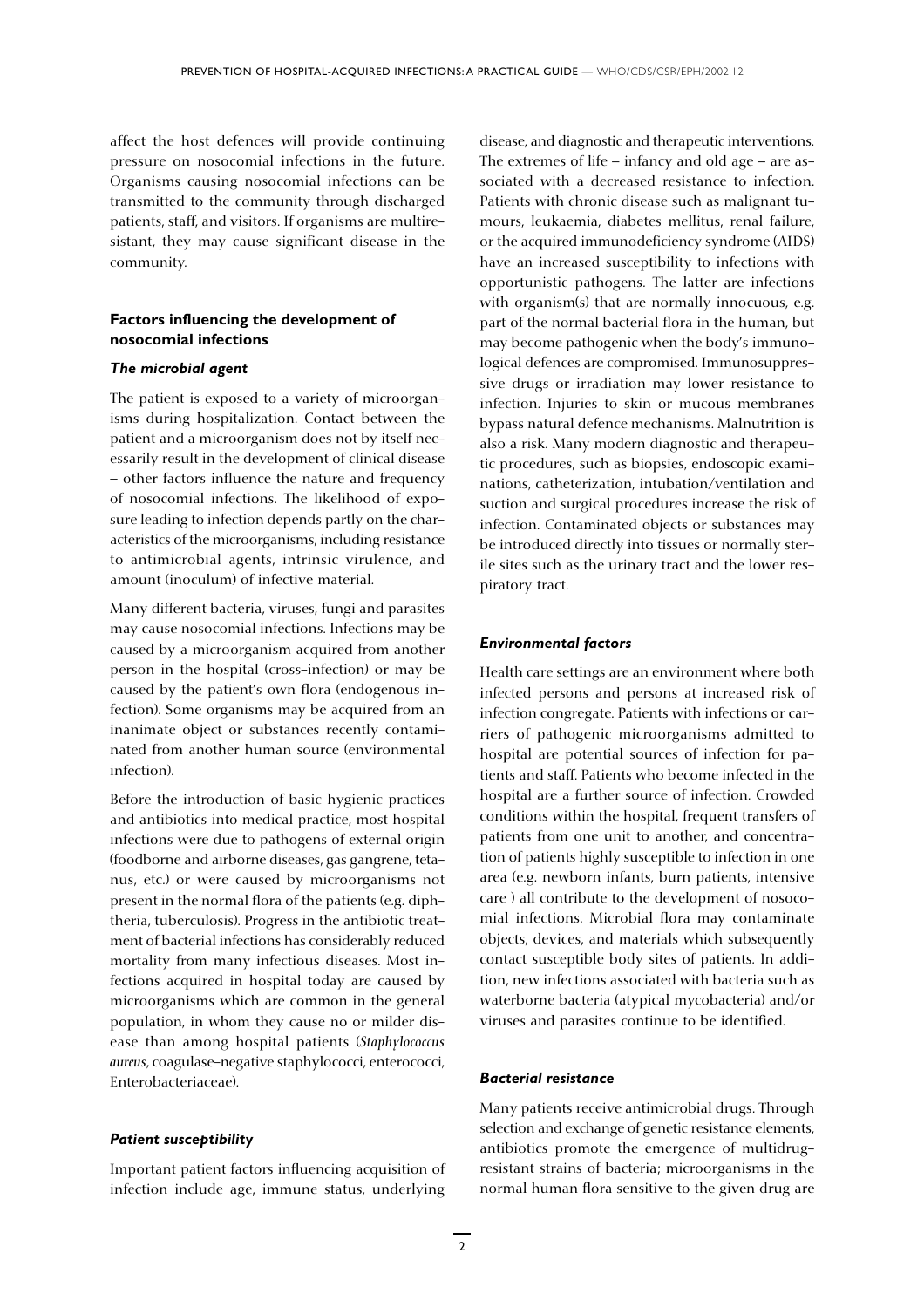affect the host defences will provide continuing pressure on nosocomial infections in the future. Organisms causing nosocomial infections can be transmitted to the community through discharged patients, staff, and visitors. If organisms are multiresistant, they may cause significant disease in the community.

### Factors influencing the development of nosocomial infections

#### *The microbial agent*

The patient is exposed to a variety of microorganisms during hospitalization. Contact between the patient and a microorganism does not by itself necessarily result in the development of clinical disease – other factors influence the nature and frequency of nosocomial infections. The likelihood of exposure leading to infection depends partly on the characteristics of the microorganisms, including resistance to antimicrobial agents, intrinsic virulence, and amount (inoculum) of infective material.

Many different bacteria, viruses, fungi and parasites may cause nosocomial infections. Infections may be caused by a microorganism acquired from another person in the hospital (cross-infection) or may be caused by the patient's own flora (endogenous infection). Some organisms may be acquired from an inanimate object or substances recently contaminated from another human source (environmental infection).

Before the introduction of basic hygienic practices and antibiotics into medical practice, most hospital infections were due to pathogens of external origin (foodborne and airborne diseases, gas gangrene, tetanus, etc.) or were caused by microorganisms not present in the normal flora of the patients (e.g. diphtheria, tuberculosis). Progress in the antibiotic treatment of bacterial infections has considerably reduced mortality from many infectious diseases. Most infections acquired in hospital today are caused by microorganisms which are common in the general population, in whom they cause no or milder disease than among hospital patients (*Staphylococcus aureus*, coagulase-negative staphylococci, enterococci, Enterobacteriaceae).

#### *Patient susceptibility*

Important patient factors influencing acquisition of infection include age, immune status, underlying disease, and diagnostic and therapeutic interventions. The extremes of life – infancy and old age – are associated with a decreased resistance to infection. Patients with chronic disease such as malignant tumours, leukaemia, diabetes mellitus, renal failure, or the acquired immunodeficiency syndrome (AIDS) have an increased susceptibility to infections with opportunistic pathogens. The latter are infections with organism(s) that are normally innocuous, e.g. part of the normal bacterial flora in the human, but may become pathogenic when the body's immunological defences are compromised. Immunosuppressive drugs or irradiation may lower resistance to infection. Injuries to skin or mucous membranes bypass natural defence mechanisms. Malnutrition is also a risk. Many modern diagnostic and therapeutic procedures, such as biopsies, endoscopic examinations, catheterization, intubation/ventilation and suction and surgical procedures increase the risk of infection. Contaminated objects or substances may be introduced directly into tissues or normally sterile sites such as the urinary tract and the lower respiratory tract.

#### *Environmental factors*

Health care settings are an environment where both infected persons and persons at increased risk of infection congregate. Patients with infections or carriers of pathogenic microorganisms admitted to hospital are potential sources of infection for patients and staff. Patients who become infected in the hospital are a further source of infection. Crowded conditions within the hospital, frequent transfers of patients from one unit to another, and concentration of patients highly susceptible to infection in one area (e.g. newborn infants, burn patients, intensive care ) all contribute to the development of nosocomial infections. Microbial flora may contaminate objects, devices, and materials which subsequently contact susceptible body sites of patients. In addition, new infections associated with bacteria such as waterborne bacteria (atypical mycobacteria) and/or viruses and parasites continue to be identified.

#### *Bacterial resistance*

Many patients receive antimicrobial drugs. Through selection and exchange of genetic resistance elements, antibiotics promote the emergence of multidrug-resistant strains of bacteria; microorganisms in the normal human flora sensitive to the given drug are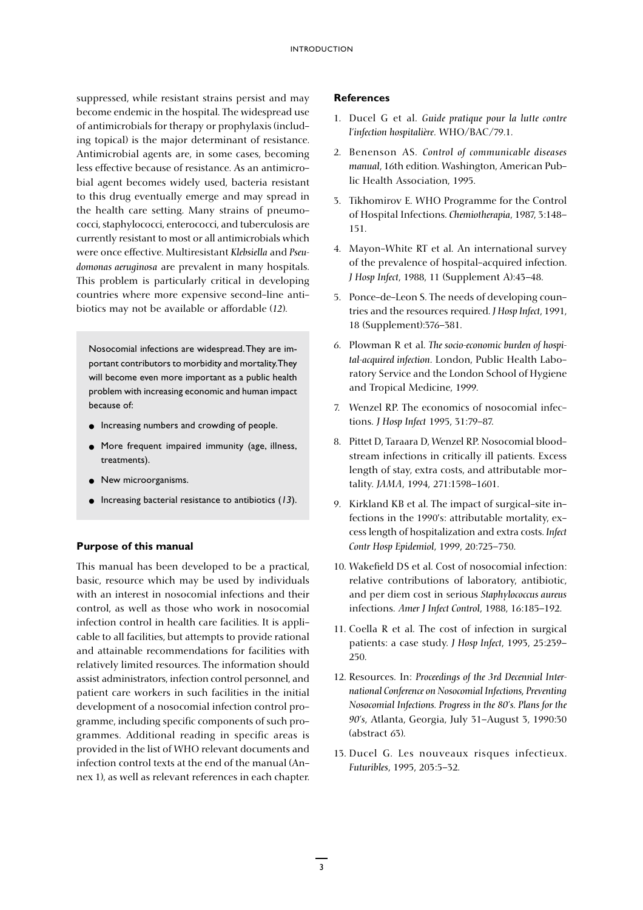suppressed, while resistant strains persist and may become endemic in the hospital. The widespread use of antimicrobials for therapy or prophylaxis (including topical) is the major determinant of resistance. Antimicrobial agents are, in some cases, becoming less effective because of resistance. As an antimicrobial agent becomes widely used, bacteria resistant to this drug eventually emerge and may spread in the health care setting. Many strains of pneumococci, staphylococci, enterococci, and tuberculosis are currently resistant to most or all antimicrobials which were once effective. Multiresistant *Klebsiella* and *Pseudomonas aeruginosa* are prevalent in many hospitals. This problem is particularly critical in developing countries where more expensive second-line antibiotics may not be available or affordable (*12*).

> Nosocomial infections are widespread. They are important contributors to morbidity and mortality. They will become even more important as a public health problem with increasing economic and human impact because of:
>
> - Increasing numbers and crowding of people.
> - More frequent impaired immunity (age, illness, treatments).
> - New microorganisms.
> - Increasing bacterial resistance to antibiotics (*13*).

### Purpose of this manual

This manual has been developed to be a practical, basic, resource which may be used by individuals with an interest in nosocomial infections and their control, as well as those who work in nosocomial infection control in health care facilities. It is applicable to all facilities, but attempts to provide rational and attainable recommendations for facilities with relatively limited resources. The information should assist administrators, infection control personnel, and patient care workers in such facilities in the initial development of a nosocomial infection control programme, including specific components of such programmes. Additional reading in specific areas is provided in the list of WHO relevant documents and infection control texts at the end of the manual (Annex 1), as well as relevant references in each chapter.

### References

1. Ducel G et al. *Guide pratique pour la lutte contre l'infection hospitalière*. WHO/BAC/79.1.
2. Benenson AS. *Control of communicable diseases manual*, 16th edition. Washington, American Public Health Association, 1995.
3. Tikhomirov E. WHO Programme for the Control of Hospital Infections. *Chemiotherapia*, 1987, 3:148–151.
4. Mayon-White RT et al. An international survey of the prevalence of hospital-acquired infection. *J Hosp Infect*, 1988, 11 (Supplement A):43–48.
5. Ponce-de-Leon S. The needs of developing countries and the resources required. *J Hosp Infect*, 1991, 18 (Supplement):376–381.
6. Plowman R et al. *The socio-economic burden of hospital-acquired infection*. London, Public Health Laboratory Service and the London School of Hygiene and Tropical Medicine, 1999.
7. Wenzel RP. The economics of nosocomial infections. *J Hosp Infect* 1995, 31:79–87.
8. Pittet D, Taraara D, Wenzel RP. Nosocomial bloodstream infections in critically ill patients. Excess length of stay, extra costs, and attributable mortality. *JAMA*, 1994, 271:1598–1601.
9. Kirkland KB et al. The impact of surgical-site infections in the 1990's: attributable mortality, excess length of hospitalization and extra costs. *Infect Contr Hosp Epidemiol*, 1999, 20:725–730.
10. Wakefield DS et al. Cost of nosocomial infection: relative contributions of laboratory, antibiotic, and per diem cost in serious *Staphylococcus aureus* infections. *Amer J Infect Control*, 1988, 16:185–192.
11. Coella R et al. The cost of infection in surgical patients: a case study. *J Hosp Infect*, 1993, 25:239–250.
12. Resources. In: *Proceedings of the 3rd Decennial International Conference on Nosocomial Infections, Preventing Nosocomial Infections. Progress in the 80's. Plans for the 90's*, Atlanta, Georgia, July 31–August 3, 1990:30 (abstract 63).
13. Ducel G. Les nouveaux risques infectieux. *Futuribles*, 1995, 203:5–32.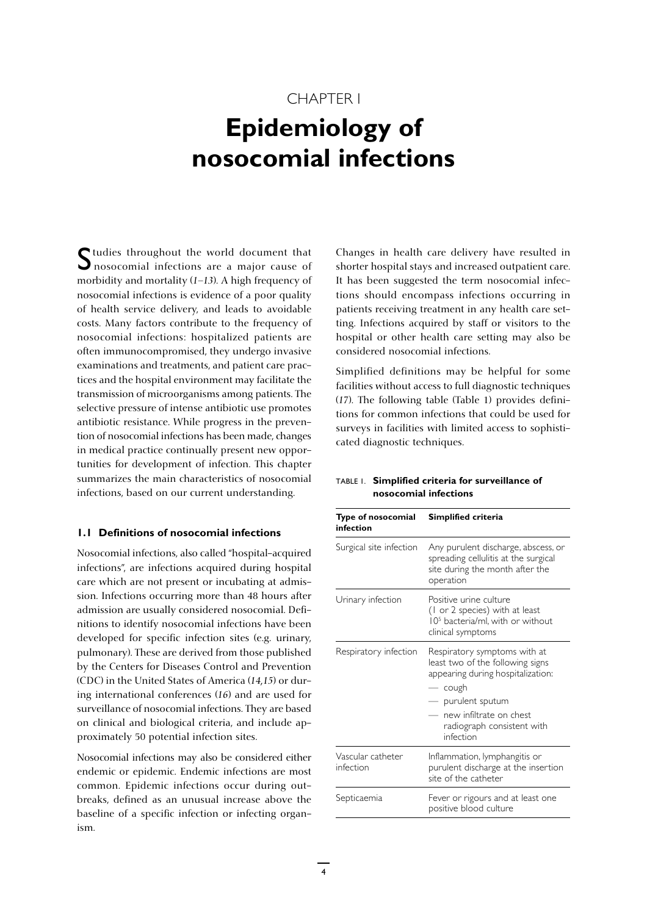CHAPTER I

# Epidemiology of nosocomial infections

Studies throughout the world document that nosocomial infections are a major cause of morbidity and mortality (*1–13*). A high frequency of nosocomial infections is evidence of a poor quality of health service delivery, and leads to avoidable costs. Many factors contribute to the frequency of nosocomial infections: hospitalized patients are often immunocompromised, they undergo invasive examinations and treatments, and patient care practices and the hospital environment may facilitate the transmission of microorganisms among patients. The selective pressure of intense antibiotic use promotes antibiotic resistance. While progress in the prevention of nosocomial infections has been made, changes in medical practice continually present new opportunities for development of infection. This chapter summarizes the main characteristics of nosocomial infections, based on our current understanding.

## 1.1 Definitions of nosocomial infections

Nosocomial infections, also called "hospital-acquired infections", are infections acquired during hospital care which are not present or incubating at admission. Infections occurring more than 48 hours after admission are usually considered nosocomial. Definitions to identify nosocomial infections have been developed for specific infection sites (e.g. urinary, pulmonary). These are derived from those published by the Centers for Diseases Control and Prevention (CDC) in the United States of America (*14,15*) or during international conferences (*16*) and are used for surveillance of nosocomial infections. They are based on clinical and biological criteria, and include approximately 50 potential infection sites.

Nosocomial infections may also be considered either endemic or epidemic. Endemic infections are most common. Epidemic infections occur during outbreaks, defined as an unusual increase above the baseline of a specific infection or infecting organism.

Changes in health care delivery have resulted in shorter hospital stays and increased outpatient care. It has been suggested the term nosocomial infections should encompass infections occurring in patients receiving treatment in any health care setting. Infections acquired by staff or visitors to the hospital or other health care setting may also be considered nosocomial infections.

Simplified definitions may be helpful for some facilities without access to full diagnostic techniques (*17*). The following table (Table 1) provides definitions for common infections that could be used for surveys in facilities with limited access to sophisticated diagnostic techniques.

TABLE 1. **Simplified criteria for surveillance of nosocomial infections**

| Type of nosocomial infection | Simplified criteria |
|---|---|
| Surgical site infection | Any purulent discharge, abscess, or spreading cellulitis at the surgical site during the month after the operation |
| Urinary infection | Positive urine culture (1 or 2 species) with at least $10^5$ bacteria/ml, with or without clinical symptoms |
| Respiratory infection | Respiratory symptoms with at least two of the following signs appearing during hospitalization: — cough — purulent sputum — new infiltrate on chest radiograph consistent with infection |
| Vascular catheter infection | Inflammation, lymphangitis or purulent discharge at the insertion site of the catheter |
| Septicaemia | Fever or rigours and at least one positive blood culture |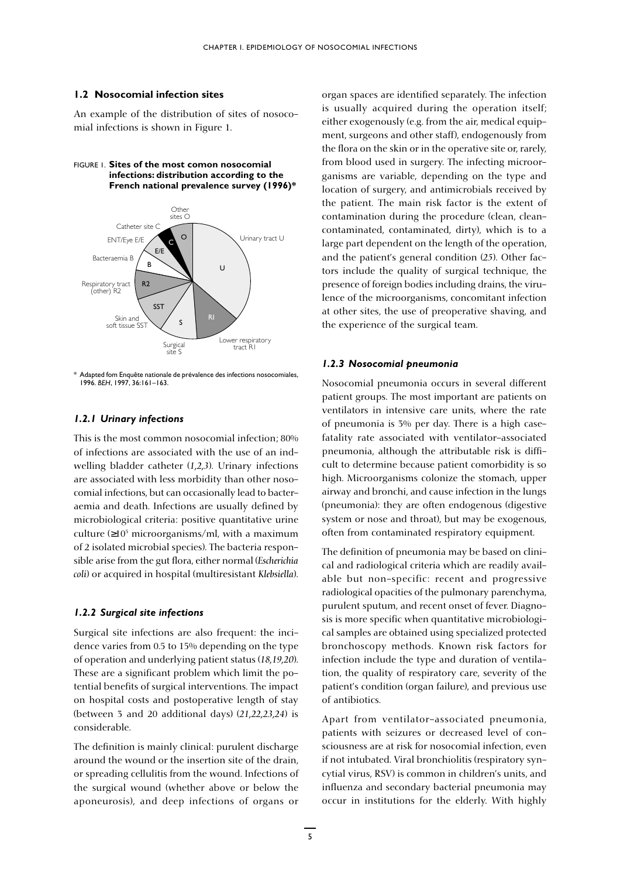## 1.2 Nosocomial infection sites

An example of the distribution of sites of nosocomial infections is shown in Figure 1.

FIGURE 1. **Sites of the most comon nosocomial infections: distribution according to the French national prevalence survey (1996)***

\* Adapted fom Enquête nationale de prévalence des infections nosocomiales, 1996. *BEH*, 1997, 36:161–163.

### *1.2.1 Urinary infections*

This is the most common nosocomial infection; 80% of infections are associated with the use of an indwelling bladder catheter (*1,2,3*). Urinary infections are associated with less morbidity than other nosocomial infections, but can occasionally lead to bacteraemia and death. Infections are usually defined by microbiological criteria: positive quantitative urine culture (≥$10^5$ microorganisms/ml, with a maximum of 2 isolated microbial species). The bacteria responsible arise from the gut flora, either normal (*Escherichia coli*) or acquired in hospital (multiresistant *Klebsiella*).

### *1.2.2 Surgical site infections*

Surgical site infections are also frequent: the incidence varies from 0.5 to 15% depending on the type of operation and underlying patient status (*18,19,20*). These are a significant problem which limit the potential benefits of surgical interventions. The impact on hospital costs and postoperative length of stay (between 3 and 20 additional days) (*21,22,23,24*) is considerable.

The definition is mainly clinical: purulent discharge around the wound or the insertion site of the drain, or spreading cellulitis from the wound. Infections of the surgical wound (whether above or below the aponeurosis), and deep infections of organs or organ spaces are identified separately. The infection is usually acquired during the operation itself; either exogenously (e.g. from the air, medical equipment, surgeons and other staff), endogenously from the flora on the skin or in the operative site or, rarely, from blood used in surgery. The infecting microorganisms are variable, depending on the type and location of surgery, and antimicrobials received by the patient. The main risk factor is the extent of contamination during the procedure (clean, clean-contaminated, contaminated, dirty), which is to a large part dependent on the length of the operation, and the patient's general condition (*25*). Other factors include the quality of surgical technique, the presence of foreign bodies including drains, the virulence of the microorganisms, concomitant infection at other sites, the use of preoperative shaving, and the experience of the surgical team.

### *1.2.3 Nosocomial pneumonia*

Nosocomial pneumonia occurs in several different patient groups. The most important are patients on ventilators in intensive care units, where the rate of pneumonia is 3% per day. There is a high case-fatality rate associated with ventilator-associated pneumonia, although the attributable risk is difficult to determine because patient comorbidity is so high. Microorganisms colonize the stomach, upper airway and bronchi, and cause infection in the lungs (pneumonia): they are often endogenous (digestive system or nose and throat), but may be exogenous, often from contaminated respiratory equipment.

The definition of pneumonia may be based on clinical and radiological criteria which are readily available but non-specific: recent and progressive radiological opacities of the pulmonary parenchyma, purulent sputum, and recent onset of fever. Diagnosis is more specific when quantitative microbiological samples are obtained using specialized protected bronchoscopy methods. Known risk factors for infection include the type and duration of ventilation, the quality of respiratory care, severity of the patient's condition (organ failure), and previous use of antibiotics.

Apart from ventilator-associated pneumonia, patients with seizures or decreased level of consciousness are at risk for nosocomial infection, even if not intubated. Viral bronchiolitis (respiratory syncytial virus, RSV) is common in children's units, and influenza and secondary bacterial pneumonia may occur in institutions for the elderly. With highly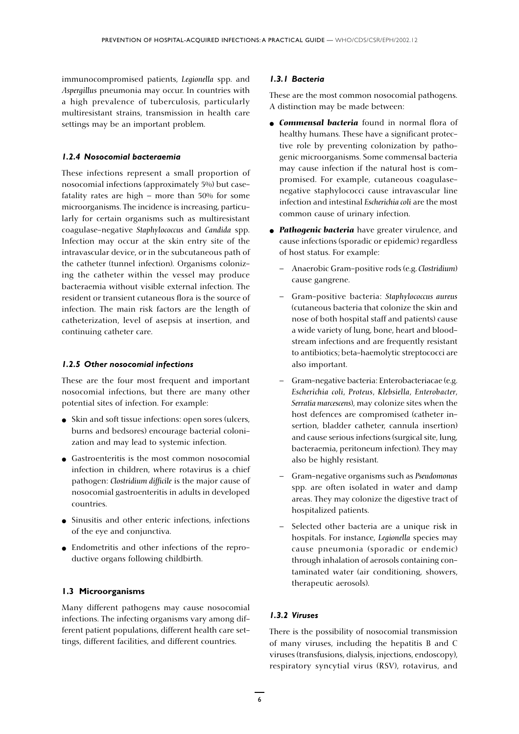immunocompromised patients, *Legionella* spp. and *Aspergillus* pneumonia may occur. In countries with a high prevalence of tuberculosis, particularly multiresistant strains, transmission in health care settings may be an important problem.

#### *1.2.4 Nosocomial bacteraemia*

These infections represent a small proportion of nosocomial infections (approximately 5%) but case-fatality rates are high – more than 50% for some microorganisms. The incidence is increasing, particularly for certain organisms such as multiresistant coagulase-negative *Staphylococcus* and *Candida* spp. Infection may occur at the skin entry site of the intravascular device, or in the subcutaneous path of the catheter (tunnel infection). Organisms colonizing the catheter within the vessel may produce bacteraemia without visible external infection. The resident or transient cutaneous flora is the source of infection. The main risk factors are the length of catheterization, level of asepsis at insertion, and continuing catheter care.

#### *1.2.5 Other nosocomial infections*

These are the four most frequent and important nosocomial infections, but there are many other potential sites of infection. For example:

- Skin and soft tissue infections: open sores (ulcers, burns and bedsores) encourage bacterial colonization and may lead to systemic infection.
- Gastroenteritis is the most common nosocomial infection in children, where rotavirus is a chief pathogen: *Clostridium difficile* is the major cause of nosocomial gastroenteritis in adults in developed countries.
- Sinusitis and other enteric infections, infections of the eye and conjunctiva.
- Endometritis and other infections of the reproductive organs following childbirth.

### 1.3 Microorganisms

Many different pathogens may cause nosocomial infections. The infecting organisms vary among different patient populations, different health care settings, different facilities, and different countries.

#### *1.3.1 Bacteria*

These are the most common nosocomial pathogens. A distinction may be made between:

- ***Commensal bacteria*** found in normal flora of healthy humans. These have a significant protective role by preventing colonization by pathogenic microorganisms. Some commensal bacteria may cause infection if the natural host is compromised. For example, cutaneous coagulase-negative staphylococci cause intravascular line infection and intestinal *Escherichia coli* are the most common cause of urinary infection.
- ***Pathogenic bacteria*** have greater virulence, and cause infections (sporadic or epidemic) regardless of host status. For example:
  - Anaerobic Gram-positive rods (e.g. *Clostridium*) cause gangrene.
  - Gram-positive bacteria: *Staphylococcus aureus* (cutaneous bacteria that colonize the skin and nose of both hospital staff and patients) cause a wide variety of lung, bone, heart and bloodstream infections and are frequently resistant to antibiotics; beta-haemolytic streptococci are also important.
  - Gram-negative bacteria: Enterobacteriacae (e.g. *Escherichia coli*, *Proteus*, *Klebsiella*, *Enterobacter*, *Serratia marcescens*), may colonize sites when the host defences are compromised (catheter insertion, bladder catheter, cannula insertion) and cause serious infections (surgical site, lung, bacteraemia, peritoneum infection). They may also be highly resistant.
  - Gram-negative organisms such as *Pseudomonas* spp. are often isolated in water and damp areas. They may colonize the digestive tract of hospitalized patients.
  - Selected other bacteria are a unique risk in hospitals. For instance, *Legionella* species may cause pneumonia (sporadic or endemic) through inhalation of aerosols containing contaminated water (air conditioning, showers, therapeutic aerosols).

#### *1.3.2 Viruses*

There is the possibility of nosocomial transmission of many viruses, including the hepatitis B and C viruses (transfusions, dialysis, injections, endoscopy), respiratory syncytial virus (RSV), rotavirus, and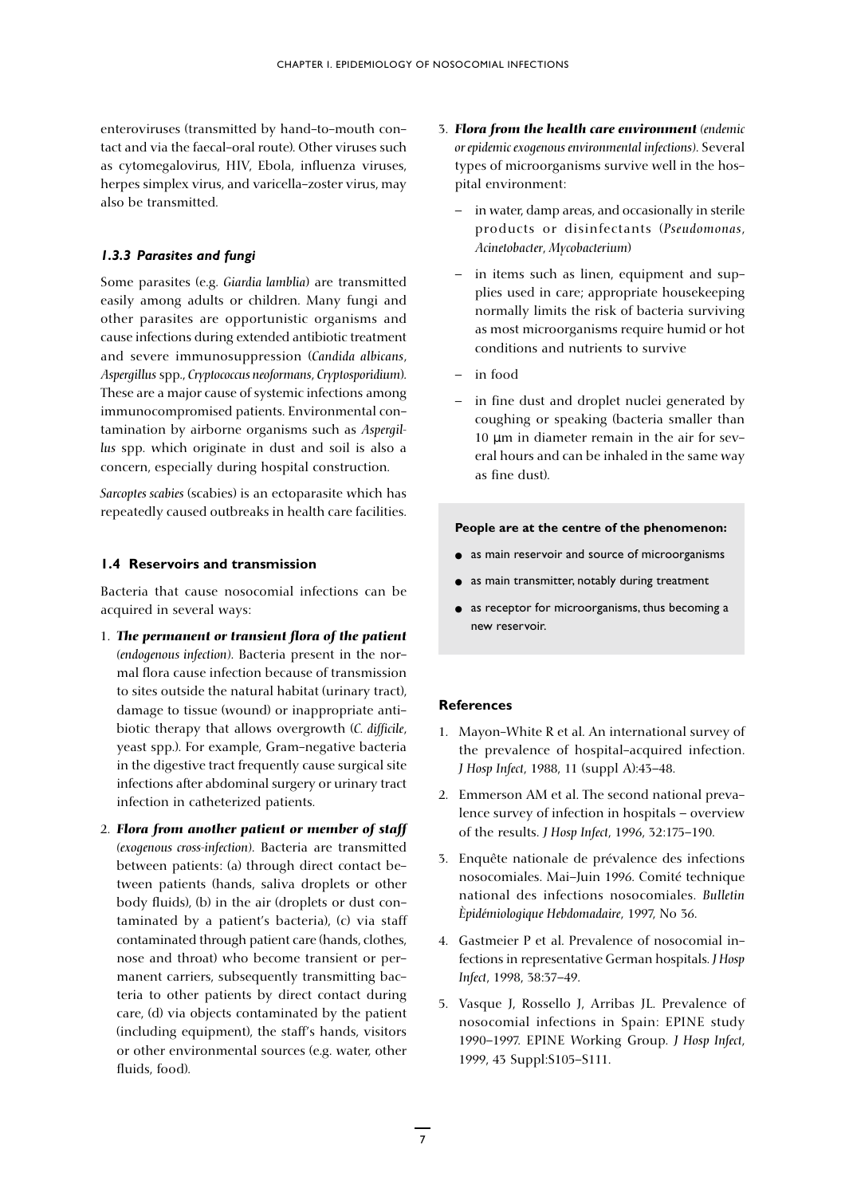enteroviruses (transmitted by hand–to–mouth contact and via the faecal–oral route). Other viruses such as cytomegalovirus, HIV, Ebola, influenza viruses, herpes simplex virus, and varicella–zoster virus, may also be transmitted.

### *1.3.3 Parasites and fungi*

Some parasites (e.g. *Giardia lamblia*) are transmitted easily among adults or children. Many fungi and other parasites are opportunistic organisms and cause infections during extended antibiotic treatment and severe immunosuppression (*Candida albicans*, *Aspergillus* spp., *Cryptococcus neoformans*, *Cryptosporidium*). These are a major cause of systemic infections among immunocompromised patients. Environmental contamination by airborne organisms such as *Aspergillus* spp. which originate in dust and soil is also a concern, especially during hospital construction.

*Sarcoptes scabies* (scabies) is an ectoparasite which has repeatedly caused outbreaks in health care facilities.

## 1.4 Reservoirs and transmission

Bacteria that cause nosocomial infections can be acquired in several ways:

1. ***The permanent or transient flora of the patient*** *(endogenous infection)*. Bacteria present in the normal flora cause infection because of transmission to sites outside the natural habitat (urinary tract), damage to tissue (wound) or inappropriate antibiotic therapy that allows overgrowth (*C. difficile*, yeast spp.). For example, Gram–negative bacteria in the digestive tract frequently cause surgical site infections after abdominal surgery or urinary tract infection in catheterized patients.

2. ***Flora from another patient or member of staff*** *(exogenous cross-infection)*. Bacteria are transmitted between patients: (a) through direct contact between patients (hands, saliva droplets or other body fluids), (b) in the air (droplets or dust contaminated by a patient's bacteria), (c) via staff contaminated through patient care (hands, clothes, nose and throat) who become transient or permanent carriers, subsequently transmitting bacteria to other patients by direct contact during care, (d) via objects contaminated by the patient (including equipment), the staff's hands, visitors or other environmental sources (e.g. water, other fluids, food).

3. ***Flora from the health care environment*** *(endemic or epidemic exogenous environmental infections)*. Several types of microorganisms survive well in the hospital environment:

   – in water, damp areas, and occasionally in sterile products or disinfectants (*Pseudomonas*, *Acinetobacter*, *Mycobacterium*)

   – in items such as linen, equipment and supplies used in care; appropriate housekeeping normally limits the risk of bacteria surviving as most microorganisms require humid or hot conditions and nutrients to survive

   – in food

   – in fine dust and droplet nuclei generated by coughing or speaking (bacteria smaller than 10 µm in diameter remain in the air for several hours and can be inhaled in the same way as fine dust).

**People are at the centre of the phenomenon:**

- as main reservoir and source of microorganisms
- as main transmitter, notably during treatment
- as receptor for microorganisms, thus becoming a new reservoir.

#### References

1. Mayon–White R et al. An international survey of the prevalence of hospital–acquired infection. *J Hosp Infect*, 1988, 11 (suppl A):43–48.
2. Emmerson AM et al. The second national prevalence survey of infection in hospitals – overview of the results. *J Hosp Infect*, 1996, 32:175–190.
3. Enquête nationale de prévalence des infections nosocomiales. Mai–Juin 1996. Comité technique national des infections nosocomiales. *Bulletin Èpidémiologique Hebdomadaire*, 1997, No 36.
4. Gastmeier P et al. Prevalence of nosocomial infections in representative German hospitals. *J Hosp Infect*, 1998, 38:37–49.
5. Vasque J, Rossello J, Arribas JL. Prevalence of nosocomial infections in Spain: EPINE study 1990–1997. EPINE Working Group. *J Hosp Infect*, 1999, 43 Suppl:S105–S111.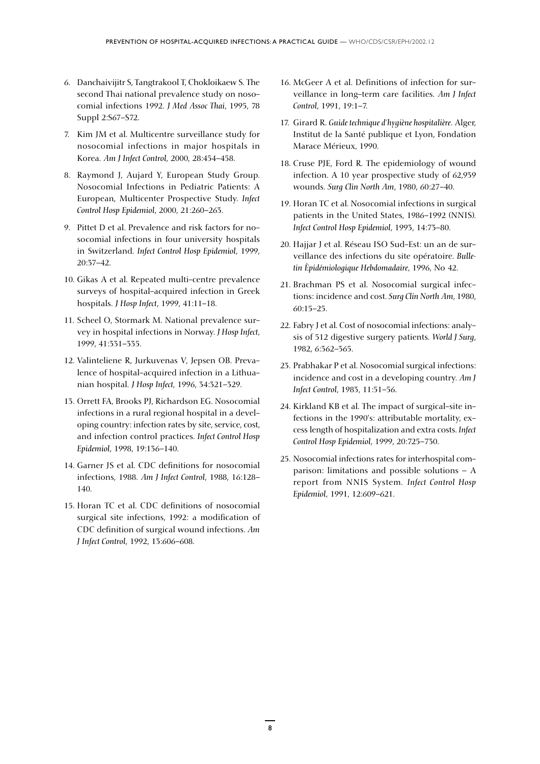6. Danchaivijitr S, Tangtrakool T, Chokloikaew S. The second Thai national prevalence study on nosocomial infections 1992. *J Med Assoc Thai*, 1995, 78 Suppl 2:S67–S72.
7. Kim JM et al. Multicentre surveillance study for nosocomial infections in major hospitals in Korea. *Am J Infect Control*, 2000, 28:454–458.
8. Raymond J, Aujard Y, European Study Group. Nosocomial Infections in Pediatric Patients: A European, Multicenter Prospective Study. *Infect Control Hosp Epidemiol*, 2000, 21:260–263.
9. Pittet D et al. Prevalence and risk factors for nosocomial infections in four university hospitals in Switzerland. *Infect Control Hosp Epidemiol*, 1999, 20:37–42.
10. Gikas A et al. Repeated multi-centre prevalence surveys of hospital-acquired infection in Greek hospitals. *J Hosp Infect*, 1999, 41:11–18.
11. Scheel O, Stormark M. National prevalence survey in hospital infections in Norway. *J Hosp Infect*, 1999, 41:331–335.
12. Valinteliene R, Jurkuvenas V, Jepsen OB. Prevalence of hospital-acquired infection in a Lithuanian hospital. *J Hosp Infect*, 1996, 34:321–329.
13. Orrett FA, Brooks PJ, Richardson EG. Nosocomial infections in a rural regional hospital in a developing country: infection rates by site, service, cost, and infection control practices. *Infect Control Hosp Epidemiol*, 1998, 19:136–140.
14. Garner JS et al. CDC definitions for nosocomial infections, 1988. *Am J Infect Control*, 1988, 16:128–140.
15. Horan TC et al. CDC definitions of nosocomial surgical site infections, 1992: a modification of CDC definition of surgical wound infections. *Am J Infect Control*, 1992, 13:606–608.
16. McGeer A et al. Definitions of infection for surveillance in long-term care facilities. *Am J Infect Control*, 1991, 19:1–7.
17. Girard R. *Guide technique d'hygiène hospitalière*. Alger, Institut de la Santé publique et Lyon, Fondation Marace Mérieux, 1990.
18. Cruse PJE, Ford R. The epidemiology of wound infection. A 10 year prospective study of 62,939 wounds. *Surg Clin North Am*, 1980, 60:27–40.
19. Horan TC et al. Nosocomial infections in surgical patients in the United States, 1986–1992 (NNIS). *Infect Control Hosp Epidemiol*, 1993, 14:73–80.
20. Hajjar J et al. Réseau ISO Sud-Est: un an de surveillance des infections du site opératoire. *Bulletin Èpidémiologique Hebdomadaire*, 1996, No 42.
21. Brachman PS et al. Nosocomial surgical infections: incidence and cost. *Surg Clin North Am*, 1980, 60:15–25.
22. Fabry J et al. Cost of nosocomial infections: analysis of 512 digestive surgery patients. *World J Surg*, 1982, 6:362–365.
23. Prabhakar P et al. Nosocomial surgical infections: incidence and cost in a developing country. *Am J Infect Control*, 1983, 11:51–56.
24. Kirkland KB et al. The impact of surgical-site infections in the 1990's: attributable mortality, excess length of hospitalization and extra costs. *Infect Control Hosp Epidemiol*, 1999, 20:725–730.
25. Nosocomial infections rates for interhospital comparison: limitations and possible solutions – A report from NNIS System. *Infect Control Hosp Epidemiol*, 1991, 12:609–621.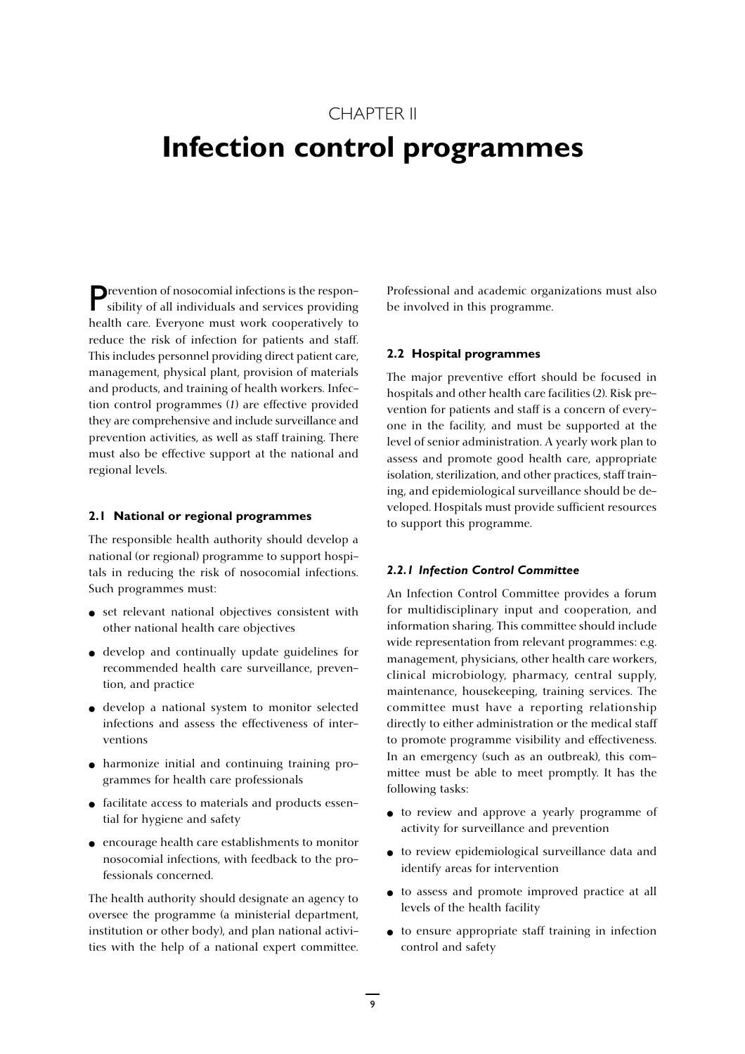# CHAPTER II

# Infection control programmes

Prevention of nosocomial infections is the responsibility of all individuals and services providing health care. Everyone must work cooperatively to reduce the risk of infection for patients and staff. This includes personnel providing direct patient care, management, physical plant, provision of materials and products, and training of health workers. Infection control programmes (*1*) are effective provided they are comprehensive and include surveillance and prevention activities, as well as staff training. There must also be effective support at the national and regional levels.

### 2.1 National or regional programmes

The responsible health authority should develop a national (or regional) programme to support hospitals in reducing the risk of nosocomial infections. Such programmes must:

- set relevant national objectives consistent with other national health care objectives
- develop and continually update guidelines for recommended health care surveillance, prevention, and practice
- develop a national system to monitor selected infections and assess the effectiveness of interventions
- harmonize initial and continuing training programmes for health care professionals
- facilitate access to materials and products essential for hygiene and safety
- encourage health care establishments to monitor nosocomial infections, with feedback to the professionals concerned.

The health authority should designate an agency to oversee the programme (a ministerial department, institution or other body), and plan national activities with the help of a national expert committee. Professional and academic organizations must also be involved in this programme.

### 2.2 Hospital programmes

The major preventive effort should be focused in hospitals and other health care facilities (*2*). Risk prevention for patients and staff is a concern of everyone in the facility, and must be supported at the level of senior administration. A yearly work plan to assess and promote good health care, appropriate isolation, sterilization, and other practices, staff training, and epidemiological surveillance should be developed. Hospitals must provide sufficient resources to support this programme.

#### *2.2.1 Infection Control Committee*

An Infection Control Committee provides a forum for multidisciplinary input and cooperation, and information sharing. This committee should include wide representation from relevant programmes: e.g. management, physicians, other health care workers, clinical microbiology, pharmacy, central supply, maintenance, housekeeping, training services. The committee must have a reporting relationship directly to either administration or the medical staff to promote programme visibility and effectiveness. In an emergency (such as an outbreak), this committee must be able to meet promptly. It has the following tasks:

- to review and approve a yearly programme of activity for surveillance and prevention
- to review epidemiological surveillance data and identify areas for intervention
- to assess and promote improved practice at all levels of the health facility
- to ensure appropriate staff training in infection control and safety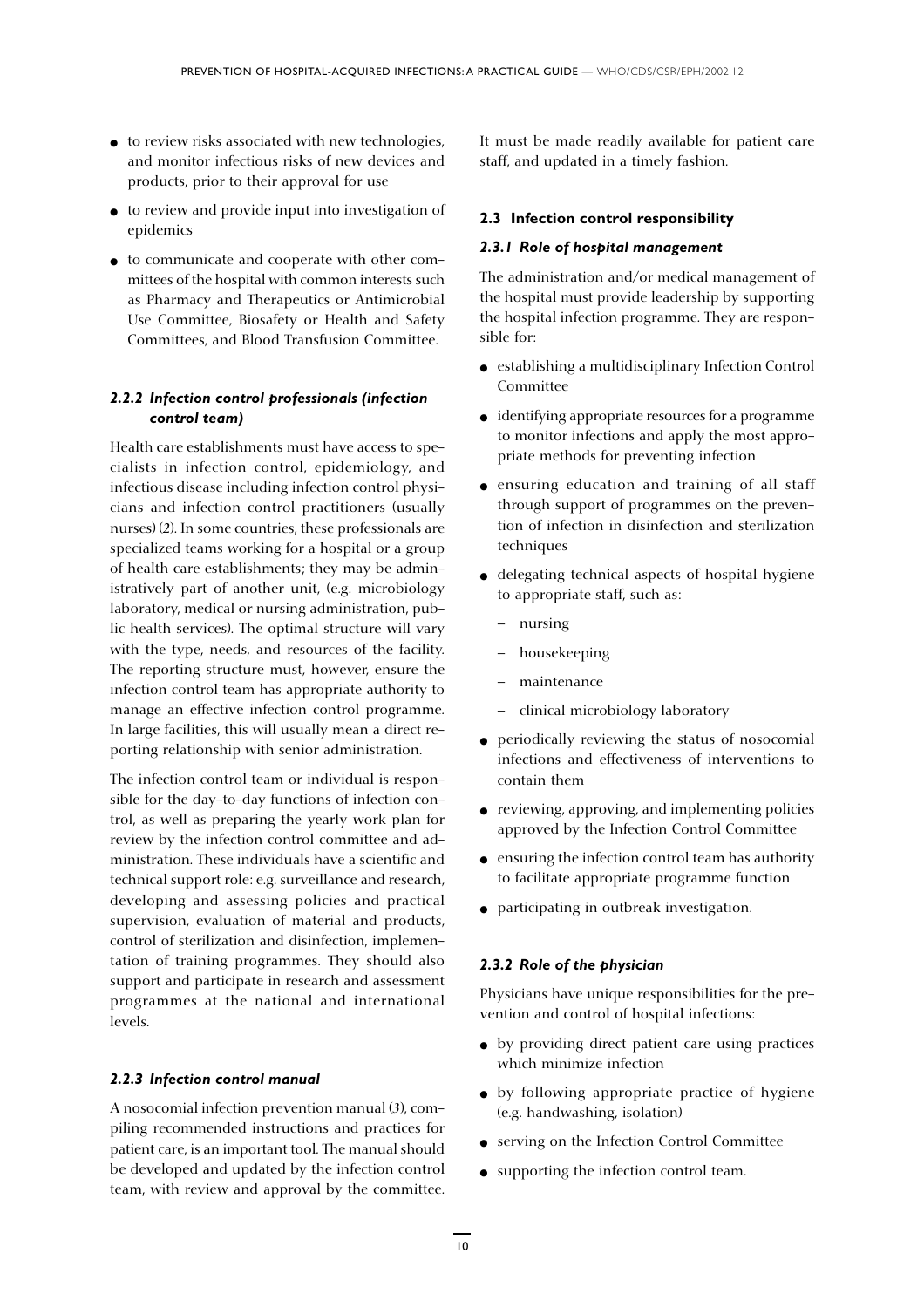- to review risks associated with new technologies, and monitor infectious risks of new devices and products, prior to their approval for use
- to review and provide input into investigation of epidemics
- to communicate and cooperate with other committees of the hospital with common interests such as Pharmacy and Therapeutics or Antimicrobial Use Committee, Biosafety or Health and Safety Committees, and Blood Transfusion Committee.

### *2.2.2 Infection control professionals (infection control team)*

Health care establishments must have access to specialists in infection control, epidemiology, and infectious disease including infection control physicians and infection control practitioners (usually nurses) (*2*). In some countries, these professionals are specialized teams working for a hospital or a group of health care establishments; they may be administratively part of another unit, (e.g. microbiology laboratory, medical or nursing administration, public health services). The optimal structure will vary with the type, needs, and resources of the facility. The reporting structure must, however, ensure the infection control team has appropriate authority to manage an effective infection control programme. In large facilities, this will usually mean a direct reporting relationship with senior administration.

The infection control team or individual is responsible for the day–to–day functions of infection control, as well as preparing the yearly work plan for review by the infection control committee and administration. These individuals have a scientific and technical support role: e.g. surveillance and research, developing and assessing policies and practical supervision, evaluation of material and products, control of sterilization and disinfection, implementation of training programmes. They should also support and participate in research and assessment programmes at the national and international levels.

### *2.2.3 Infection control manual*

A nosocomial infection prevention manual (*3*), compiling recommended instructions and practices for patient care, is an important tool. The manual should be developed and updated by the infection control team, with review and approval by the committee. It must be made readily available for patient care staff, and updated in a timely fashion.

## 2.3 Infection control responsibility

### *2.3.1 Role of hospital management*

The administration and/or medical management of the hospital must provide leadership by supporting the hospital infection programme. They are responsible for:

- establishing a multidisciplinary Infection Control Committee
- identifying appropriate resources for a programme to monitor infections and apply the most appropriate methods for preventing infection
- ensuring education and training of all staff through support of programmes on the prevention of infection in disinfection and sterilization techniques
- delegating technical aspects of hospital hygiene to appropriate staff, such as:
  - nursing
  - housekeeping
  - maintenance
  - clinical microbiology laboratory
- periodically reviewing the status of nosocomial infections and effectiveness of interventions to contain them
- reviewing, approving, and implementing policies approved by the Infection Control Committee
- ensuring the infection control team has authority to facilitate appropriate programme function
- participating in outbreak investigation.

### *2.3.2 Role of the physician*

Physicians have unique responsibilities for the prevention and control of hospital infections:

- by providing direct patient care using practices which minimize infection
- by following appropriate practice of hygiene (e.g. handwashing, isolation)
- serving on the Infection Control Committee
- supporting the infection control team.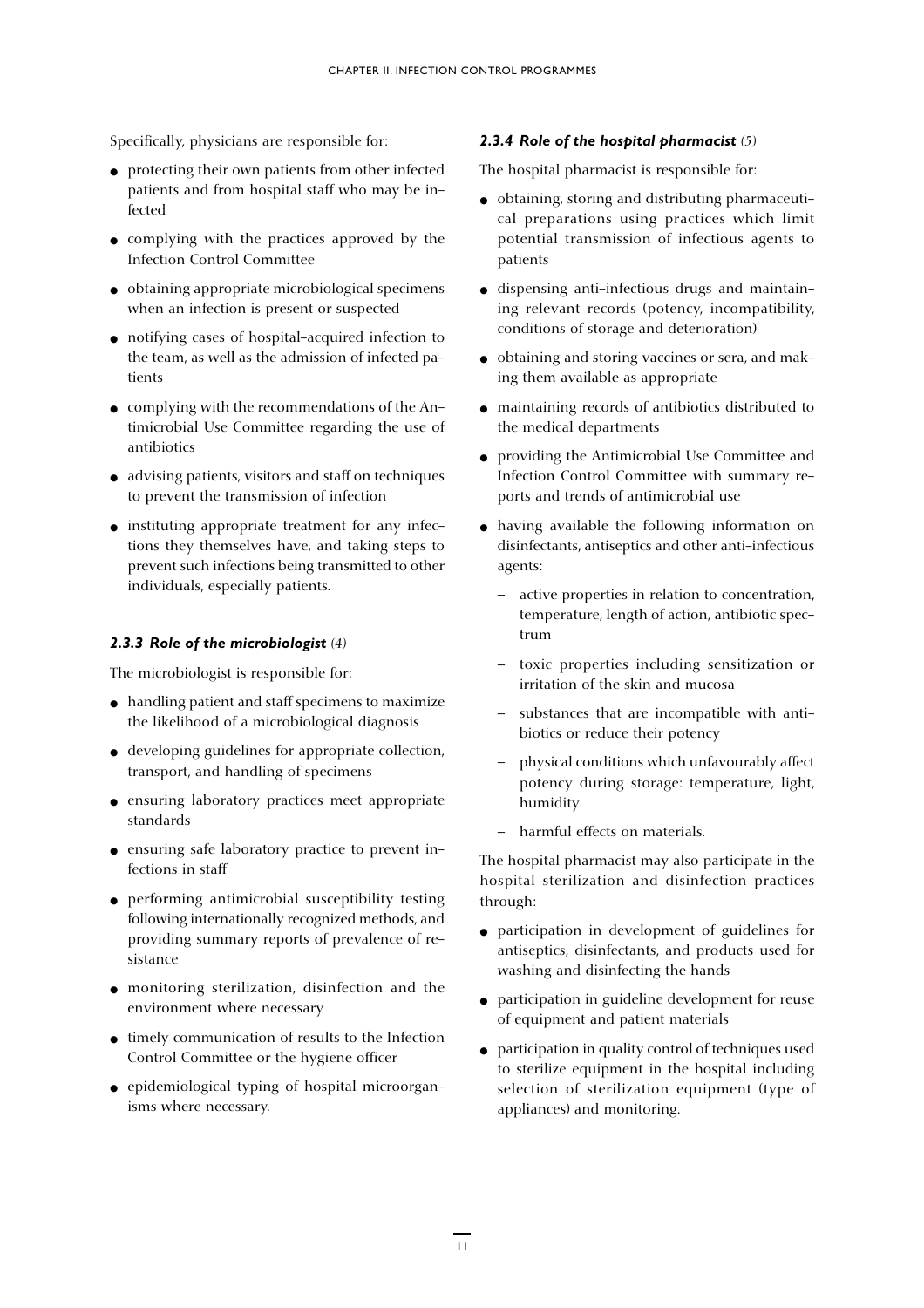Specifically, physicians are responsible for:

- protecting their own patients from other infected patients and from hospital staff who may be infected
- complying with the practices approved by the Infection Control Committee
- obtaining appropriate microbiological specimens when an infection is present or suspected
- notifying cases of hospital-acquired infection to the team, as well as the admission of infected patients
- complying with the recommendations of the Antimicrobial Use Committee regarding the use of antibiotics
- advising patients, visitors and staff on techniques to prevent the transmission of infection
- instituting appropriate treatment for any infections they themselves have, and taking steps to prevent such infections being transmitted to other individuals, especially patients.

### *2.3.3 Role of the microbiologist* (4)

The microbiologist is responsible for:

- handling patient and staff specimens to maximize the likelihood of a microbiological diagnosis
- developing guidelines for appropriate collection, transport, and handling of specimens
- ensuring laboratory practices meet appropriate standards
- ensuring safe laboratory practice to prevent infections in staff
- performing antimicrobial susceptibility testing following internationally recognized methods, and providing summary reports of prevalence of resistance
- monitoring sterilization, disinfection and the environment where necessary
- timely communication of results to the Infection Control Committee or the hygiene officer
- epidemiological typing of hospital microorganisms where necessary.

### *2.3.4 Role of the hospital pharmacist* (5)

The hospital pharmacist is responsible for:

- obtaining, storing and distributing pharmaceutical preparations using practices which limit potential transmission of infectious agents to patients
- dispensing anti-infectious drugs and maintaining relevant records (potency, incompatibility, conditions of storage and deterioration)
- obtaining and storing vaccines or sera, and making them available as appropriate
- maintaining records of antibiotics distributed to the medical departments
- providing the Antimicrobial Use Committee and Infection Control Committee with summary reports and trends of antimicrobial use
- having available the following information on disinfectants, antiseptics and other anti-infectious agents:
  - active properties in relation to concentration, temperature, length of action, antibiotic spectrum
  - toxic properties including sensitization or irritation of the skin and mucosa
  - substances that are incompatible with antibiotics or reduce their potency
  - physical conditions which unfavourably affect potency during storage: temperature, light, humidity
  - harmful effects on materials.

The hospital pharmacist may also participate in the hospital sterilization and disinfection practices through:

- participation in development of guidelines for antiseptics, disinfectants, and products used for washing and disinfecting the hands
- participation in guideline development for reuse of equipment and patient materials
- participation in quality control of techniques used to sterilize equipment in the hospital including selection of sterilization equipment (type of appliances) and monitoring.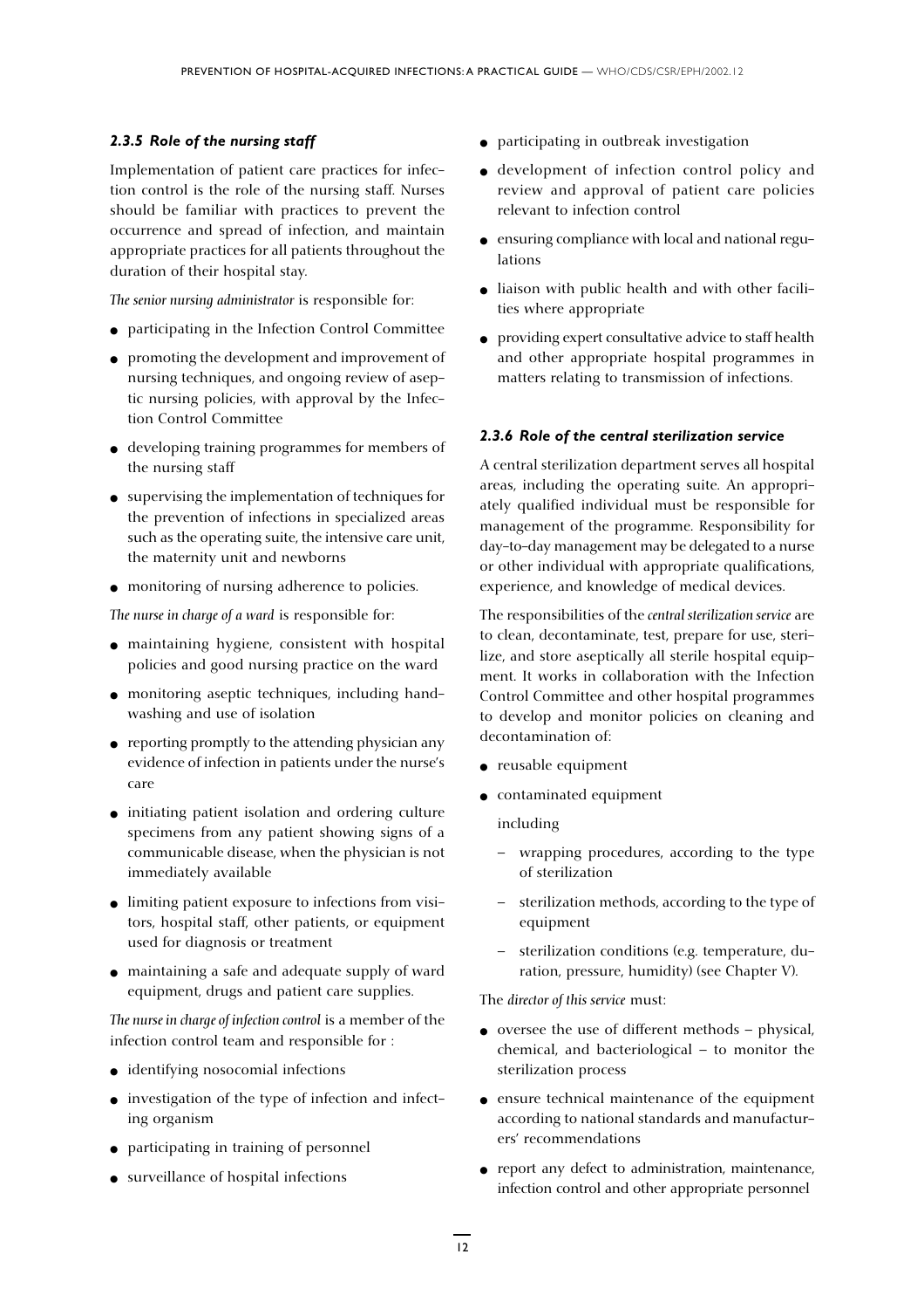### *2.3.5 Role of the nursing staff*

Implementation of patient care practices for infection control is the role of the nursing staff. Nurses should be familiar with practices to prevent the occurrence and spread of infection, and maintain appropriate practices for all patients throughout the duration of their hospital stay.

*The senior nursing administrator* is responsible for:

- participating in the Infection Control Committee
- promoting the development and improvement of nursing techniques, and ongoing review of aseptic nursing policies, with approval by the Infection Control Committee
- developing training programmes for members of the nursing staff
- supervising the implementation of techniques for the prevention of infections in specialized areas such as the operating suite, the intensive care unit, the maternity unit and newborns
- monitoring of nursing adherence to policies.

*The nurse in charge of a ward* is responsible for:

- maintaining hygiene, consistent with hospital policies and good nursing practice on the ward
- monitoring aseptic techniques, including handwashing and use of isolation
- reporting promptly to the attending physician any evidence of infection in patients under the nurse's care
- initiating patient isolation and ordering culture specimens from any patient showing signs of a communicable disease, when the physician is not immediately available
- limiting patient exposure to infections from visitors, hospital staff, other patients, or equipment used for diagnosis or treatment
- maintaining a safe and adequate supply of ward equipment, drugs and patient care supplies.

*The nurse in charge of infection control* is a member of the infection control team and responsible for :

- identifying nosocomial infections
- investigation of the type of infection and infecting organism
- participating in training of personnel
- surveillance of hospital infections
- participating in outbreak investigation
- development of infection control policy and review and approval of patient care policies relevant to infection control
- ensuring compliance with local and national regulations
- liaison with public health and with other facilities where appropriate
- providing expert consultative advice to staff health and other appropriate hospital programmes in matters relating to transmission of infections.

### *2.3.6 Role of the central sterilization service*

A central sterilization department serves all hospital areas, including the operating suite. An appropriately qualified individual must be responsible for management of the programme. Responsibility for day-to-day management may be delegated to a nurse or other individual with appropriate qualifications, experience, and knowledge of medical devices.

The responsibilities of the *central sterilization service* are to clean, decontaminate, test, prepare for use, sterilize, and store aseptically all sterile hospital equipment. It works in collaboration with the Infection Control Committee and other hospital programmes to develop and monitor policies on cleaning and decontamination of:

- reusable equipment
- contaminated equipment

  including

  - wrapping procedures, according to the type of sterilization
  - sterilization methods, according to the type of equipment
  - sterilization conditions (e.g. temperature, duration, pressure, humidity) (see Chapter V).

The *director of this service* must:

- oversee the use of different methods – physical, chemical, and bacteriological – to monitor the sterilization process
- ensure technical maintenance of the equipment according to national standards and manufacturers' recommendations
- report any defect to administration, maintenance, infection control and other appropriate personnel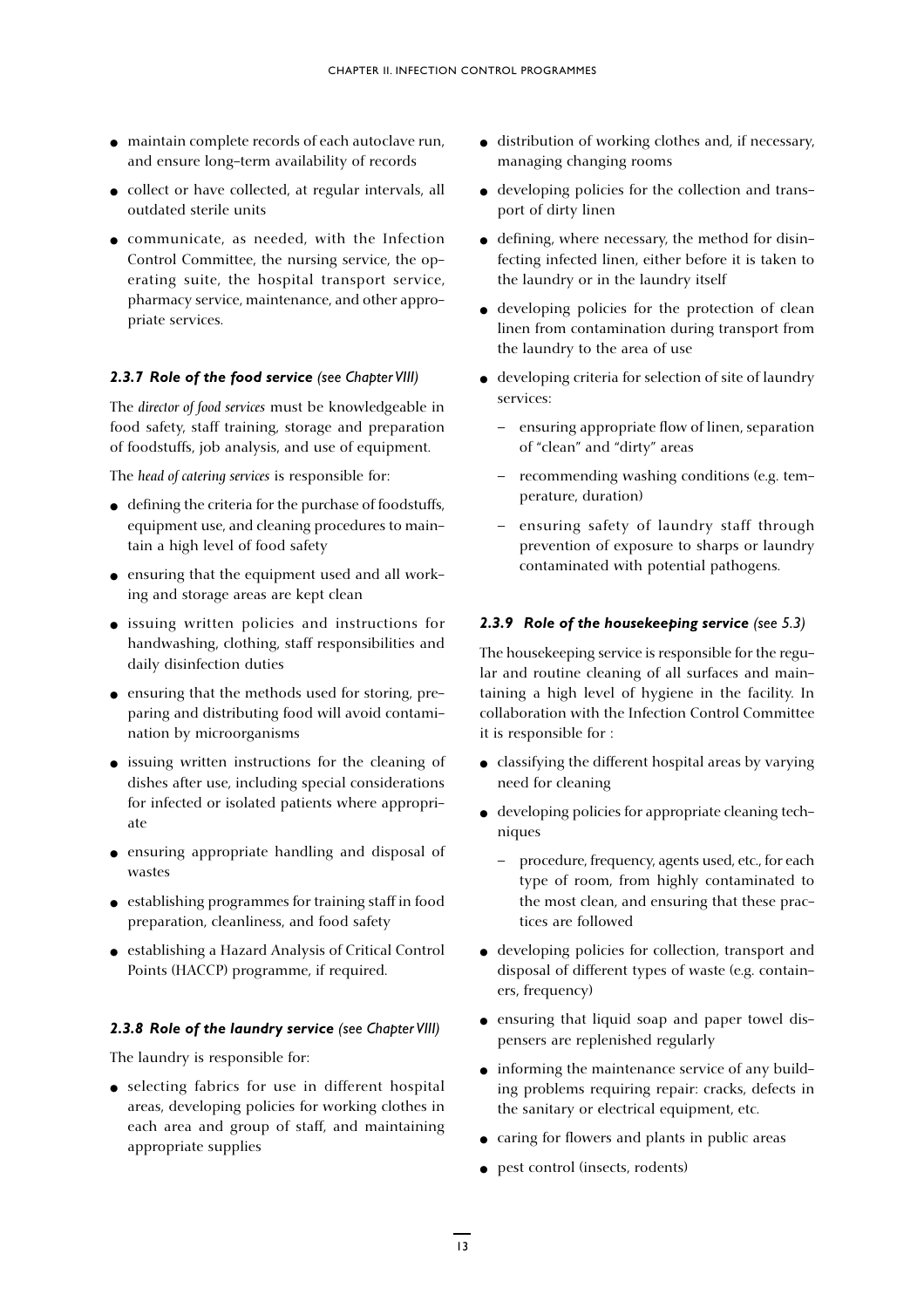- maintain complete records of each autoclave run, and ensure long-term availability of records
- collect or have collected, at regular intervals, all outdated sterile units
- communicate, as needed, with the Infection Control Committee, the nursing service, the operating suite, the hospital transport service, pharmacy service, maintenance, and other appropriate services.

### 2.3.7 Role of the food service *(see Chapter VIII)*

The *director of food services* must be knowledgeable in food safety, staff training, storage and preparation of foodstuffs, job analysis, and use of equipment.

The *head of catering services* is responsible for:

- defining the criteria for the purchase of foodstuffs, equipment use, and cleaning procedures to maintain a high level of food safety
- ensuring that the equipment used and all working and storage areas are kept clean
- issuing written policies and instructions for handwashing, clothing, staff responsibilities and daily disinfection duties
- ensuring that the methods used for storing, preparing and distributing food will avoid contamination by microorganisms
- issuing written instructions for the cleaning of dishes after use, including special considerations for infected or isolated patients where appropriate
- ensuring appropriate handling and disposal of wastes
- establishing programmes for training staff in food preparation, cleanliness, and food safety
- establishing a Hazard Analysis of Critical Control Points (HACCP) programme, if required.

### 2.3.8 Role of the laundry service *(see Chapter VIII)*

The laundry is responsible for:

- selecting fabrics for use in different hospital areas, developing policies for working clothes in each area and group of staff, and maintaining appropriate supplies
- distribution of working clothes and, if necessary, managing changing rooms
- developing policies for the collection and transport of dirty linen
- defining, where necessary, the method for disinfecting infected linen, either before it is taken to the laundry or in the laundry itself
- developing policies for the protection of clean linen from contamination during transport from the laundry to the area of use
- developing criteria for selection of site of laundry services:
  - ensuring appropriate flow of linen, separation of "clean" and "dirty" areas
  - recommending washing conditions (e.g. temperature, duration)
  - ensuring safety of laundry staff through prevention of exposure to sharps or laundry contaminated with potential pathogens.

### 2.3.9 Role of the housekeeping service *(see 5.3)*

The housekeeping service is responsible for the regular and routine cleaning of all surfaces and maintaining a high level of hygiene in the facility. In collaboration with the Infection Control Committee it is responsible for :

- classifying the different hospital areas by varying need for cleaning
- developing policies for appropriate cleaning techniques
  - procedure, frequency, agents used, etc., for each type of room, from highly contaminated to the most clean, and ensuring that these practices are followed
- developing policies for collection, transport and disposal of different types of waste (e.g. containers, frequency)
- ensuring that liquid soap and paper towel dispensers are replenished regularly
- informing the maintenance service of any building problems requiring repair: cracks, defects in the sanitary or electrical equipment, etc.
- caring for flowers and plants in public areas
- pest control (insects, rodents)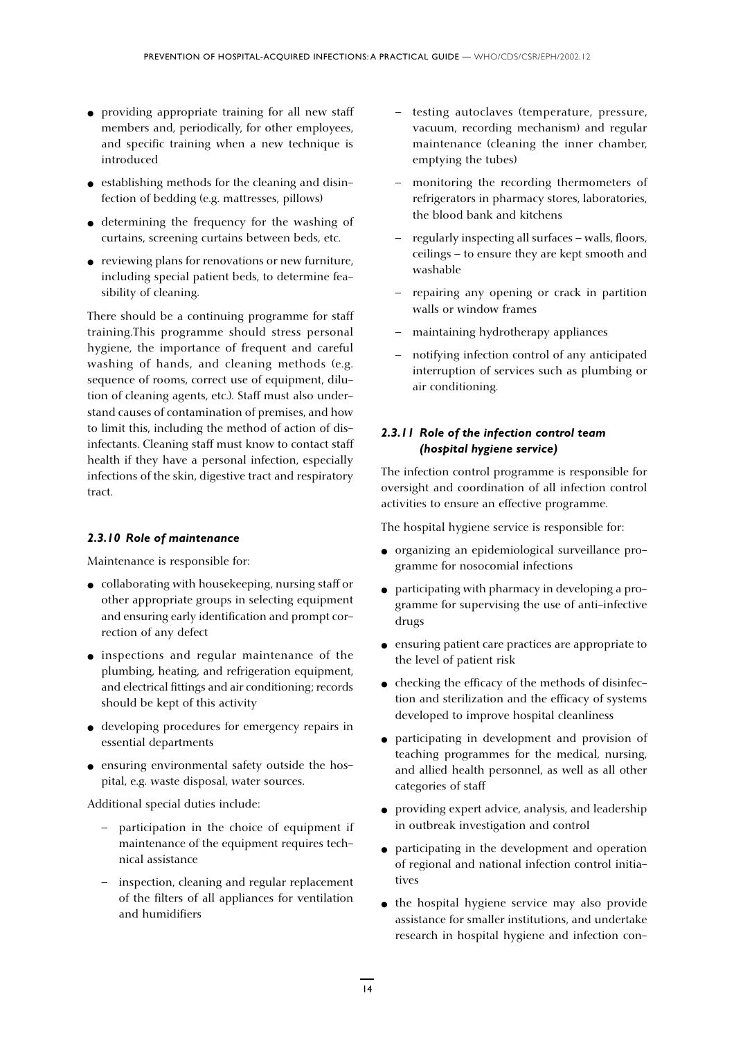- providing appropriate training for all new staff members and, periodically, for other employees, and specific training when a new technique is introduced
- establishing methods for the cleaning and disinfection of bedding (e.g. mattresses, pillows)
- determining the frequency for the washing of curtains, screening curtains between beds, etc.
- reviewing plans for renovations or new furniture, including special patient beds, to determine feasibility of cleaning.

There should be a continuing programme for staff training.This programme should stress personal hygiene, the importance of frequent and careful washing of hands, and cleaning methods (e.g. sequence of rooms, correct use of equipment, dilution of cleaning agents, etc.). Staff must also understand causes of contamination of premises, and how to limit this, including the method of action of disinfectants. Cleaning staff must know to contact staff health if they have a personal infection, especially infections of the skin, digestive tract and respiratory tract.

### *2.3.10 Role of maintenance*

Maintenance is responsible for:

- collaborating with housekeeping, nursing staff or other appropriate groups in selecting equipment and ensuring early identification and prompt correction of any defect
- inspections and regular maintenance of the plumbing, heating, and refrigeration equipment, and electrical fittings and air conditioning; records should be kept of this activity
- developing procedures for emergency repairs in essential departments
- ensuring environmental safety outside the hospital, e.g. waste disposal, water sources.

Additional special duties include:

- participation in the choice of equipment if maintenance of the equipment requires technical assistance
- inspection, cleaning and regular replacement of the filters of all appliances for ventilation and humidifiers
- testing autoclaves (temperature, pressure, vacuum, recording mechanism) and regular maintenance (cleaning the inner chamber, emptying the tubes)
- monitoring the recording thermometers of refrigerators in pharmacy stores, laboratories, the blood bank and kitchens
- regularly inspecting all surfaces – walls, floors, ceilings – to ensure they are kept smooth and washable
- repairing any opening or crack in partition walls or window frames
- maintaining hydrotherapy appliances
- notifying infection control of any anticipated interruption of services such as plumbing or air conditioning.

### *2.3.11 Role of the infection control team (hospital hygiene service)*

The infection control programme is responsible for oversight and coordination of all infection control activities to ensure an effective programme.

The hospital hygiene service is responsible for:

- organizing an epidemiological surveillance programme for nosocomial infections
- participating with pharmacy in developing a programme for supervising the use of anti-infective drugs
- ensuring patient care practices are appropriate to the level of patient risk
- checking the efficacy of the methods of disinfection and sterilization and the efficacy of systems developed to improve hospital cleanliness
- participating in development and provision of teaching programmes for the medical, nursing, and allied health personnel, as well as all other categories of staff
- providing expert advice, analysis, and leadership in outbreak investigation and control
- participating in the development and operation of regional and national infection control initiatives
- the hospital hygiene service may also provide assistance for smaller institutions, and undertake research in hospital hygiene and infection con-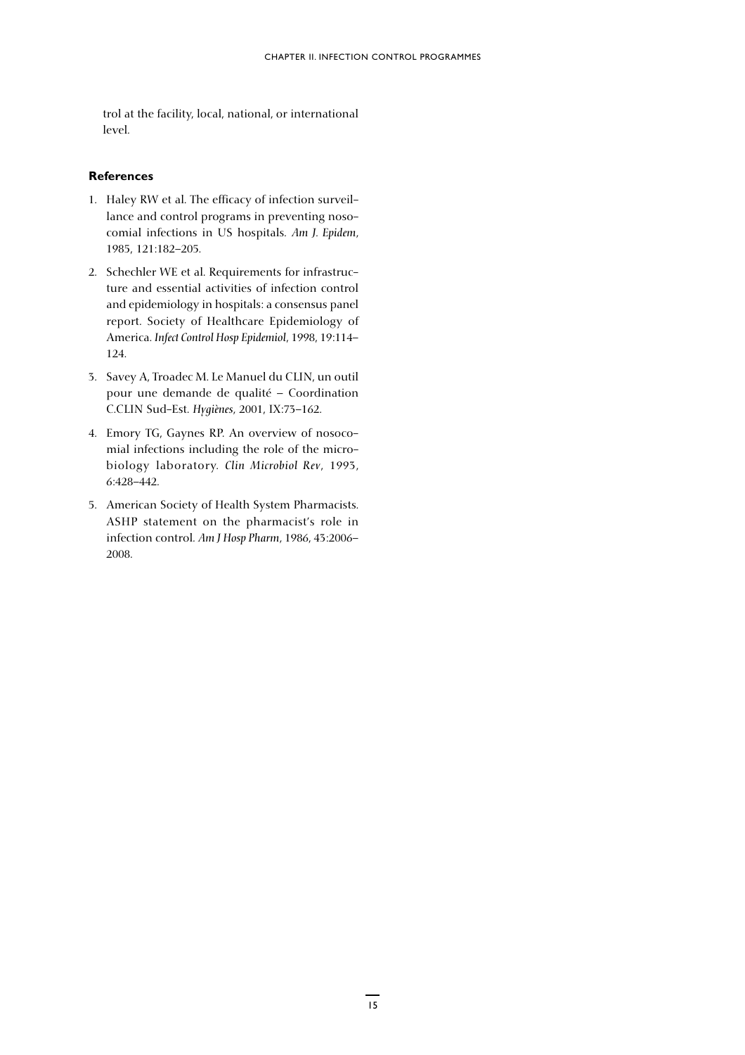trol at the facility, local, national, or international level.

### References

1. Haley RW et al. The efficacy of infection surveillance and control programs in preventing nosocomial infections in US hospitals. *Am J. Epidem*, 1985, 121:182–205.

2. Schechler WE et al. Requirements for infrastructure and essential activities of infection control and epidemiology in hospitals: a consensus panel report. Society of Healthcare Epidemiology of America. *Infect Control Hosp Epidemiol*, 1998, 19:114–124.

3. Savey A, Troadec M. Le Manuel du CLIN, un outil pour une demande de qualité – Coordination C.CLIN Sud-Est. *Hygiènes*, 2001, IX:73–162.

4. Emory TG, Gaynes RP. An overview of nosocomial infections including the role of the microbiology laboratory. *Clin Microbiol Rev*, 1993, 6:428–442.

5. American Society of Health System Pharmacists. ASHP statement on the pharmacist's role in infection control. *Am J Hosp Pharm*, 1986, 43:2006–2008.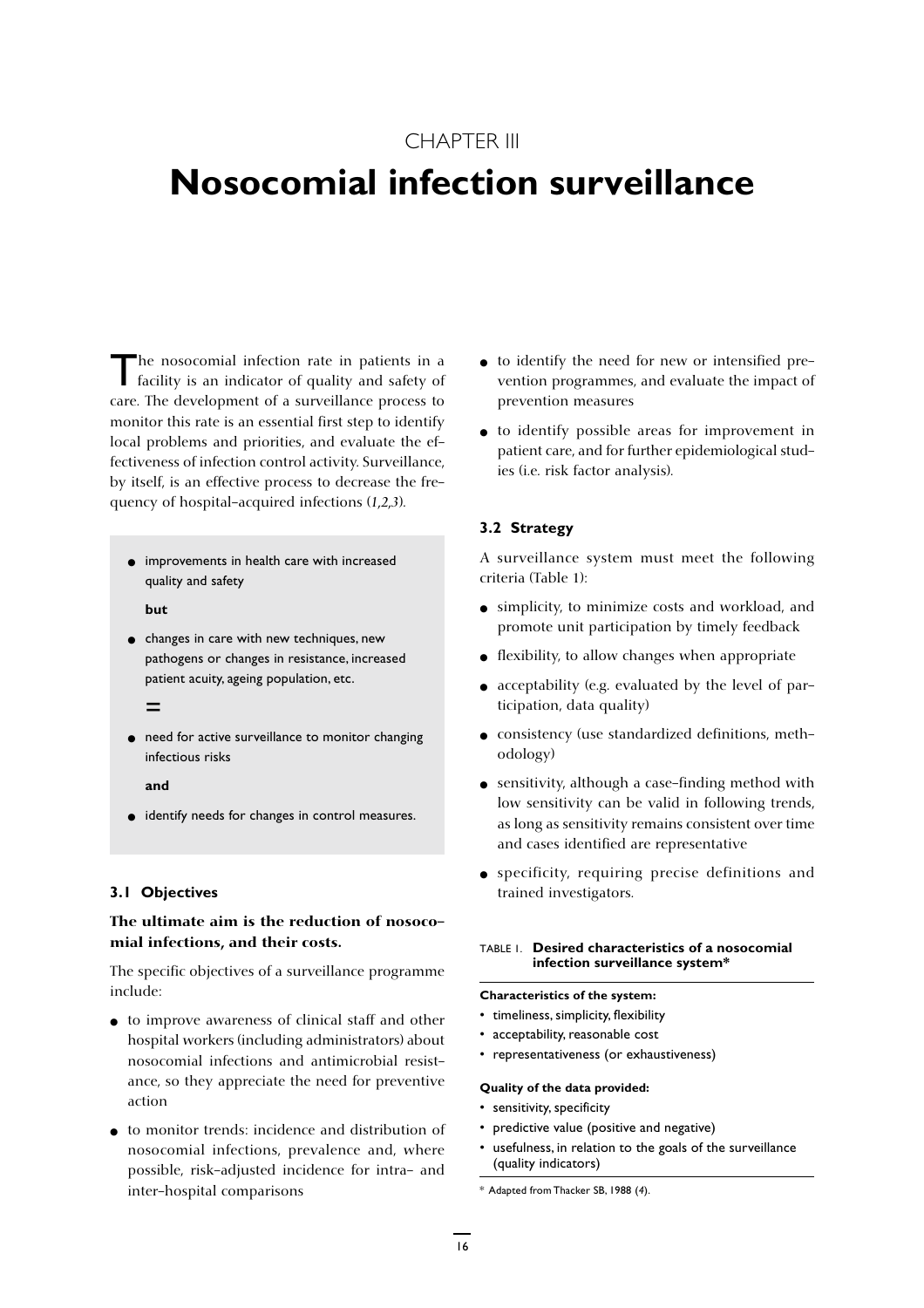CHAPTER III

# Nosocomial infection surveillance

The nosocomial infection rate in patients in a facility is an indicator of quality and safety of care. The development of a surveillance process to monitor this rate is an essential first step to identify local problems and priorities, and evaluate the effectiveness of infection control activity. Surveillance, by itself, is an effective process to decrease the frequency of hospital-acquired infections (*1,2,3*).

- improvements in health care with increased quality and safety

  **but**

- changes in care with new techniques, new pathogens or changes in resistance, increased patient acuity, ageing population, etc.

  **=**

- need for active surveillance to monitor changing infectious risks

  **and**

- identify needs for changes in control measures.

### 3.1 Objectives

**The ultimate aim is the reduction of nosocomial infections, and their costs.**

The specific objectives of a surveillance programme include:

- to improve awareness of clinical staff and other hospital workers (including administrators) about nosocomial infections and antimicrobial resistance, so they appreciate the need for preventive action
- to monitor trends: incidence and distribution of nosocomial infections, prevalence and, where possible, risk-adjusted incidence for intra- and inter-hospital comparisons
- to identify the need for new or intensified prevention programmes, and evaluate the impact of prevention measures
- to identify possible areas for improvement in patient care, and for further epidemiological studies (i.e. risk factor analysis).

### 3.2 Strategy

A surveillance system must meet the following criteria (Table 1):

- simplicity, to minimize costs and workload, and promote unit participation by timely feedback
- flexibility, to allow changes when appropriate
- acceptability (e.g. evaluated by the level of participation, data quality)
- consistency (use standardized definitions, methodology)
- sensitivity, although a case-finding method with low sensitivity can be valid in following trends, as long as sensitivity remains consistent over time and cases identified are representative
- specificity, requiring precise definitions and trained investigators.

TABLE 1. **Desired characteristics of a nosocomial infection surveillance system***

**Characteristics of the system:**

- timeliness, simplicity, flexibility
- acceptability, reasonable cost
- representativeness (or exhaustiveness)

**Quality of the data provided:**

- sensitivity, specificity
- predictive value (positive and negative)
- usefulness, in relation to the goals of the surveillance (quality indicators)

* Adapted from Thacker SB, 1988 (*4*).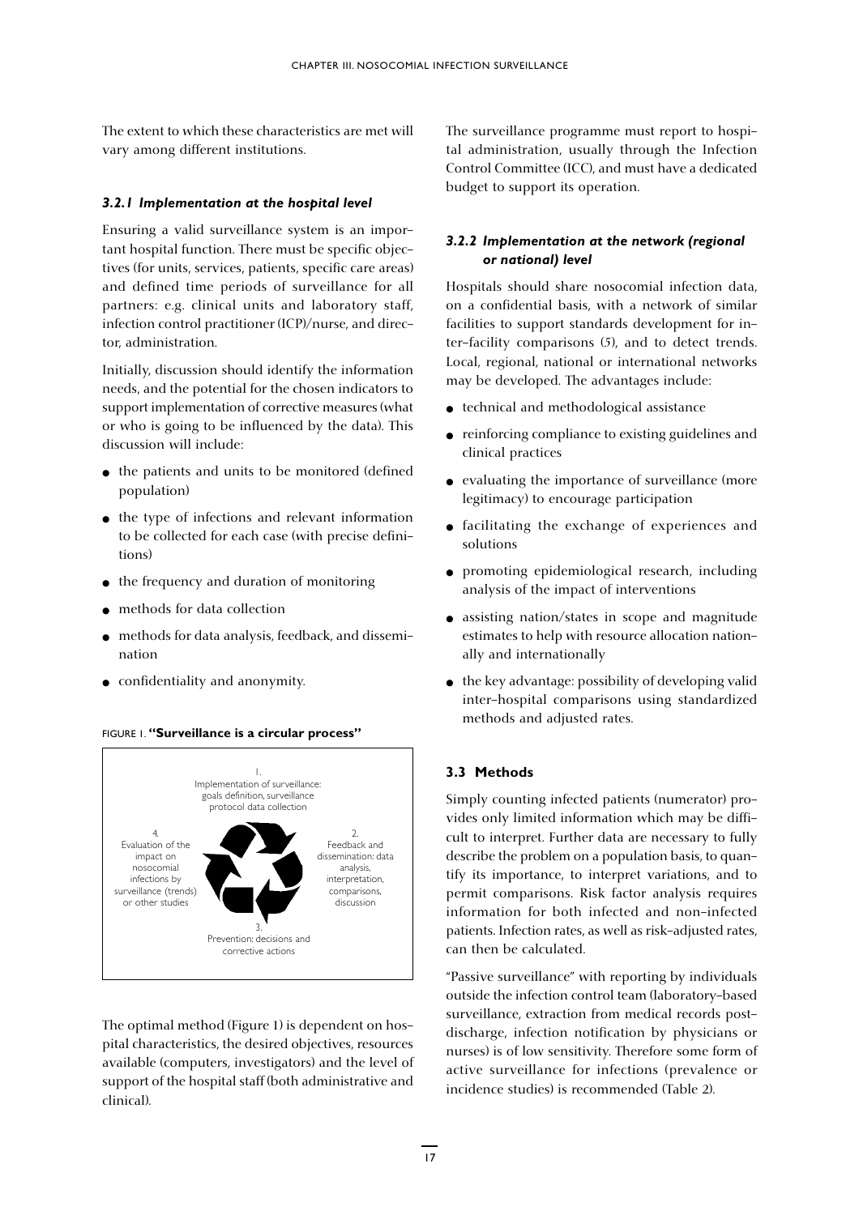The extent to which these characteristics are met will vary among different institutions.

### *3.2.1 Implementation at the hospital level*

Ensuring a valid surveillance system is an important hospital function. There must be specific objectives (for units, services, patients, specific care areas) and defined time periods of surveillance for all partners: e.g. clinical units and laboratory staff, infection control practitioner (ICP)/nurse, and director, administration.

Initially, discussion should identify the information needs, and the potential for the chosen indicators to support implementation of corrective measures (what or who is going to be influenced by the data). This discussion will include:

- the patients and units to be monitored (defined population)
- the type of infections and relevant information to be collected for each case (with precise definitions)
- the frequency and duration of monitoring
- methods for data collection
- methods for data analysis, feedback, and dissemination
- confidentiality and anonymity.

FIGURE 1. **"Surveillance is a circular process"**

1. Implementation of surveillance: goals definition, surveillance protocol data collection
2. Feedback and dissemination: data analysis, interpretation, comparisons, discussion
3. Prevention: decisions and corrective actions
4. Evaluation of the impact on nosocomial infections by surveillance (trends) or other studies

The optimal method (Figure 1) is dependent on hospital characteristics, the desired objectives, resources available (computers, investigators) and the level of support of the hospital staff (both administrative and clinical).

The surveillance programme must report to hospital administration, usually through the Infection Control Committee (ICC), and must have a dedicated budget to support its operation.

### *3.2.2 Implementation at the network (regional or national) level*

Hospitals should share nosocomial infection data, on a confidential basis, with a network of similar facilities to support standards development for inter-facility comparisons (*5*), and to detect trends. Local, regional, national or international networks may be developed. The advantages include:

- technical and methodological assistance
- reinforcing compliance to existing guidelines and clinical practices
- evaluating the importance of surveillance (more legitimacy) to encourage participation
- facilitating the exchange of experiences and solutions
- promoting epidemiological research, including analysis of the impact of interventions
- assisting nation/states in scope and magnitude estimates to help with resource allocation nationally and internationally
- the key advantage: possibility of developing valid inter-hospital comparisons using standardized methods and adjusted rates.

### **3.3 Methods**

Simply counting infected patients (numerator) provides only limited information which may be difficult to interpret. Further data are necessary to fully describe the problem on a population basis, to quantify its importance, to interpret variations, and to permit comparisons. Risk factor analysis requires information for both infected and non-infected patients. Infection rates, as well as risk-adjusted rates, can then be calculated.

"Passive surveillance" with reporting by individuals outside the infection control team (laboratory-based surveillance, extraction from medical records post-discharge, infection notification by physicians or nurses) is of low sensitivity. Therefore some form of active surveillance for infections (prevalence or incidence studies) is recommended (Table 2).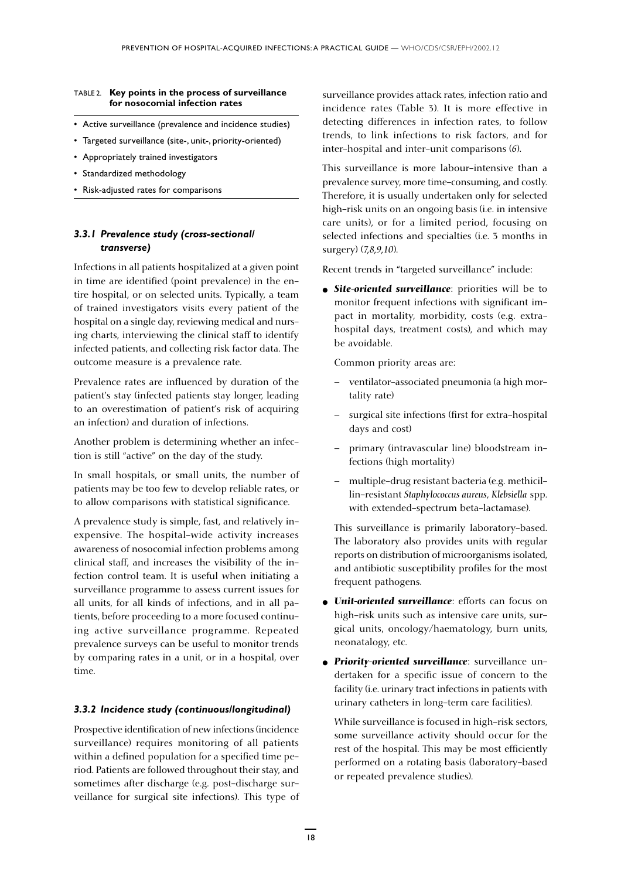TABLE 2. **Key points in the process of surveillance for nosocomial infection rates**

- Active surveillance (prevalence and incidence studies)
- Targeted surveillance (site-, unit-, priority-oriented)
- Appropriately trained investigators
- Standardized methodology
- Risk-adjusted rates for comparisons

### *3.3.1 Prevalence study (cross-sectional/transverse)*

Infections in all patients hospitalized at a given point in time are identified (point prevalence) in the entire hospital, or on selected units. Typically, a team of trained investigators visits every patient of the hospital on a single day, reviewing medical and nursing charts, interviewing the clinical staff to identify infected patients, and collecting risk factor data. The outcome measure is a prevalence rate.

Prevalence rates are influenced by duration of the patient's stay (infected patients stay longer, leading to an overestimation of patient's risk of acquiring an infection) and duration of infections.

Another problem is determining whether an infection is still "active" on the day of the study.

In small hospitals, or small units, the number of patients may be too few to develop reliable rates, or to allow comparisons with statistical significance.

A prevalence study is simple, fast, and relatively inexpensive. The hospital-wide activity increases awareness of nosocomial infection problems among clinical staff, and increases the visibility of the infection control team. It is useful when initiating a surveillance programme to assess current issues for all units, for all kinds of infections, and in all patients, before proceeding to a more focused continuing active surveillance programme. Repeated prevalence surveys can be useful to monitor trends by comparing rates in a unit, or in a hospital, over time.

### *3.3.2 Incidence study (continuous/longitudinal)*

Prospective identification of new infections (incidence surveillance) requires monitoring of all patients within a defined population for a specified time period. Patients are followed throughout their stay, and sometimes after discharge (e.g. post-discharge surveillance for surgical site infections). This type of surveillance provides attack rates, infection ratio and incidence rates (Table 3). It is more effective in detecting differences in infection rates, to follow trends, to link infections to risk factors, and for inter-hospital and inter-unit comparisons (*6*).

This surveillance is more labour-intensive than a prevalence survey, more time-consuming, and costly. Therefore, it is usually undertaken only for selected high-risk units on an ongoing basis (i.e. in intensive care units), or for a limited period, focusing on selected infections and specialties (i.e. 3 months in surgery) (*7,8,9,10*).

Recent trends in "targeted surveillance" include:

- ***Site-oriented surveillance***: priorities will be to monitor frequent infections with significant impact in mortality, morbidity, costs (e.g. extra-hospital days, treatment costs), and which may be avoidable.

  Common priority areas are:

  - ventilator-associated pneumonia (a high mortality rate)
  - surgical site infections (first for extra-hospital days and cost)
  - primary (intravascular line) bloodstream infections (high mortality)
  - multiple-drug resistant bacteria (e.g. methicillin-resistant *Staphylococcus aureus*, *Klebsiella* spp. with extended-spectrum beta-lactamase).

  This surveillance is primarily laboratory-based. The laboratory also provides units with regular reports on distribution of microorganisms isolated, and antibiotic susceptibility profiles for the most frequent pathogens.

- ***Unit-oriented surveillance***: efforts can focus on high-risk units such as intensive care units, surgical units, oncology/haematology, burn units, neonatology, etc.

- ***Priority-oriented surveillance***: surveillance undertaken for a specific issue of concern to the facility (i.e. urinary tract infections in patients with urinary catheters in long-term care facilities).

  While surveillance is focused in high-risk sectors, some surveillance activity should occur for the rest of the hospital. This may be most efficiently performed on a rotating basis (laboratory-based or repeated prevalence studies).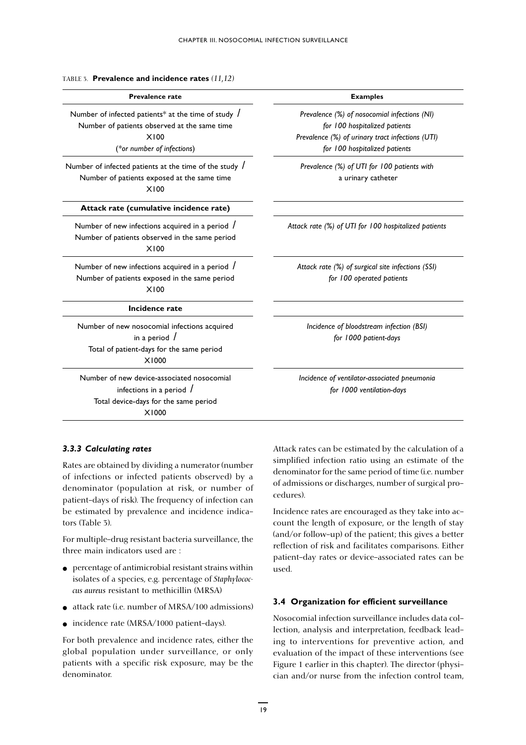TABLE 3. **Prevalence and incidence rates** *(11,12)*

| Prevalence rate | Examples |
|---|---|
| Number of infected patients* at the time of study / Number of patients observed at the same time X100 (*or number of infections*) | *Prevalence (%) of nosocomial infections (NI) for 100 hospitalized patients* *Prevalence (%) of urinary tract infections (UTI) for 100 hospitalized patients* |
| Number of infected patients at the time of the study / Number of patients exposed at the same time X100 | *Prevalence (%) of UTI for 100 patients with* a urinary catheter |
| **Attack rate (cumulative incidence rate)** | |
| Number of new infections acquired in a period / Number of patients observed in the same period X100 | *Attack rate (%) of UTI for 100 hospitalized patients* |
| Number of new infections acquired in a period / Number of patients exposed in the same period X100 | *Attack rate (%) of surgical site infections (SSI) for 100 operated patients* |
| **Incidence rate** | |
| Number of new nosocomial infections acquired in a period / Total of patient-days for the same period X1000 | *Incidence of bloodstream infection (BSI) for 1000 patient-days* |
| Number of new device-associated nosocomial infections in a period / Total device-days for the same period X1000 | *Incidence of ventilator-associated pneumonia for 1000 ventilation-days* |

### *3.3.3 Calculating rates*

Rates are obtained by dividing a numerator (number of infections or infected patients observed) by a denominator (population at risk, or number of patient–days of risk). The frequency of infection can be estimated by prevalence and incidence indicators (Table 3).

For multiple–drug resistant bacteria surveillance, the three main indicators used are :

- percentage of antimicrobial resistant strains within isolates of a species, e.g. percentage of *Staphylococcus aureus* resistant to methicillin (MRSA)
- attack rate (i.e. number of MRSA/100 admissions)
- incidence rate (MRSA/1000 patient–days).

For both prevalence and incidence rates, either the global population under surveillance, or only patients with a specific risk exposure, may be the denominator.

Attack rates can be estimated by the calculation of a simplified infection ratio using an estimate of the denominator for the same period of time (i.e. number of admissions or discharges, number of surgical procedures).

Incidence rates are encouraged as they take into account the length of exposure, or the length of stay (and/or follow–up) of the patient; this gives a better reflection of risk and facilitates comparisons. Either patient–day rates or device–associated rates can be used.

## 3.4 Organization for efficient surveillance

Nosocomial infection surveillance includes data collection, analysis and interpretation, feedback leading to interventions for preventive action, and evaluation of the impact of these interventions (see Figure 1 earlier in this chapter). The director (physician and/or nurse from the infection control team,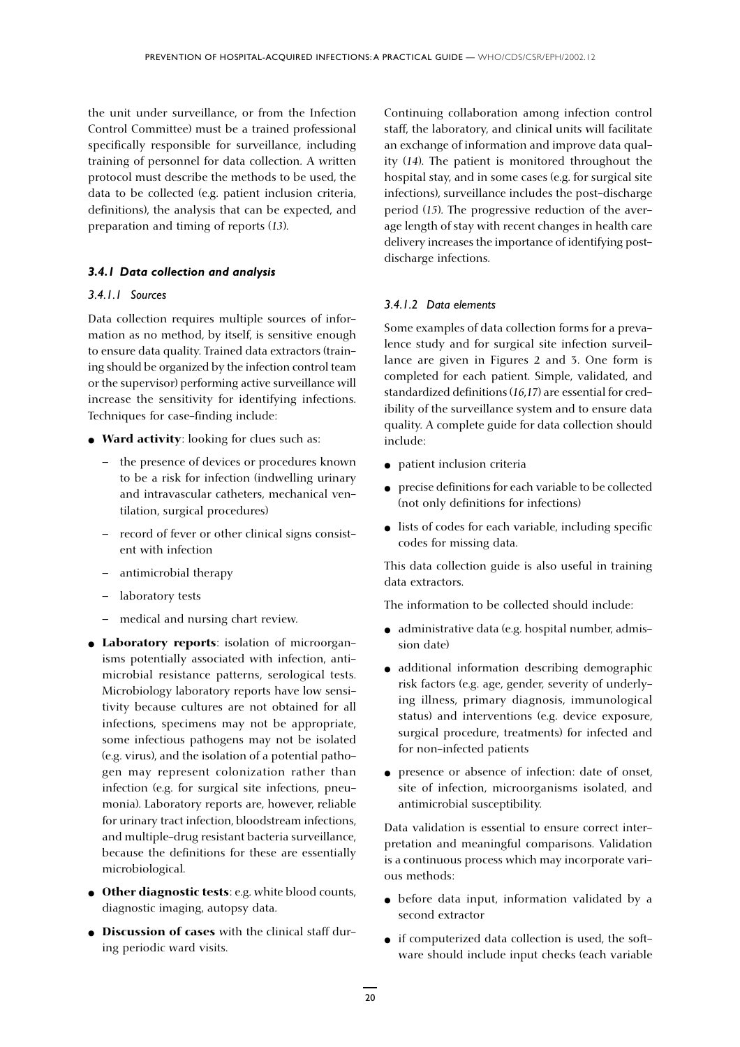the unit under surveillance, or from the Infection Control Committee) must be a trained professional specifically responsible for surveillance, including training of personnel for data collection. A written protocol must describe the methods to be used, the data to be collected (e.g. patient inclusion criteria, definitions), the analysis that can be expected, and preparation and timing of reports (*13*).

### *3.4.1 Data collection and analysis*

#### *3.4.1.1 Sources*

Data collection requires multiple sources of information as no method, by itself, is sensitive enough to ensure data quality. Trained data extractors (training should be organized by the infection control team or the supervisor) performing active surveillance will increase the sensitivity for identifying infections. Techniques for case-finding include:

- **Ward activity**: looking for clues such as:
  - the presence of devices or procedures known to be a risk for infection (indwelling urinary and intravascular catheters, mechanical ventilation, surgical procedures)
  - record of fever or other clinical signs consistent with infection
  - antimicrobial therapy
  - laboratory tests
  - medical and nursing chart review.
- **Laboratory reports**: isolation of microorganisms potentially associated with infection, antimicrobial resistance patterns, serological tests. Microbiology laboratory reports have low sensitivity because cultures are not obtained for all infections, specimens may not be appropriate, some infectious pathogens may not be isolated (e.g. virus), and the isolation of a potential pathogen may represent colonization rather than infection (e.g. for surgical site infections, pneumonia). Laboratory reports are, however, reliable for urinary tract infection, bloodstream infections, and multiple-drug resistant bacteria surveillance, because the definitions for these are essentially microbiological.
- **Other diagnostic tests**: e.g. white blood counts, diagnostic imaging, autopsy data.
- **Discussion of cases** with the clinical staff during periodic ward visits.

Continuing collaboration among infection control staff, the laboratory, and clinical units will facilitate an exchange of information and improve data quality (*14*). The patient is monitored throughout the hospital stay, and in some cases (e.g. for surgical site infections), surveillance includes the post-discharge period (*15*). The progressive reduction of the average length of stay with recent changes in health care delivery increases the importance of identifying post-discharge infections.

#### *3.4.1.2 Data elements*

Some examples of data collection forms for a prevalence study and for surgical site infection surveillance are given in Figures 2 and 3. One form is completed for each patient. Simple, validated, and standardized definitions (*16,17*) are essential for credibility of the surveillance system and to ensure data quality. A complete guide for data collection should include:

- patient inclusion criteria
- precise definitions for each variable to be collected (not only definitions for infections)
- lists of codes for each variable, including specific codes for missing data.

This data collection guide is also useful in training data extractors.

The information to be collected should include:

- administrative data (e.g. hospital number, admission date)
- additional information describing demographic risk factors (e.g. age, gender, severity of underlying illness, primary diagnosis, immunological status) and interventions (e.g. device exposure, surgical procedure, treatments) for infected and for non-infected patients
- presence or absence of infection: date of onset, site of infection, microorganisms isolated, and antimicrobial susceptibility.

Data validation is essential to ensure correct interpretation and meaningful comparisons. Validation is a continuous process which may incorporate various methods:

- before data input, information validated by a second extractor
- if computerized data collection is used, the software should include input checks (each variable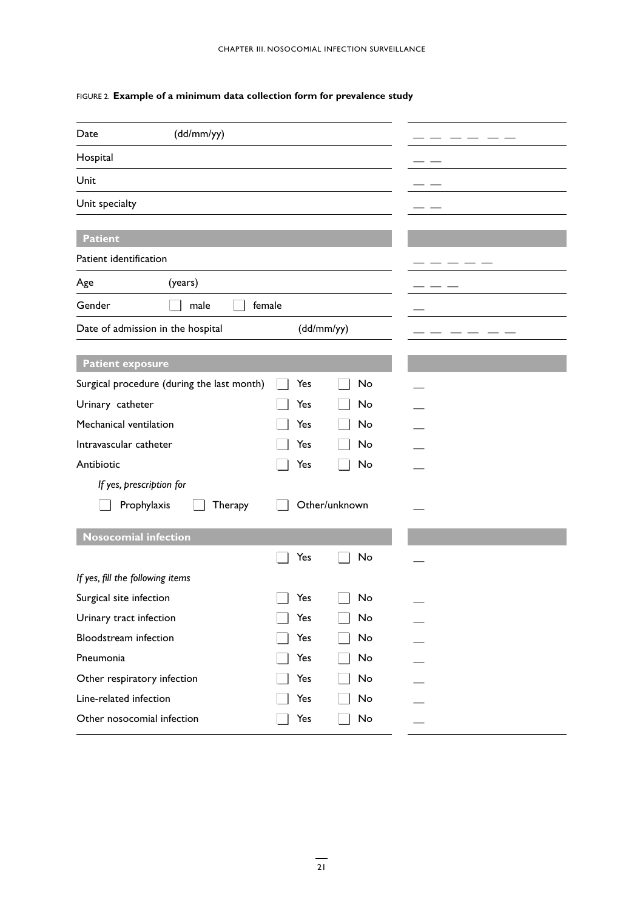FIGURE 2. **Example of a minimum data collection form for prevalence study**

| | | | |
|---|---|---|---|
| Date | (dd/mm/yy) | | __ __ __ __ __ __ |
| Hospital | | | __ __ |
| Unit | | | __ __ |
| Unit specialty | | | __ __ |

| **Patient** | | | |
|---|---|---|---|
| Patient identification | | | __ __ __ __ __ |
| Age | (years) | | __ __ __ |
| Gender | ☐ male ☐ female | | __ |
| Date of admission in the hospital | | (dd/mm/yy) | __ __ __ __ __ __ |

| **Patient exposure** | | | |
|---|---|---|---|
| Surgical procedure (during the last month) | ☐ Yes | ☐ No | __ |
| Urinary catheter | ☐ Yes | ☐ No | __ |
| Mechanical ventilation | ☐ Yes | ☐ No | __ |
| Intravascular catheter | ☐ Yes | ☐ No | __ |
| Antibiotic | ☐ Yes | ☐ No | __ |
| *If yes, prescription for* | | | |
| ☐ Prophylaxis ☐ Therapy | ☐ Other/unknown | | __ |

| **Nosocomial infection** | | | |
|---|---|---|---|
| | ☐ Yes | ☐ No | __ |
| *If yes, fill the following items* | | | |
| Surgical site infection | ☐ Yes | ☐ No | __ |
| Urinary tract infection | ☐ Yes | ☐ No | __ |
| Bloodstream infection | ☐ Yes | ☐ No | __ |
| Pneumonia | ☐ Yes | ☐ No | __ |
| Other respiratory infection | ☐ Yes | ☐ No | __ |
| Line-related infection | ☐ Yes | ☐ No | __ |
| Other nosocomial infection | ☐ Yes | ☐ No | __ |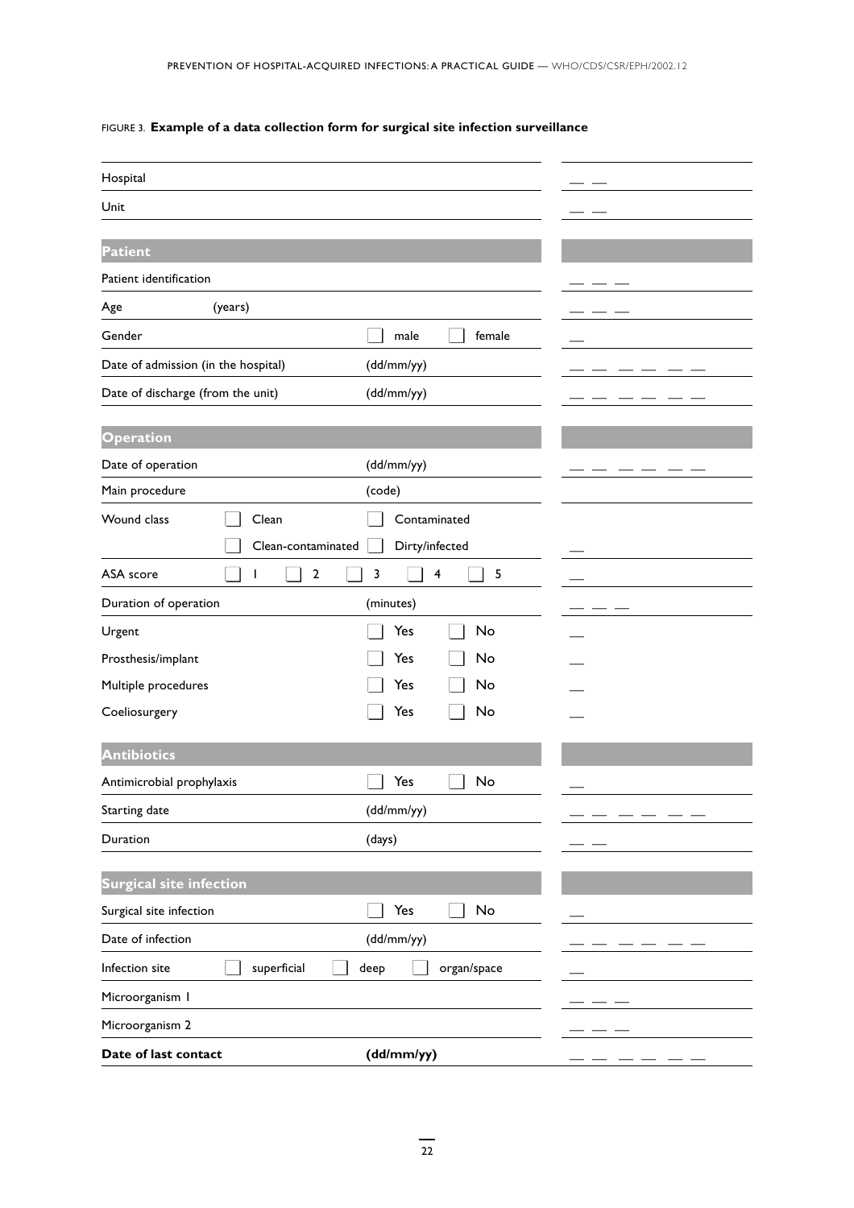FIGURE 3. **Example of a data collection form for surgical site infection surveillance**

| | | |
|---|---|---|
| Hospital | | __ __ |
| Unit | | __ __ |
| **Patient** | | |
| Patient identification | | __ __ __ |
| Age (years) | | __ __ __ |
| Gender | ☐ male ☐ female | __ |
| Date of admission (in the hospital) | (dd/mm/yy) | __ __ __ __ __ __ |
| Date of discharge (from the unit) | (dd/mm/yy) | __ __ __ __ __ __ |
| **Operation** | | |
| Date of operation | (dd/mm/yy) | __ __ __ __ __ __ |
| Main procedure | (code) | |
| Wound class | ☐ Clean ☐ Contaminated ☐ Clean-contaminated ☐ Dirty/infected | __ |
| ASA score | ☐ 1 ☐ 2 ☐ 3 ☐ 4 ☐ 5 | __ |
| Duration of operation | (minutes) | __ __ __ |
| Urgent | ☐ Yes ☐ No | __ |
| Prosthesis/implant | ☐ Yes ☐ No | __ |
| Multiple procedures | ☐ Yes ☐ No | __ |
| Coeliosurgery | ☐ Yes ☐ No | __ |
| **Antibiotics** | | |
| Antimicrobial prophylaxis | ☐ Yes ☐ No | __ |
| Starting date | (dd/mm/yy) | __ __ __ __ __ __ |
| Duration | (days) | __ __ |
| **Surgical site infection** | | |
| Surgical site infection | ☐ Yes ☐ No | __ |
| Date of infection | (dd/mm/yy) | __ __ __ __ __ __ |
| Infection site | ☐ superficial ☐ deep ☐ organ/space | __ |
| Microorganism 1 | | __ __ __ |
| Microorganism 2 | | __ __ __ |
| **Date of last contact** | **(dd/mm/yy)** | __ __ __ __ __ __ |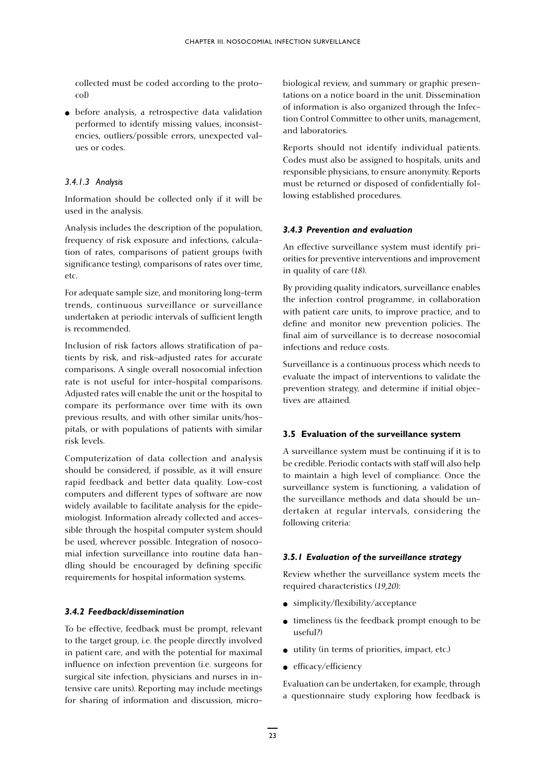collected must be coded according to the protocol)

- before analysis, a retrospective data validation performed to identify missing values, inconsistencies, outliers/possible errors, unexpected values or codes.

#### *3.4.1.3 Analysis*

Information should be collected only if it will be used in the analysis.

Analysis includes the description of the population, frequency of risk exposure and infections, calculation of rates, comparisons of patient groups (with significance testing), comparisons of rates over time, etc.

For adequate sample size, and monitoring long-term trends, continuous surveillance or surveillance undertaken at periodic intervals of sufficient length is recommended.

Inclusion of risk factors allows stratification of patients by risk, and risk-adjusted rates for accurate comparisons. A single overall nosocomial infection rate is not useful for inter-hospital comparisons. Adjusted rates will enable the unit or the hospital to compare its performance over time with its own previous results, and with other similar units/hospitals, or with populations of patients with similar risk levels.

Computerization of data collection and analysis should be considered, if possible, as it will ensure rapid feedback and better data quality. Low-cost computers and different types of software are now widely available to facilitate analysis for the epidemiologist. Information already collected and accessible through the hospital computer system should be used, wherever possible. Integration of nosocomial infection surveillance into routine data handling should be encouraged by defining specific requirements for hospital information systems.

### *3.4.2 Feedback/dissemination*

To be effective, feedback must be prompt, relevant to the target group, i.e. the people directly involved in patient care, and with the potential for maximal influence on infection prevention (i.e. surgeons for surgical site infection, physicians and nurses in intensive care units). Reporting may include meetings for sharing of information and discussion, microbiological review, and summary or graphic presentations on a notice board in the unit. Dissemination of information is also organized through the Infection Control Committee to other units, management, and laboratories.

Reports should not identify individual patients. Codes must also be assigned to hospitals, units and responsible physicians, to ensure anonymity. Reports must be returned or disposed of confidentially following established procedures.

### *3.4.3 Prevention and evaluation*

An effective surveillance system must identify priorities for preventive interventions and improvement in quality of care (*18*).

By providing quality indicators, surveillance enables the infection control programme, in collaboration with patient care units, to improve practice, and to define and monitor new prevention policies. The final aim of surveillance is to decrease nosocomial infections and reduce costs.

Surveillance is a continuous process which needs to evaluate the impact of interventions to validate the prevention strategy, and determine if initial objectives are attained.

## 3.5 Evaluation of the surveillance system

A surveillance system must be continuing if it is to be credible. Periodic contacts with staff will also help to maintain a high level of compliance. Once the surveillance system is functioning, a validation of the surveillance methods and data should be undertaken at regular intervals, considering the following criteria:

### *3.5.1 Evaluation of the surveillance strategy*

Review whether the surveillance system meets the required characteristics (*19,20*):

- simplicity/flexibility/acceptance
- timeliness (is the feedback prompt enough to be useful?)
- utility (in terms of priorities, impact, etc.)
- efficacy/efficiency

Evaluation can be undertaken, for example, through a questionnaire study exploring how feedback is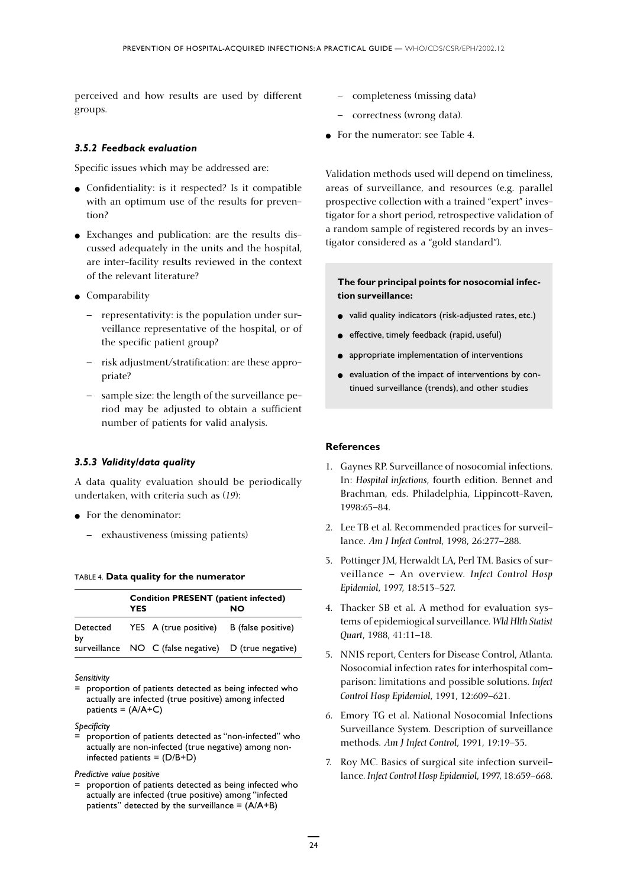perceived and how results are used by different groups.

### 3.5.2 Feedback evaluation

Specific issues which may be addressed are:

- Confidentiality: is it respected? Is it compatible with an optimum use of the results for prevention?
- Exchanges and publication: are the results discussed adequately in the units and the hospital, are inter-facility results reviewed in the context of the relevant literature?
- Comparability
  - representativity: is the population under surveillance representative of the hospital, or of the specific patient group?
  - risk adjustment/stratification: are these appropriate?
  - sample size: the length of the surveillance period may be adjusted to obtain a sufficient number of patients for valid analysis.

### 3.5.3 Validity/data quality

A data quality evaluation should be periodically undertaken, with criteria such as (*19*):

- For the denominator:
  - exhaustiveness (missing patients)
  - completeness (missing data)
  - correctness (wrong data).
- For the numerator: see Table 4.

TABLE 4. **Data quality for the numerator**

| | | Condition PRESENT (patient infected) YES | NO |
|---|---|---|---|
| Detected by | YES | A (true positive) | B (false positive) |
| surveillance | NO | C (false negative) | D (true negative) |

*Sensitivity*
= proportion of patients detected as being infected who actually are infected (true positive) among infected patients = (A/A+C)

*Specificity*
= proportion of patients detected as "non-infected" who actually are non-infected (true negative) among non-infected patients = (D/B+D)

*Predictive value positive*
= proportion of patients detected as being infected who actually are infected (true positive) among "infected patients" detected by the surveillance = (A/A+B)

Validation methods used will depend on timeliness, areas of surveillance, and resources (e.g. parallel prospective collection with a trained "expert" investigator for a short period, retrospective validation of a random sample of registered records by an investigator considered as a "gold standard").

**The four principal points for nosocomial infection surveillance:**

- valid quality indicators (risk-adjusted rates, etc.)
- effective, timely feedback (rapid, useful)
- appropriate implementation of interventions
- evaluation of the impact of interventions by continued surveillance (trends), and other studies

### References

1. Gaynes RP. Surveillance of nosocomial infections. In: *Hospital infections*, fourth edition. Bennet and Brachman, eds. Philadelphia, Lippincott-Raven, 1998:65–84.
2. Lee TB et al. Recommended practices for surveillance. *Am J Infect Control*, 1998, 26:277–288.
3. Pottinger JM, Herwaldt LA, Perl TM. Basics of surveillance – An overview. *Infect Control Hosp Epidemiol*, 1997, 18:513–527.
4. Thacker SB et al. A method for evaluation systems of epidemiogical surveillance. *Wld Hlth Statist Quart*, 1988, 41:11–18.
5. NNIS report, Centers for Disease Control, Atlanta. Nosocomial infection rates for interhospital comparison: limitations and possible solutions. *Infect Control Hosp Epidemiol*, 1991, 12:609–621.
6. Emory TG et al. National Nosocomial Infections Surveillance System. Description of surveillance methods. *Am J Infect Control*, 1991, 19:19–35.
7. Roy MC. Basics of surgical site infection surveillance. *Infect Control Hosp Epidemiol*, 1997, 18:659–668.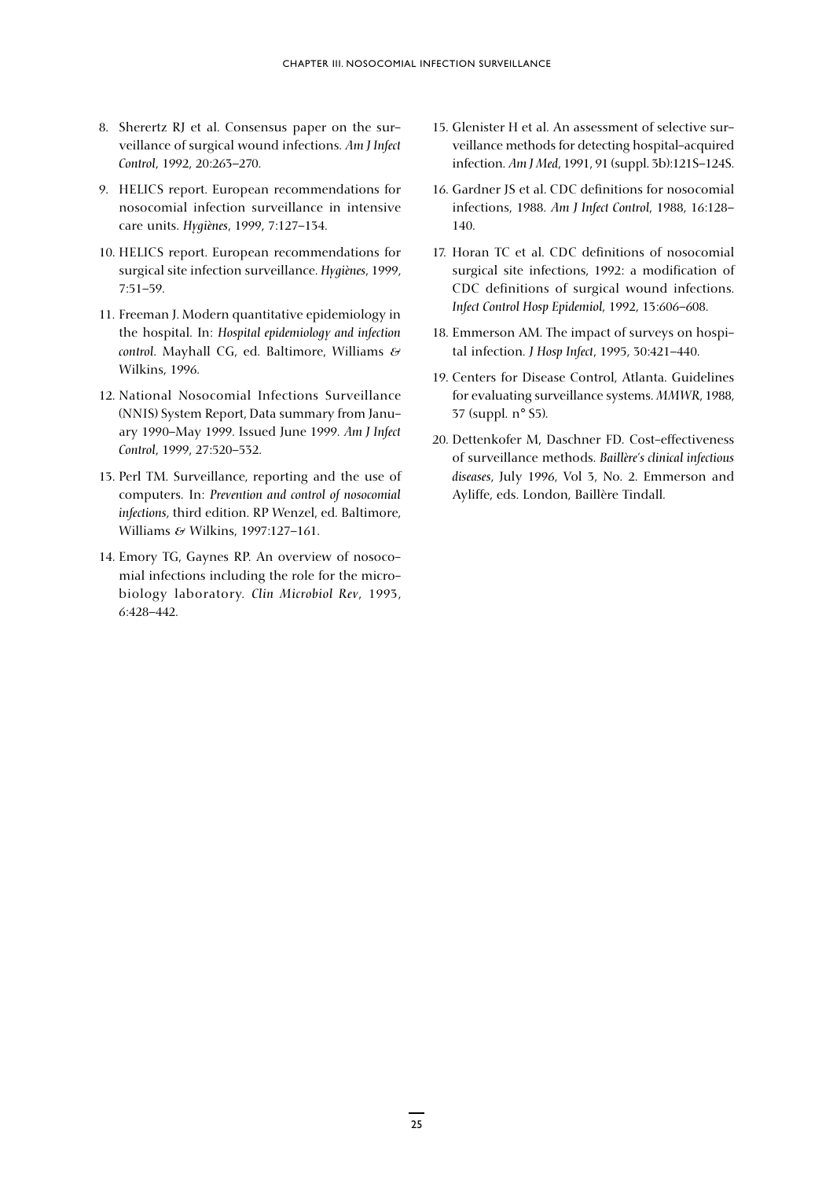8. Sherertz RJ et al. Consensus paper on the surveillance of surgical wound infections. *Am J Infect Control*, 1992, 20:263–270.
9. HELICS report. European recommendations for nosocomial infection surveillance in intensive care units. *Hygiènes*, 1999, 7:127–134.
10. HELICS report. European recommendations for surgical site infection surveillance. *Hygiènes*, 1999, 7:51–59.
11. Freeman J. Modern quantitative epidemiology in the hospital. In: *Hospital epidemiology and infection control*. Mayhall CG, ed. Baltimore, Williams & Wilkins, 1996.
12. National Nosocomial Infections Surveillance (NNIS) System Report, Data summary from January 1990–May 1999. Issued June 1999. *Am J Infect Control*, 1999, 27:520–532.
13. Perl TM. Surveillance, reporting and the use of computers. In: *Prevention and control of nosocomial infections*, third edition. RP Wenzel, ed. Baltimore, Williams & Wilkins, 1997:127–161.
14. Emory TG, Gaynes RP. An overview of nosocomial infections including the role for the microbiology laboratory. *Clin Microbiol Rev*, 1993, 6:428–442.
15. Glenister H et al. An assessment of selective surveillance methods for detecting hospital-acquired infection. *Am J Med*, 1991, 91 (suppl. 3b):121S–124S.
16. Gardner JS et al. CDC definitions for nosocomial infections, 1988. *Am J Infect Control*, 1988, 16:128–140.
17. Horan TC et al. CDC definitions of nosocomial surgical site infections, 1992: a modification of CDC definitions of surgical wound infections. *Infect Control Hosp Epidemiol*, 1992, 13:606–608.
18. Emmerson AM. The impact of surveys on hospital infection. *J Hosp Infect*, 1995, 30:421–440.
19. Centers for Disease Control, Atlanta. Guidelines for evaluating surveillance systems. *MMWR*, 1988, 37 (suppl. n° S5).
20. Dettenkofer M, Daschner FD. Cost-effectiveness of surveillance methods. *Baillère's clinical infectious diseases*, July 1996, Vol 3, No. 2. Emmerson and Ayliffe, eds. London, Baillère Tindall.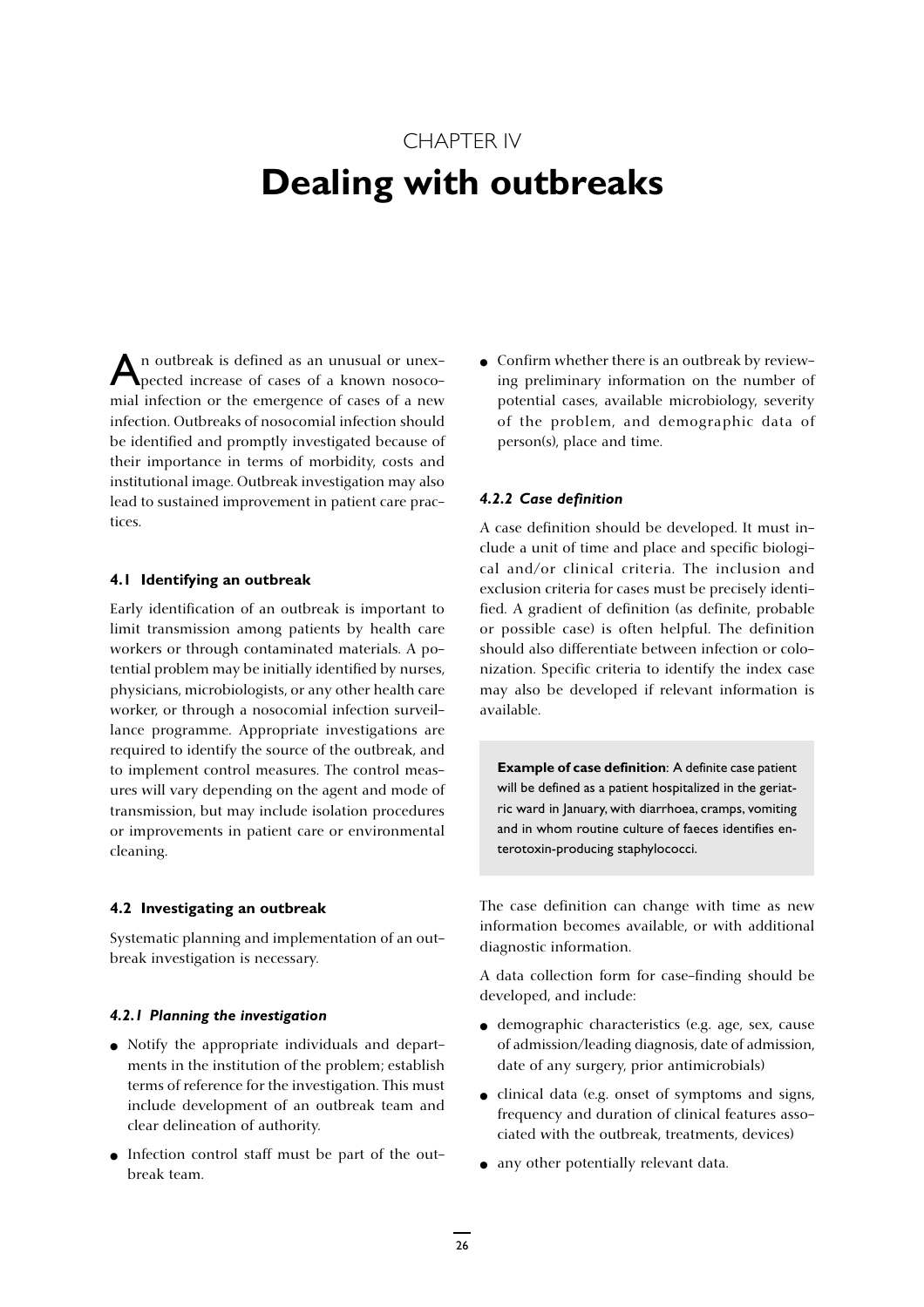CHAPTER IV

# Dealing with outbreaks

An outbreak is defined as an unusual or unexpected increase of cases of a known nosocomial infection or the emergence of cases of a new infection. Outbreaks of nosocomial infection should be identified and promptly investigated because of their importance in terms of morbidity, costs and institutional image. Outbreak investigation may also lead to sustained improvement in patient care practices.

## 4.1 Identifying an outbreak

Early identification of an outbreak is important to limit transmission among patients by health care workers or through contaminated materials. A potential problem may be initially identified by nurses, physicians, microbiologists, or any other health care worker, or through a nosocomial infection surveillance programme. Appropriate investigations are required to identify the source of the outbreak, and to implement control measures. The control measures will vary depending on the agent and mode of transmission, but may include isolation procedures or improvements in patient care or environmental cleaning.

## 4.2 Investigating an outbreak

Systematic planning and implementation of an outbreak investigation is necessary.

### *4.2.1 Planning the investigation*

- Notify the appropriate individuals and departments in the institution of the problem; establish terms of reference for the investigation. This must include development of an outbreak team and clear delineation of authority.
- Infection control staff must be part of the outbreak team.
- Confirm whether there is an outbreak by reviewing preliminary information on the number of potential cases, available microbiology, severity of the problem, and demographic data of person(s), place and time.

### *4.2.2 Case definition*

A case definition should be developed. It must include a unit of time and place and specific biological and/or clinical criteria. The inclusion and exclusion criteria for cases must be precisely identified. A gradient of definition (as definite, probable or possible case) is often helpful. The definition should also differentiate between infection or colonization. Specific criteria to identify the index case may also be developed if relevant information is available.

**Example of case definition**: A definite case patient will be defined as a patient hospitalized in the geriatric ward in January, with diarrhoea, cramps, vomiting and in whom routine culture of faeces identifies enterotoxin-producing staphylococci.

The case definition can change with time as new information becomes available, or with additional diagnostic information.

A data collection form for case-finding should be developed, and include:

- demographic characteristics (e.g. age, sex, cause of admission/leading diagnosis, date of admission, date of any surgery, prior antimicrobials)
- clinical data (e.g. onset of symptoms and signs, frequency and duration of clinical features associated with the outbreak, treatments, devices)
- any other potentially relevant data.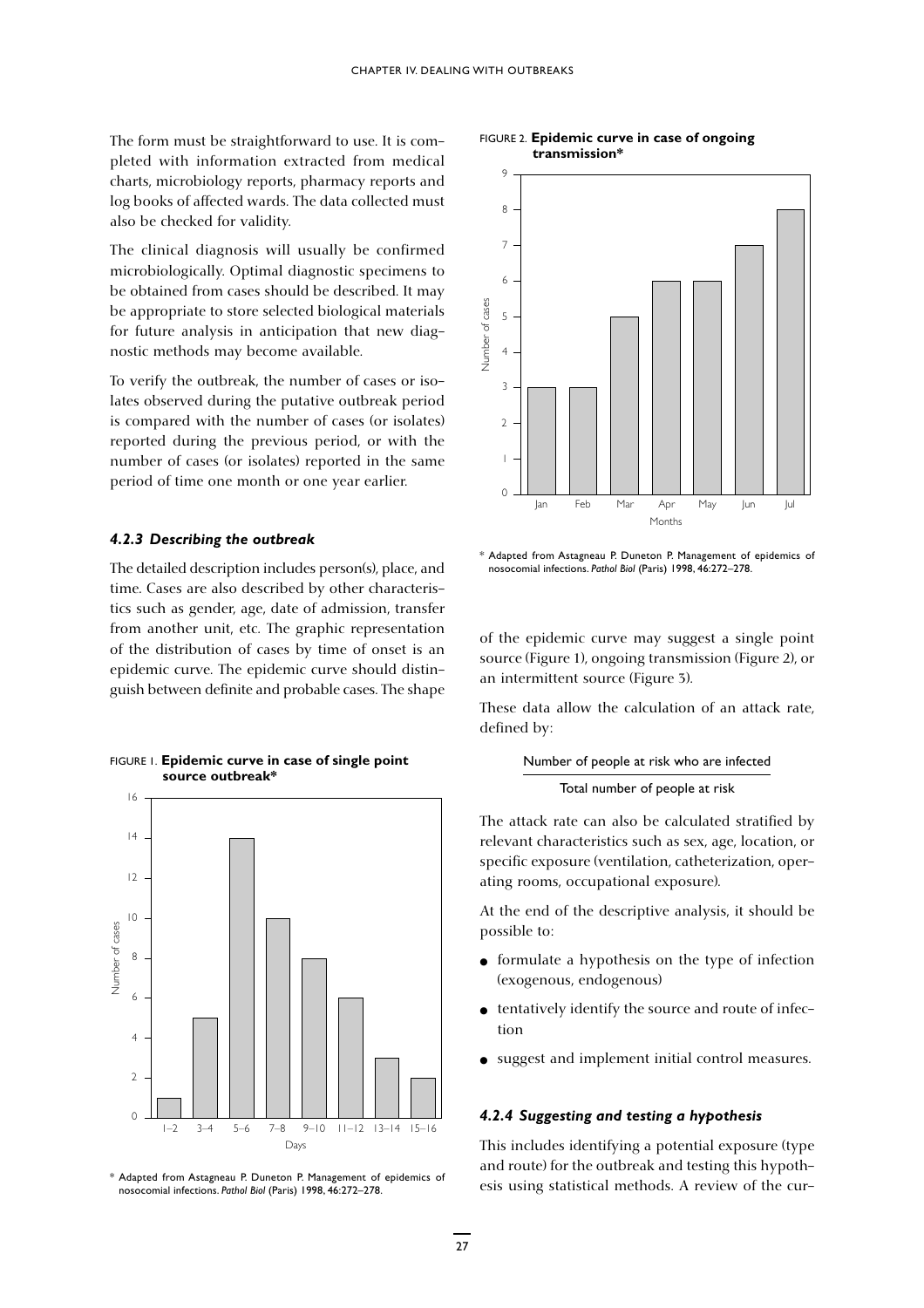The form must be straightforward to use. It is completed with information extracted from medical charts, microbiology reports, pharmacy reports and log books of affected wards. The data collected must also be checked for validity.

The clinical diagnosis will usually be confirmed microbiologically. Optimal diagnostic specimens to be obtained from cases should be described. It may be appropriate to store selected biological materials for future analysis in anticipation that new diagnostic methods may become available.

To verify the outbreak, the number of cases or isolates observed during the putative outbreak period is compared with the number of cases (or isolates) reported during the previous period, or with the number of cases (or isolates) reported in the same period of time one month or one year earlier.

#### *4.2.3 Describing the outbreak*

The detailed description includes person(s), place, and time. Cases are also described by other characteristics such as gender, age, date of admission, transfer from another unit, etc. The graphic representation of the distribution of cases by time of onset is an epidemic curve. The epidemic curve should distinguish between definite and probable cases. The shape of the epidemic curve may suggest a single point source (Figure 1), ongoing transmission (Figure 2), or an intermittent source (Figure 3).

FIGURE 1. **Epidemic curve in case of single point source outbreak***

| Days | Number of cases |
|---|---|
| 1–2 | 1 |
| 3–4 | 5 |
| 5–6 | 14 |
| 7–8 | 10 |
| 9–10 | 8 |
| 11–12 | 6 |
| 13–14 | 3 |
| 15–16 | 2 |

\* Adapted from Astagneau P. Duneton P. Management of epidemics of nosocomial infections. *Pathol Biol* (Paris) 1998, 46:272–278.

FIGURE 2. **Epidemic curve in case of ongoing transmission***

| Months | Number of cases |
|---|---|
| Jan | 3 |
| Feb | 3 |
| Mar | 5 |
| Apr | 6 |
| May | 6 |
| Jun | 7 |
| Jul | 8 |

\* Adapted from Astagneau P. Duneton P. Management of epidemics of nosocomial infections. *Pathol Biol* (Paris) 1998, 46:272–278.

These data allow the calculation of an attack rate, defined by:

$$\frac{\text{Number of people at risk who are infected}}{\text{Total number of people at risk}}$$

The attack rate can also be calculated stratified by relevant characteristics such as sex, age, location, or specific exposure (ventilation, catheterization, operating rooms, occupational exposure).

At the end of the descriptive analysis, it should be possible to:

- formulate a hypothesis on the type of infection (exogenous, endogenous)
- tentatively identify the source and route of infection
- suggest and implement initial control measures.

#### *4.2.4 Suggesting and testing a hypothesis*

This includes identifying a potential exposure (type and route) for the outbreak and testing this hypothesis using statistical methods. A review of the cur-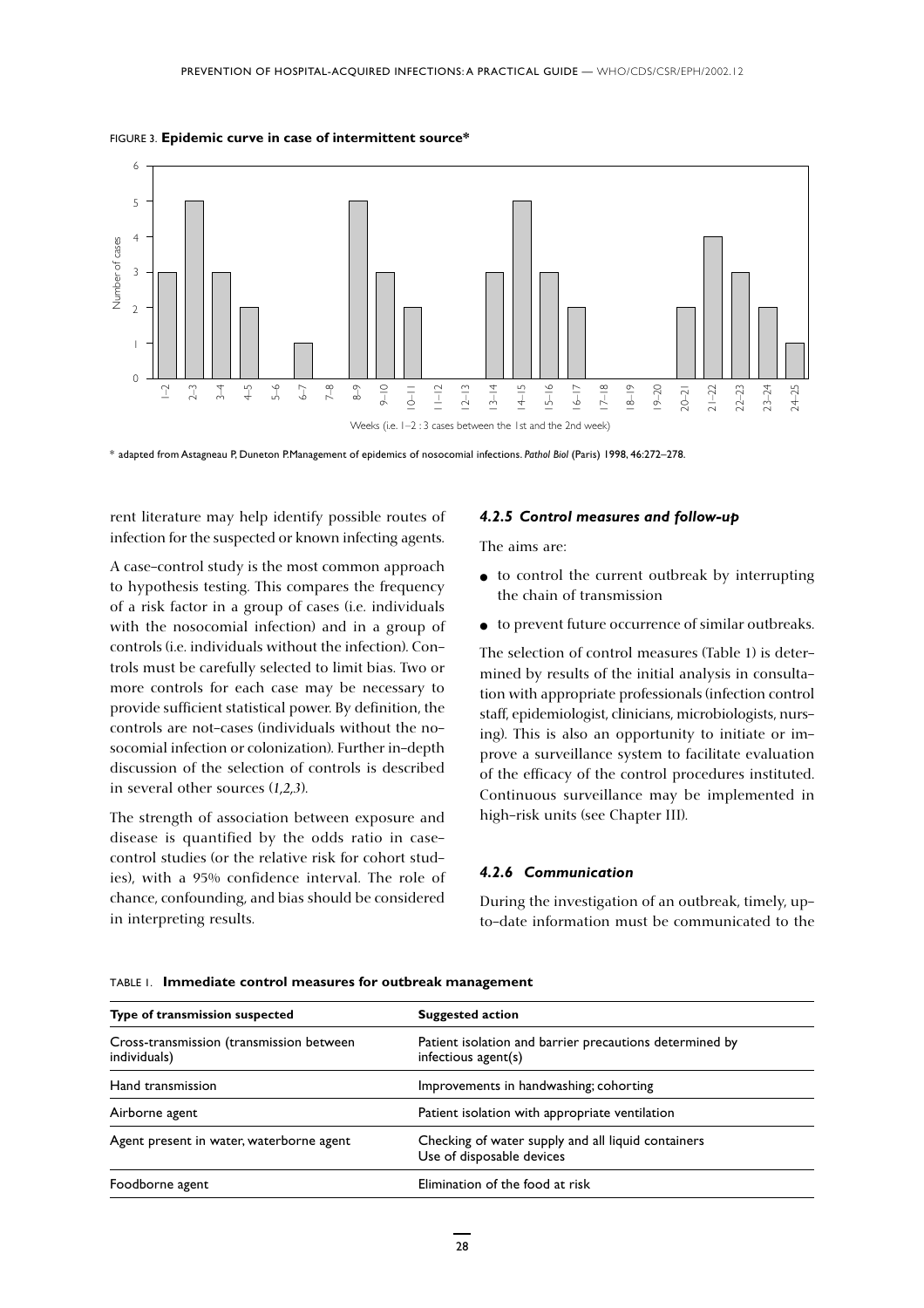FIGURE 3. **Epidemic curve in case of intermittent source***

\* adapted from Astagneau P, Duneton P. Management of epidemics of nosocomial infections. *Pathol Biol* (Paris) 1998, 46:272–278.

rent literature may help identify possible routes of infection for the suspected or known infecting agents.

A case–control study is the most common approach to hypothesis testing. This compares the frequency of a risk factor in a group of cases (i.e. individuals with the nosocomial infection) and in a group of controls (i.e. individuals without the infection). Controls must be carefully selected to limit bias. Two or more controls for each case may be necessary to provide sufficient statistical power. By definition, the controls are not–cases (individuals without the nosocomial infection or colonization). Further in–depth discussion of the selection of controls is described in several other sources (*1,2,3*).

The strength of association between exposure and disease is quantified by the odds ratio in case–control studies (or the relative risk for cohort studies), with a 95% confidence interval. The role of chance, confounding, and bias should be considered in interpreting results.

#### *4.2.5 Control measures and follow-up*

The aims are:

- to control the current outbreak by interrupting the chain of transmission
- to prevent future occurrence of similar outbreaks.

The selection of control measures (Table 1) is determined by results of the initial analysis in consultation with appropriate professionals (infection control staff, epidemiologist, clinicians, microbiologists, nursing). This is also an opportunity to initiate or improve a surveillance system to facilitate evaluation of the efficacy of the control procedures instituted. Continuous surveillance may be implemented in high–risk units (see Chapter III).

#### *4.2.6 Communication*

During the investigation of an outbreak, timely, up-to–date information must be communicated to the

TABLE 1. **Immediate control measures for outbreak management**

| Type of transmission suspected | Suggested action |
|---|---|
| Cross-transmission (transmission between individuals) | Patient isolation and barrier precautions determined by infectious agent(s) |
| Hand transmission | Improvements in handwashing; cohorting |
| Airborne agent | Patient isolation with appropriate ventilation |
| Agent present in water, waterborne agent | Checking of water supply and all liquid containers<br>Use of disposable devices |
| Foodborne agent | Elimination of the food at risk |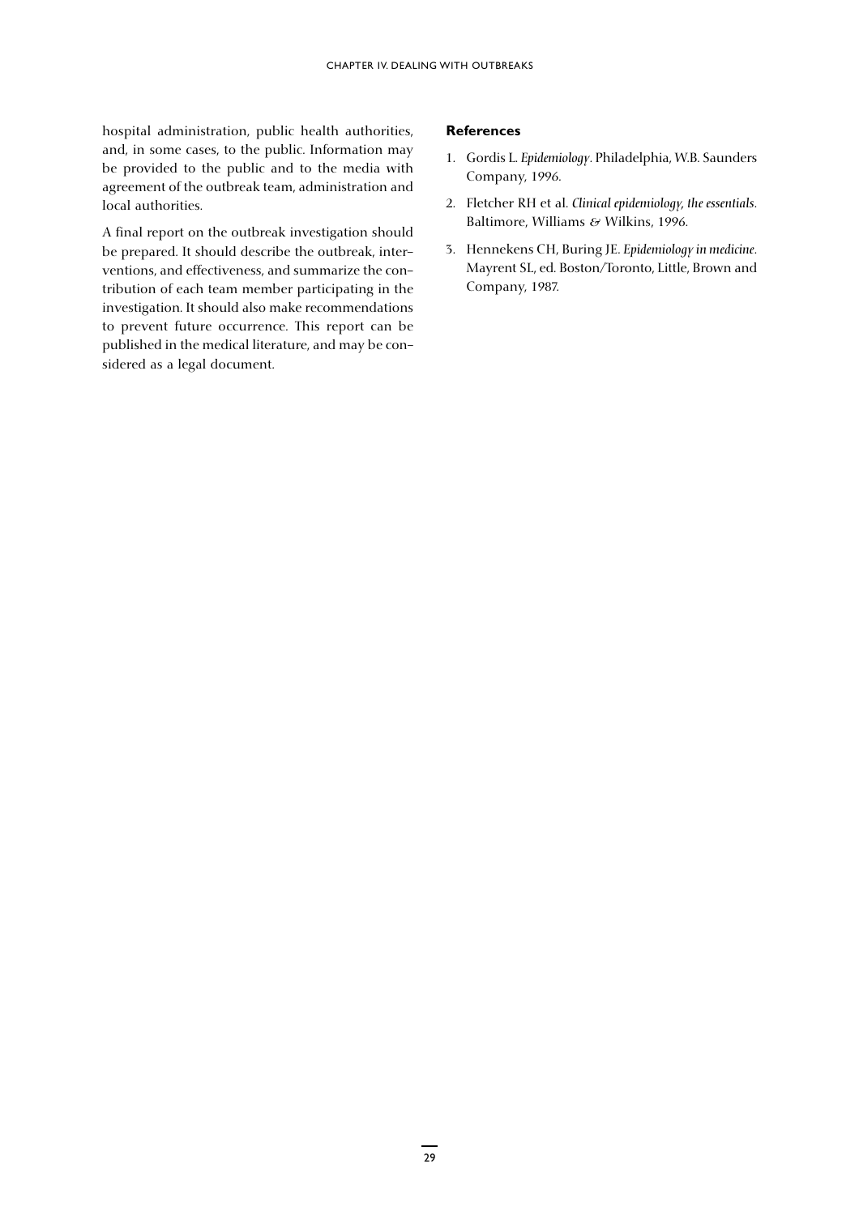hospital administration, public health authorities, and, in some cases, to the public. Information may be provided to the public and to the media with agreement of the outbreak team, administration and local authorities.

A final report on the outbreak investigation should be prepared. It should describe the outbreak, interventions, and effectiveness, and summarize the contribution of each team member participating in the investigation. It should also make recommendations to prevent future occurrence. This report can be published in the medical literature, and may be considered as a legal document.

### References

1. Gordis L. *Epidemiology*. Philadelphia, W.B. Saunders Company, 1996.
2. Fletcher RH et al. *Clinical epidemiology, the essentials*. Baltimore, Williams & Wilkins, 1996.
3. Hennekens CH, Buring JE. *Epidemiology in medicine*. Mayrent SL, ed. Boston/Toronto, Little, Brown and Company, 1987.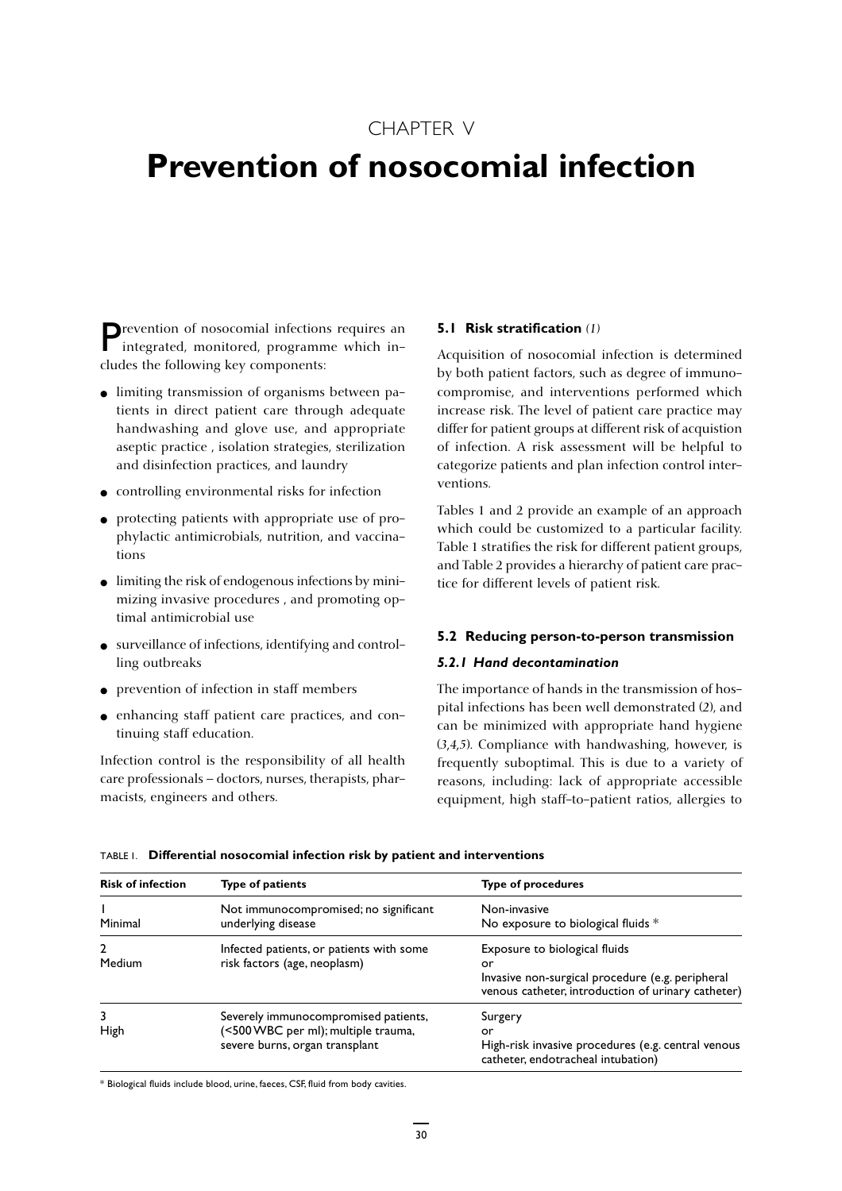CHAPTER V

# Prevention of nosocomial infection

Prevention of nosocomial infections requires an integrated, monitored, programme which includes the following key components:

- limiting transmission of organisms between patients in direct patient care through adequate handwashing and glove use, and appropriate aseptic practice , isolation strategies, sterilization and disinfection practices, and laundry
- controlling environmental risks for infection
- protecting patients with appropriate use of prophylactic antimicrobials, nutrition, and vaccinations
- limiting the risk of endogenous infections by minimizing invasive procedures , and promoting optimal antimicrobial use
- surveillance of infections, identifying and controlling outbreaks
- prevention of infection in staff members
- enhancing staff patient care practices, and continuing staff education.

Infection control is the responsibility of all health care professionals – doctors, nurses, therapists, pharmacists, engineers and others.

### 5.1 Risk stratification (*1*)

Acquisition of nosocomial infection is determined by both patient factors, such as degree of immunocompromise, and interventions performed which increase risk. The level of patient care practice may differ for patient groups at different risk of acquistion of infection. A risk assessment will be helpful to categorize patients and plan infection control interventions.

Tables 1 and 2 provide an example of an approach which could be customized to a particular facility. Table 1 stratifies the risk for different patient groups, and Table 2 provides a hierarchy of patient care practice for different levels of patient risk.

### 5.2 Reducing person-to-person transmission

#### *5.2.1 Hand decontamination*

The importance of hands in the transmission of hospital infections has been well demonstrated (*2*), and can be minimized with appropriate hand hygiene (*3,4,5*). Compliance with handwashing, however, is frequently suboptimal. This is due to a variety of reasons, including: lack of appropriate accessible equipment, high staff-to-patient ratios, allergies to

TABLE 1. **Differential nosocomial infection risk by patient and interventions**

| Risk of infection | Type of patients | Type of procedures |
|---|---|---|
| 1<br>Minimal | Not immunocompromised; no significant underlying disease | Non-invasive<br>No exposure to biological fluids * |
| 2<br>Medium | Infected patients, or patients with some risk factors (age, neoplasm) | Exposure to biological fluids<br>or<br>Invasive non-surgical procedure (e.g. peripheral venous catheter, introduction of urinary catheter) |
| 3<br>High | Severely immunocompromised patients, (<500 WBC per ml); multiple trauma, severe burns, organ transplant | Surgery<br>or<br>High-risk invasive procedures (e.g. central venous catheter, endotracheal intubation) |

\* Biological fluids include blood, urine, faeces, CSF, fluid from body cavities.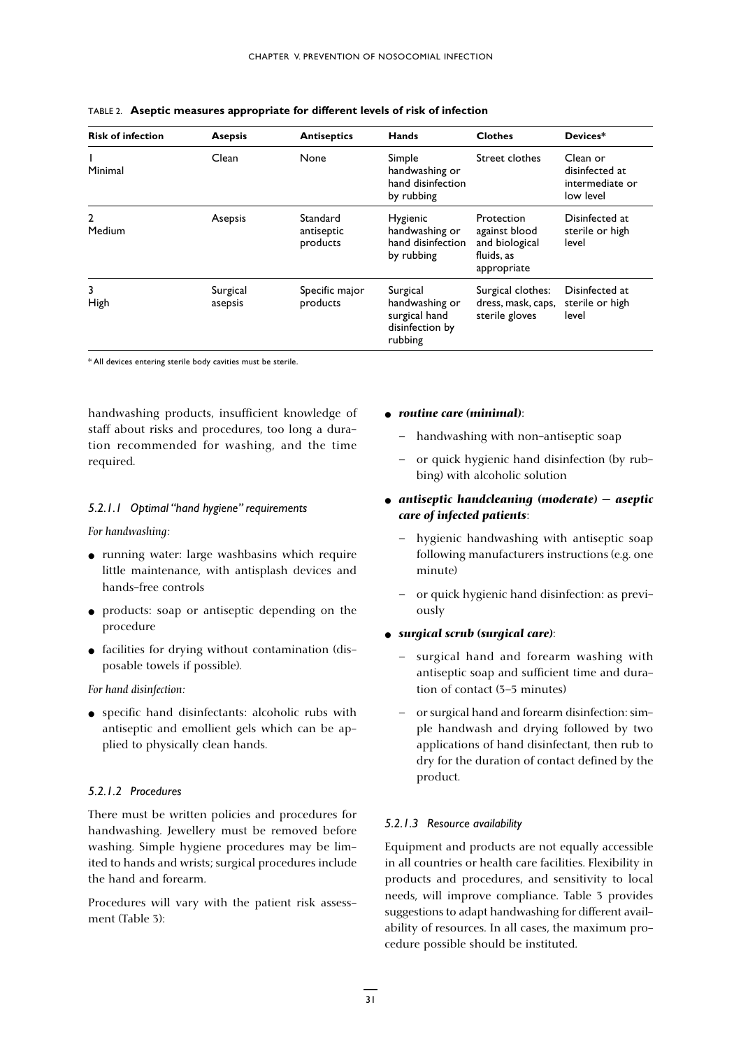TABLE 2. **Aseptic measures appropriate for different levels of risk of infection**

| Risk of infection | Asepsis | Antiseptics | Hands | Clothes | Devices* |
|---|---|---|---|---|---|
| 1 Minimal | Clean | None | Simple handwashing or hand disinfection by rubbing | Street clothes | Clean or disinfected at intermediate or low level |
| 2 Medium | Asepsis | Standard antiseptic products | Hygienic handwashing or hand disinfection by rubbing | Protection against blood and biological fluids, as appropriate | Disinfected at sterile or high level |
| 3 High | Surgical asepsis | Specific major products | Surgical handwashing or surgical hand disinfection by rubbing | Surgical clothes: dress, mask, caps, sterile gloves | Disinfected at sterile or high level |

* All devices entering sterile body cavities must be sterile.

handwashing products, insufficient knowledge of staff about risks and procedures, too long a duration recommended for washing, and the time required.

#### *5.2.1.1 Optimal "hand hygiene" requirements*

*For handwashing:*

- running water: large washbasins which require little maintenance, with antisplash devices and hands-free controls
- products: soap or antiseptic depending on the procedure
- facilities for drying without contamination (disposable towels if possible).

*For hand disinfection:*

- specific hand disinfectants: alcoholic rubs with antiseptic and emollient gels which can be applied to physically clean hands.

#### *5.2.1.2 Procedures*

There must be written policies and procedures for handwashing. Jewellery must be removed before washing. Simple hygiene procedures may be limited to hands and wrists; surgical procedures include the hand and forearm.

Procedures will vary with the patient risk assessment (Table 3):

- ***routine care (minimal)***:
  - handwashing with non-antiseptic soap
  - or quick hygienic hand disinfection (by rubbing) with alcoholic solution
- ***antiseptic handcleaning (moderate) — aseptic care of infected patients***:
  - hygienic handwashing with antiseptic soap following manufacturers instructions (e.g. one minute)
  - or quick hygienic hand disinfection: as previously
- ***surgical scrub (surgical care)***:
  - surgical hand and forearm washing with antiseptic soap and sufficient time and duration of contact (3–5 minutes)
  - or surgical hand and forearm disinfection: simple handwash and drying followed by two applications of hand disinfectant, then rub to dry for the duration of contact defined by the product.

#### *5.2.1.3 Resource availability*

Equipment and products are not equally accessible in all countries or health care facilities. Flexibility in products and procedures, and sensitivity to local needs, will improve compliance. Table 3 provides suggestions to adapt handwashing for different availability of resources. In all cases, the maximum procedure possible should be instituted.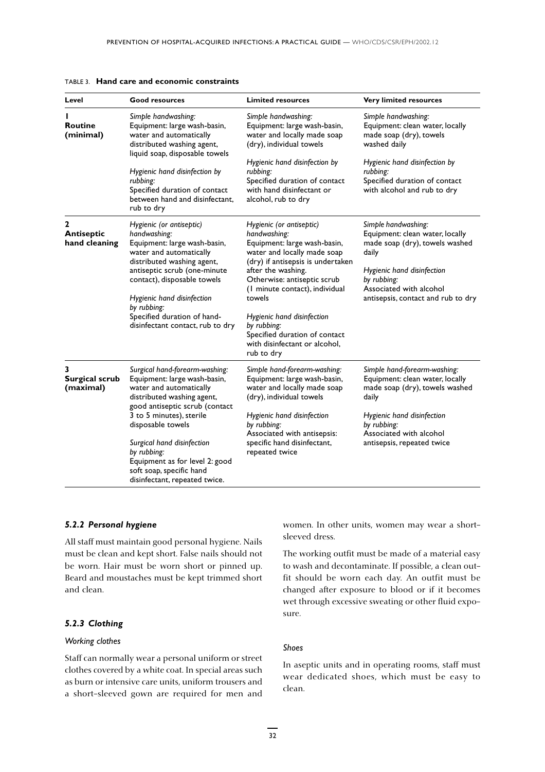TABLE 3. **Hand care and economic constraints**

| Level | Good resources | Limited resources | Very limited resources |
|---|---|---|---|
| **1 Routine (minimal)** | *Simple handwashing:* Equipment: large wash-basin, water and automatically distributed washing agent, liquid soap, disposable towels<br><br>*Hygienic hand disinfection by rubbing:* Specified duration of contact between hand and disinfectant, rub to dry | *Simple handwashing:* Equipment: large wash-basin, water and locally made soap (dry), individual towels<br><br>*Hygienic hand disinfection by rubbing:* Specified duration of contact with hand disinfectant or alcohol, rub to dry | *Simple handwashing:* Equipment: clean water, locally made soap (dry), towels washed daily<br><br>*Hygienic hand disinfection by rubbing:* Specified duration of contact with alcohol and rub to dry |
| **2 Antiseptic hand cleaning** | *Hygienic (or antiseptic) handwashing:* Equipment: large wash-basin, water and automatically distributed washing agent, antiseptic scrub (one-minute contact), disposable towels<br><br>*Hygienic hand disinfection by rubbing:* Specified duration of hand-disinfectant contact, rub to dry | *Hygienic (or antiseptic) handwashing:* Equipment: large wash-basin, water and locally made soap (dry) if antisepsis is undertaken after the washing. Otherwise: antiseptic scrub (1 minute contact), individual towels<br><br>*Hygienic hand disinfection by rubbing:* Specified duration of contact with disinfectant or alcohol, rub to dry | *Simple handwashing:* Equipment: clean water, locally made soap (dry), towels washed daily<br><br>*Hygienic hand disinfection by rubbing:* Associated with alcohol antisepsis, contact and rub to dry |
| **3 Surgical scrub (maximal)** | *Surgical hand-forearm-washing:* Equipment: large wash-basin, water and automatically distributed washing agent, good antiseptic scrub (contact 3 to 5 minutes), sterile disposable towels<br><br>*Surgical hand disinfection by rubbing:* Equipment as for level 2: good soft soap, specific hand disinfectant, repeated twice. | *Simple hand-forearm-washing:* Equipment: large wash-basin, water and locally made soap (dry), individual towels<br><br>*Hygienic hand disinfection by rubbing:* Associated with antisepsis: specific hand disinfectant, repeated twice | *Simple hand-forearm-washing:* Equipment: clean water, locally made soap (dry), towels washed daily<br><br>*Hygienic hand disinfection by rubbing:* Associated with alcohol antisepsis, repeated twice |

### *5.2.2 Personal hygiene*

All staff must maintain good personal hygiene. Nails must be clean and kept short. False nails should not be worn. Hair must be worn short or pinned up. Beard and moustaches must be kept trimmed short and clean.

### *5.2.3 Clothing*

*Working clothes*

Staff can normally wear a personal uniform or street clothes covered by a white coat. In special areas such as burn or intensive care units, uniform trousers and a short-sleeved gown are required for men and women. In other units, women may wear a short-sleeved dress.

The working outfit must be made of a material easy to wash and decontaminate. If possible, a clean outfit should be worn each day. An outfit must be changed after exposure to blood or if it becomes wet through excessive sweating or other fluid exposure.

*Shoes*

In aseptic units and in operating rooms, staff must wear dedicated shoes, which must be easy to clean.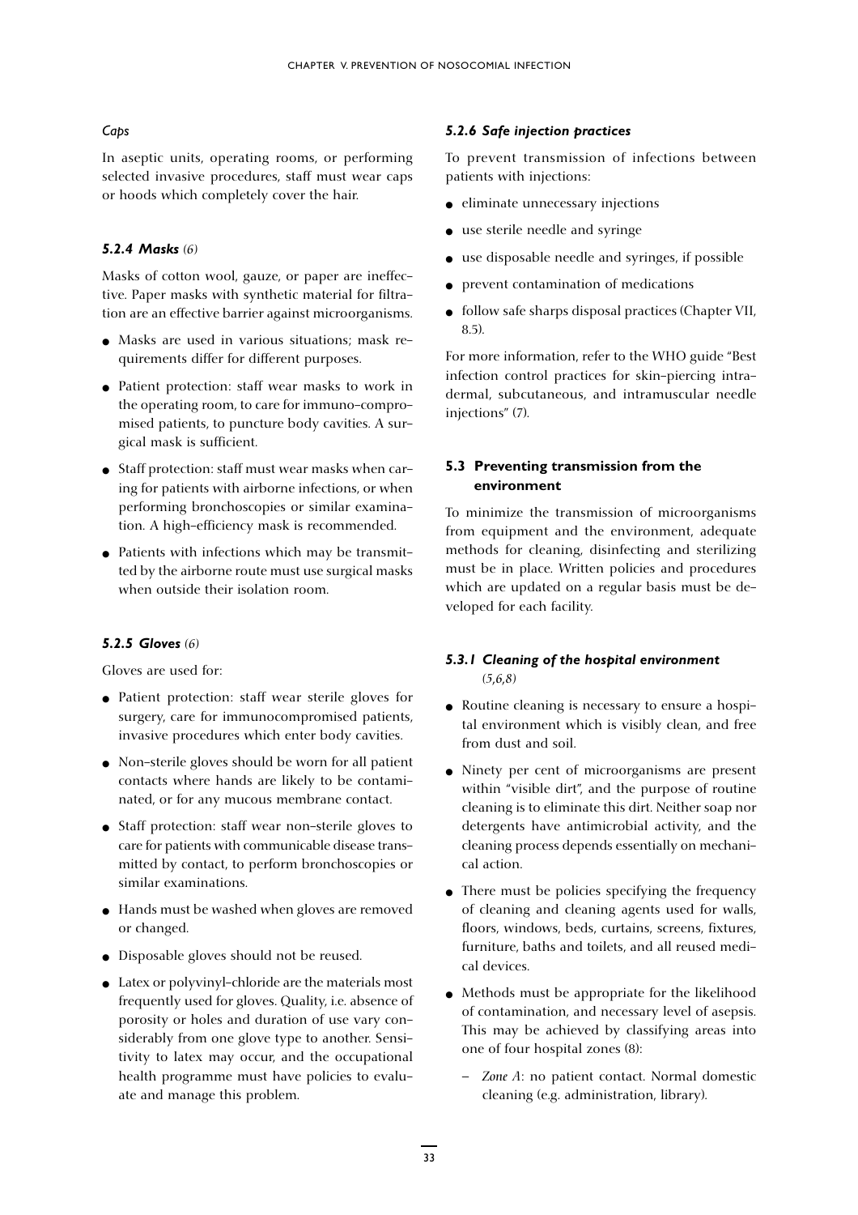*Caps*

In aseptic units, operating rooms, or performing selected invasive procedures, staff must wear caps or hoods which completely cover the hair.

### *5.2.4 Masks (6)*

Masks of cotton wool, gauze, or paper are ineffective. Paper masks with synthetic material for filtration are an effective barrier against microorganisms.

- Masks are used in various situations; mask requirements differ for different purposes.
- Patient protection: staff wear masks to work in the operating room, to care for immuno-compromised patients, to puncture body cavities. A surgical mask is sufficient.
- Staff protection: staff must wear masks when caring for patients with airborne infections, or when performing bronchoscopies or similar examination. A high-efficiency mask is recommended.
- Patients with infections which may be transmitted by the airborne route must use surgical masks when outside their isolation room.

### *5.2.5 Gloves (6)*

Gloves are used for:

- Patient protection: staff wear sterile gloves for surgery, care for immunocompromised patients, invasive procedures which enter body cavities.
- Non-sterile gloves should be worn for all patient contacts where hands are likely to be contaminated, or for any mucous membrane contact.
- Staff protection: staff wear non-sterile gloves to care for patients with communicable disease transmitted by contact, to perform bronchoscopies or similar examinations.
- Hands must be washed when gloves are removed or changed.
- Disposable gloves should not be reused.
- Latex or polyvinyl-chloride are the materials most frequently used for gloves. Quality, i.e. absence of porosity or holes and duration of use vary considerably from one glove type to another. Sensitivity to latex may occur, and the occupational health programme must have policies to evaluate and manage this problem.

### *5.2.6 Safe injection practices*

To prevent transmission of infections between patients with injections:

- eliminate unnecessary injections
- use sterile needle and syringe
- use disposable needle and syringes, if possible
- prevent contamination of medications
- follow safe sharps disposal practices (Chapter VII, 8.5).

For more information, refer to the WHO guide "Best infection control practices for skin-piercing intradermal, subcutaneous, and intramuscular needle injections" (7).

## 5.3 Preventing transmission from the environment

To minimize the transmission of microorganisms from equipment and the environment, adequate methods for cleaning, disinfecting and sterilizing must be in place. Written policies and procedures which are updated on a regular basis must be developed for each facility.

### *5.3.1 Cleaning of the hospital environment (5,6,8)*

- Routine cleaning is necessary to ensure a hospital environment which is visibly clean, and free from dust and soil.
- Ninety per cent of microorganisms are present within "visible dirt", and the purpose of routine cleaning is to eliminate this dirt. Neither soap nor detergents have antimicrobial activity, and the cleaning process depends essentially on mechanical action.
- There must be policies specifying the frequency of cleaning and cleaning agents used for walls, floors, windows, beds, curtains, screens, fixtures, furniture, baths and toilets, and all reused medical devices.
- Methods must be appropriate for the likelihood of contamination, and necessary level of asepsis. This may be achieved by classifying areas into one of four hospital zones (8):
  - *Zone A*: no patient contact. Normal domestic cleaning (e.g. administration, library).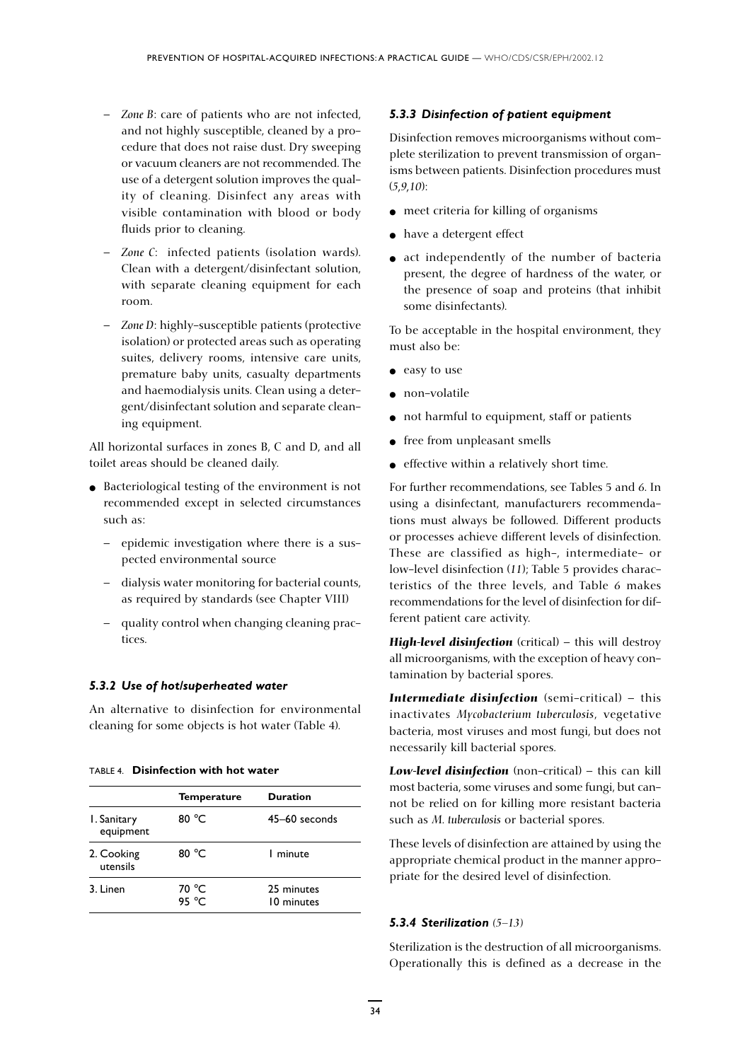– *Zone B*: care of patients who are not infected, and not highly susceptible, cleaned by a procedure that does not raise dust. Dry sweeping or vacuum cleaners are not recommended. The use of a detergent solution improves the quality of cleaning. Disinfect any areas with visible contamination with blood or body fluids prior to cleaning.

– *Zone C*: infected patients (isolation wards). Clean with a detergent/disinfectant solution, with separate cleaning equipment for each room.

– *Zone D*: highly-susceptible patients (protective isolation) or protected areas such as operating suites, delivery rooms, intensive care units, premature baby units, casualty departments and haemodialysis units. Clean using a detergent/disinfectant solution and separate cleaning equipment.

All horizontal surfaces in zones B, C and D, and all toilet areas should be cleaned daily.

- Bacteriological testing of the environment is not recommended except in selected circumstances such as:
  - epidemic investigation where there is a suspected environmental source
  - dialysis water monitoring for bacterial counts, as required by standards (see Chapter VIII)
  - quality control when changing cleaning practices.

### *5.3.2 Use of hot/superheated water*

An alternative to disinfection for environmental cleaning for some objects is hot water (Table 4).

TABLE 4. **Disinfection with hot water**

| | Temperature | Duration |
|---|---|---|
| 1. Sanitary equipment | 80 °C | 45–60 seconds |
| 2. Cooking utensils | 80 °C | 1 minute |
| 3. Linen | 70 °C<br>95 °C | 25 minutes<br>10 minutes |

### *5.3.3 Disinfection of patient equipment*

Disinfection removes microorganisms without complete sterilization to prevent transmission of organisms between patients. Disinfection procedures must (*5,9,10*):

- meet criteria for killing of organisms
- have a detergent effect
- act independently of the number of bacteria present, the degree of hardness of the water, or the presence of soap and proteins (that inhibit some disinfectants).

To be acceptable in the hospital environment, they must also be:

- easy to use
- non-volatile
- not harmful to equipment, staff or patients
- free from unpleasant smells
- effective within a relatively short time.

For further recommendations, see Tables 5 and 6. In using a disinfectant, manufacturers recommendations must always be followed. Different products or processes achieve different levels of disinfection. These are classified as high-, intermediate- or low-level disinfection (*11*); Table 5 provides characteristics of the three levels, and Table 6 makes recommendations for the level of disinfection for different patient care activity.

***High-level disinfection*** (critical) – this will destroy all microorganisms, with the exception of heavy contamination by bacterial spores.

***Intermediate disinfection*** (semi-critical) – this inactivates *Mycobacterium tuberculosis*, vegetative bacteria, most viruses and most fungi, but does not necessarily kill bacterial spores.

***Low-level disinfection*** (non-critical) – this can kill most bacteria, some viruses and some fungi, but cannot be relied on for killing more resistant bacteria such as *M. tuberculosis* or bacterial spores.

These levels of disinfection are attained by using the appropriate chemical product in the manner appropriate for the desired level of disinfection.

### *5.3.4 Sterilization (5–13)*

Sterilization is the destruction of all microorganisms. Operationally this is defined as a decrease in the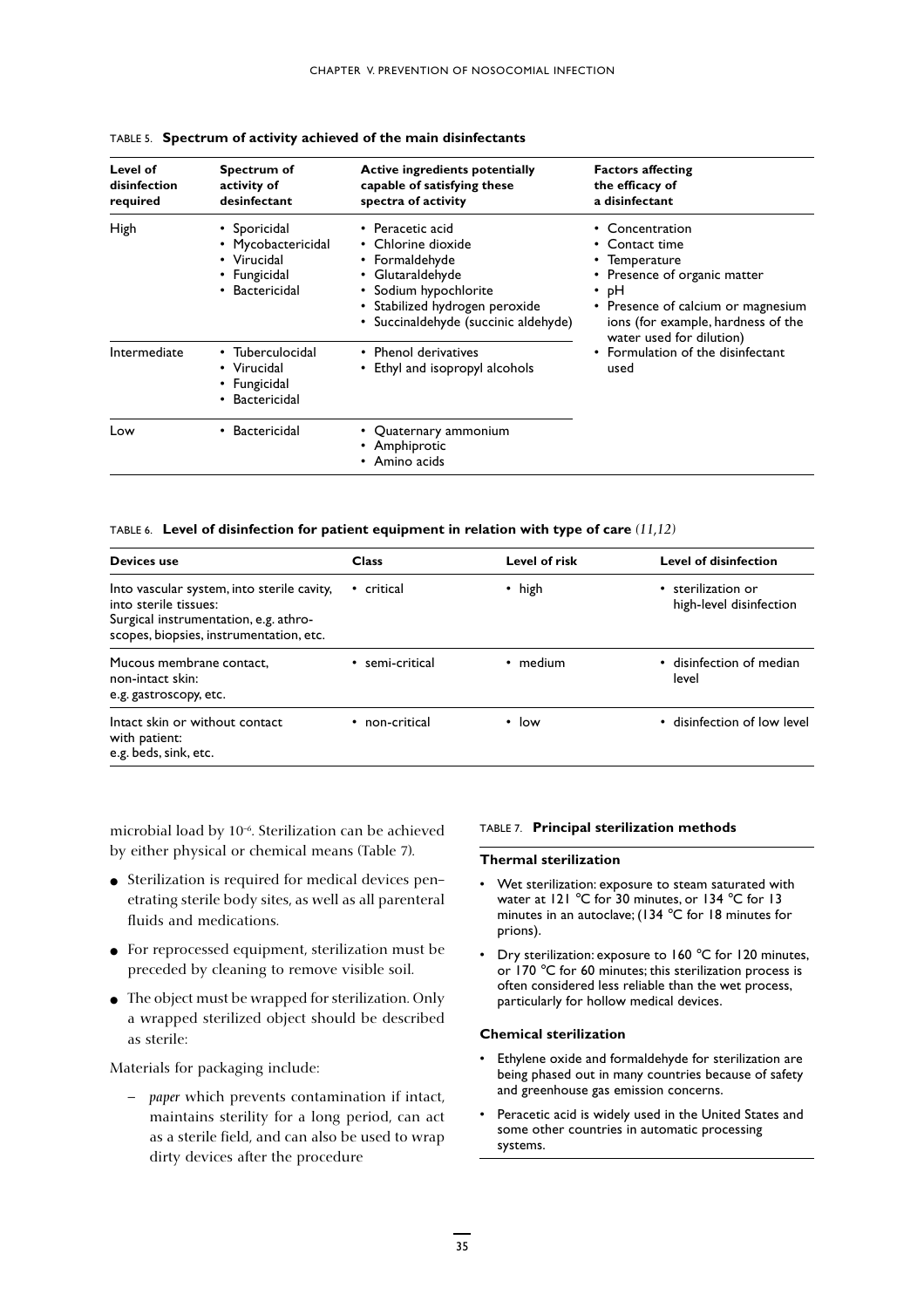TABLE 5. **Spectrum of activity achieved of the main disinfectants**

| Level of disinfection required | Spectrum of activity of desinfectant | Active ingredients potentially capable of satisfying these spectra of activity | Factors affecting the efficacy of a disinfectant |
|---|---|---|---|
| High | • Sporicidal<br>• Mycobactericidal<br>• Virucidal<br>• Fungicidal<br>• Bactericidal | • Peracetic acid<br>• Chlorine dioxide<br>• Formaldehyde<br>• Glutaraldehyde<br>• Sodium hypochlorite<br>• Stabilized hydrogen peroxide<br>• Succinaldehyde (succinic aldehyde) | • Concentration<br>• Contact time<br>• Temperature<br>• Presence of organic matter<br>• pH<br>• Presence of calcium or magnesium ions (for example, hardness of the water used for dilution)<br>• Formulation of the disinfectant used |
| Intermediate | • Tuberculocidal<br>• Virucidal<br>• Fungicidal<br>• Bactericidal | • Phenol derivatives<br>• Ethyl and isopropyl alcohols | |
| Low | • Bactericidal | • Quaternary ammonium<br>• Amphiprotic<br>• Amino acids | |

TABLE 6. **Level of disinfection for patient equipment in relation with type of care** *(11,12)*

| Devices use | Class | Level of risk | Level of disinfection |
|---|---|---|---|
| Into vascular system, into sterile cavity, into sterile tissues:<br>Surgical instrumentation, e.g. athroscopes, biopsies, instrumentation, etc. | • critical | • high | • sterilization or high-level disinfection |
| Mucous membrane contact, non-intact skin:<br>e.g. gastroscopy, etc. | • semi-critical | • medium | • disinfection of median level |
| Intact skin or without contact with patient:<br>e.g. beds, sink, etc. | • non-critical | • low | • disinfection of low level |

microbial load by $10^{-6}$. Sterilization can be achieved by either physical or chemical means (Table 7).

- Sterilization is required for medical devices penetrating sterile body sites, as well as all parenteral fluids and medications.
- For reprocessed equipment, sterilization must be preceded by cleaning to remove visible soil.
- The object must be wrapped for sterilization. Only a wrapped sterilized object should be described as sterile:

Materials for packaging include:

– *paper* which prevents contamination if intact, maintains sterility for a long period, can act as a sterile field, and can also be used to wrap dirty devices after the procedure

TABLE 7. **Principal sterilization methods**

**Thermal sterilization**

- Wet sterilization: exposure to steam saturated with water at 121 °C for 30 minutes, or 134 °C for 13 minutes in an autoclave; (134 °C for 18 minutes for prions).
- Dry sterilization: exposure to 160 °C for 120 minutes, or 170 °C for 60 minutes; this sterilization process is often considered less reliable than the wet process, particularly for hollow medical devices.

**Chemical sterilization**

- Ethylene oxide and formaldehyde for sterilization are being phased out in many countries because of safety and greenhouse gas emission concerns.
- Peracetic acid is widely used in the United States and some other countries in automatic processing systems.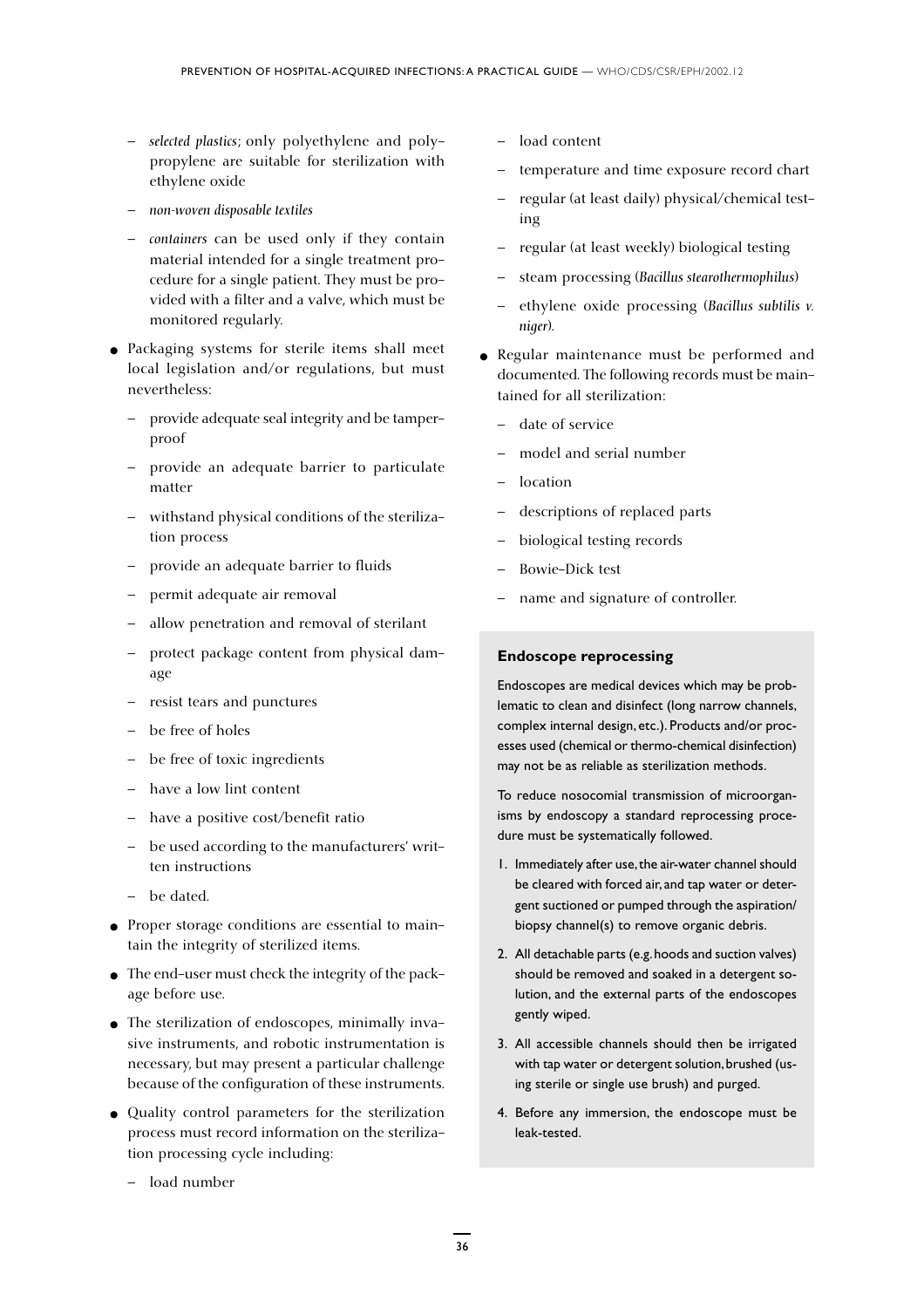- *selected plastics*; only polyethylene and polypropylene are suitable for sterilization with ethylene oxide
- *non-woven disposable textiles*
- *containers* can be used only if they contain material intended for a single treatment procedure for a single patient. They must be provided with a filter and a valve, which must be monitored regularly.

- Packaging systems for sterile items shall meet local legislation and/or regulations, but must nevertheless:
  - provide adequate seal integrity and be tamper-proof
  - provide an adequate barrier to particulate matter
  - withstand physical conditions of the sterilization process
  - provide an adequate barrier to fluids
  - permit adequate air removal
  - allow penetration and removal of sterilant
  - protect package content from physical damage
  - resist tears and punctures
  - be free of holes
  - be free of toxic ingredients
  - have a low lint content
  - have a positive cost/benefit ratio
  - be used according to the manufacturers' written instructions
  - be dated.
- Proper storage conditions are essential to maintain the integrity of sterilized items.
- The end-user must check the integrity of the package before use.
- The sterilization of endoscopes, minimally invasive instruments, and robotic instrumentation is necessary, but may present a particular challenge because of the configuration of these instruments.
- Quality control parameters for the sterilization process must record information on the sterilization processing cycle including:
  - load number
  - load content
  - temperature and time exposure record chart
  - regular (at least daily) physical/chemical testing
  - regular (at least weekly) biological testing
  - steam processing (*Bacillus stearothermophilus*)
  - ethylene oxide processing (*Bacillus subtilis v. niger*).
- Regular maintenance must be performed and documented. The following records must be maintained for all sterilization:
  - date of service
  - model and serial number
  - location
  - descriptions of replaced parts
  - biological testing records
  - Bowie–Dick test
  - name and signature of controller.

**Endoscope reprocessing**

Endoscopes are medical devices which may be problematic to clean and disinfect (long narrow channels, complex internal design, etc.). Products and/or processes used (chemical or thermo-chemical disinfection) may not be as reliable as sterilization methods.

To reduce nosocomial transmission of microorganisms by endoscopy a standard reprocessing procedure must be systematically followed.

1. Immediately after use, the air-water channel should be cleared with forced air, and tap water or detergent suctioned or pumped through the aspiration/biopsy channel(s) to remove organic debris.
2. All detachable parts (e.g. hoods and suction valves) should be removed and soaked in a detergent solution, and the external parts of the endoscopes gently wiped.
3. All accessible channels should then be irrigated with tap water or detergent solution, brushed (using sterile or single use brush) and purged.
4. Before any immersion, the endoscope must be leak-tested.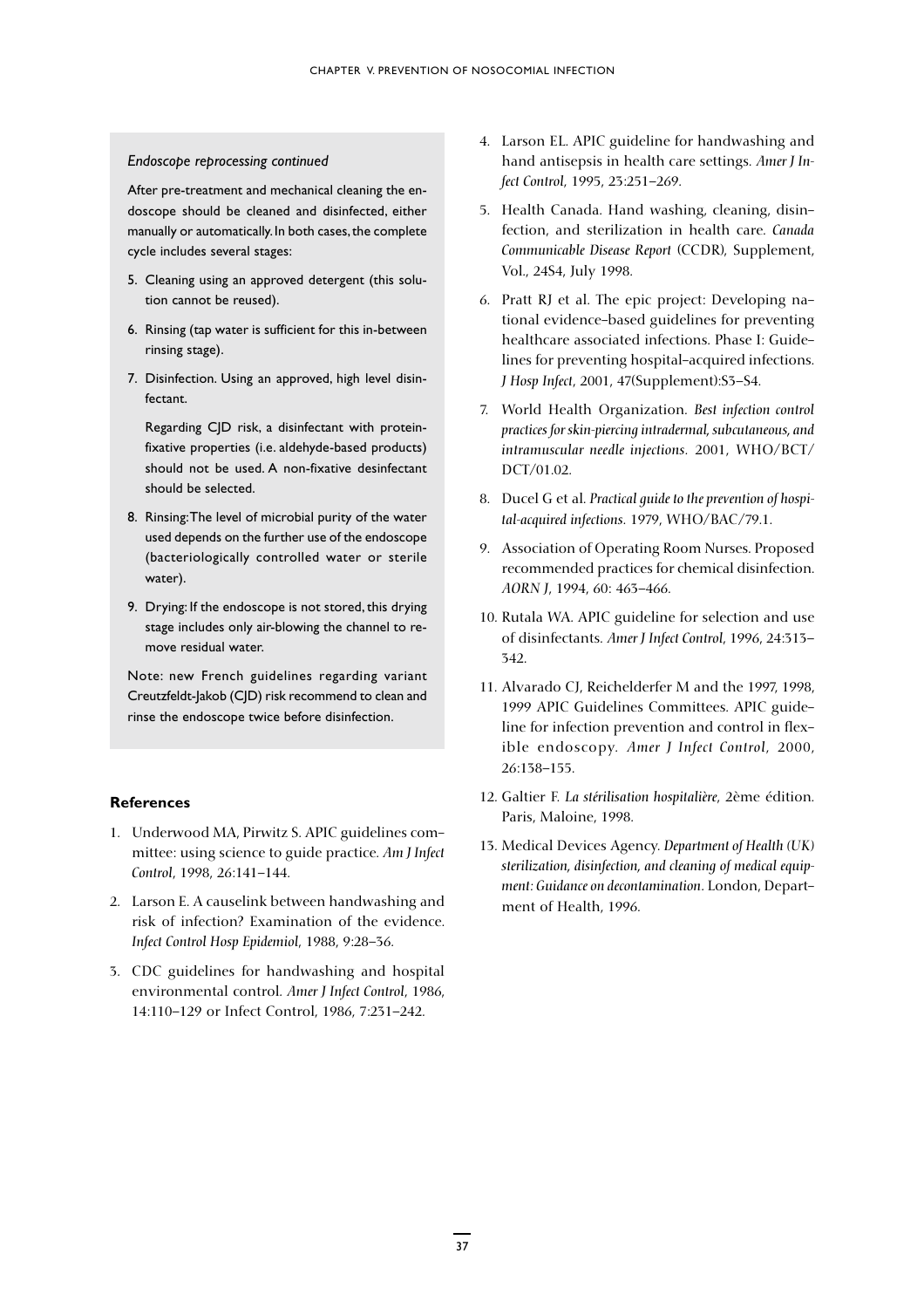*Endoscope reprocessing continued*

After pre-treatment and mechanical cleaning the endoscope should be cleaned and disinfected, either manually or automatically. In both cases, the complete cycle includes several stages:

5. Cleaning using an approved detergent (this solution cannot be reused).
6. Rinsing (tap water is sufficient for this in-between rinsing stage).
7. Disinfection. Using an approved, high level disinfectant.

   Regarding CJD risk, a disinfectant with protein-fixative properties (i.e. aldehyde-based products) should not be used. A non-fixative desinfectant should be selected.
8. Rinsing: The level of microbial purity of the water used depends on the further use of the endoscope (bacteriologically controlled water or sterile water).
9. Drying: If the endoscope is not stored, this drying stage includes only air-blowing the channel to remove residual water.

Note: new French guidelines regarding variant Creutzfeldt-Jakob (CJD) risk recommend to clean and rinse the endoscope twice before disinfection.

### References

1. Underwood MA, Pirwitz S. APIC guidelines committee: using science to guide practice. *Am J Infect Control*, 1998, 26:141–144.
2. Larson E. A causelink between handwashing and risk of infection? Examination of the evidence. *Infect Control Hosp Epidemiol*, 1988, 9:28–36.
3. CDC guidelines for handwashing and hospital environmental control. *Amer J Infect Control*, 1986, 14:110–129 or Infect Control, 1986, 7:231–242.
4. Larson EL. APIC guideline for handwashing and hand antisepsis in health care settings. *Amer J Infect Control*, 1995, 23:251–269.
5. Health Canada. Hand washing, cleaning, disinfection, and sterilization in health care. *Canada Communicable Disease Report* (CCDR), Supplement, Vol., 24S4, July 1998.
6. Pratt RJ et al. The epic project: Developing national evidence–based guidelines for preventing healthcare associated infections. Phase I: Guidelines for preventing hospital–acquired infections. *J Hosp Infect*, 2001, 47(Supplement):S3–S4.
7. World Health Organization. *Best infection control practices for skin-piercing intradermal, subcutaneous, and intramuscular needle injections*. 2001, WHO/BCT/DCT/01.02.
8. Ducel G et al. *Practical guide to the prevention of hospital-acquired infections*. 1979, WHO/BAC/79.1.
9. Association of Operating Room Nurses. Proposed recommended practices for chemical disinfection. *AORN J*, 1994, 60: 463–466.
10. Rutala WA. APIC guideline for selection and use of disinfectants. *Amer J Infect Control*, 1996, 24:313–342.
11. Alvarado CJ, Reichelderfer M and the 1997, 1998, 1999 APIC Guidelines Committees. APIC guideline for infection prevention and control in flexible endoscopy. *Amer J Infect Control*, 2000, 26:138–155.
12. Galtier F. *La stérilisation hospitalière*, 2ème édition. Paris, Maloine, 1998.
13. Medical Devices Agency. *Department of Health (UK) sterilization, disinfection, and cleaning of medical equipment: Guidance on decontamination*. London, Department of Health, 1996.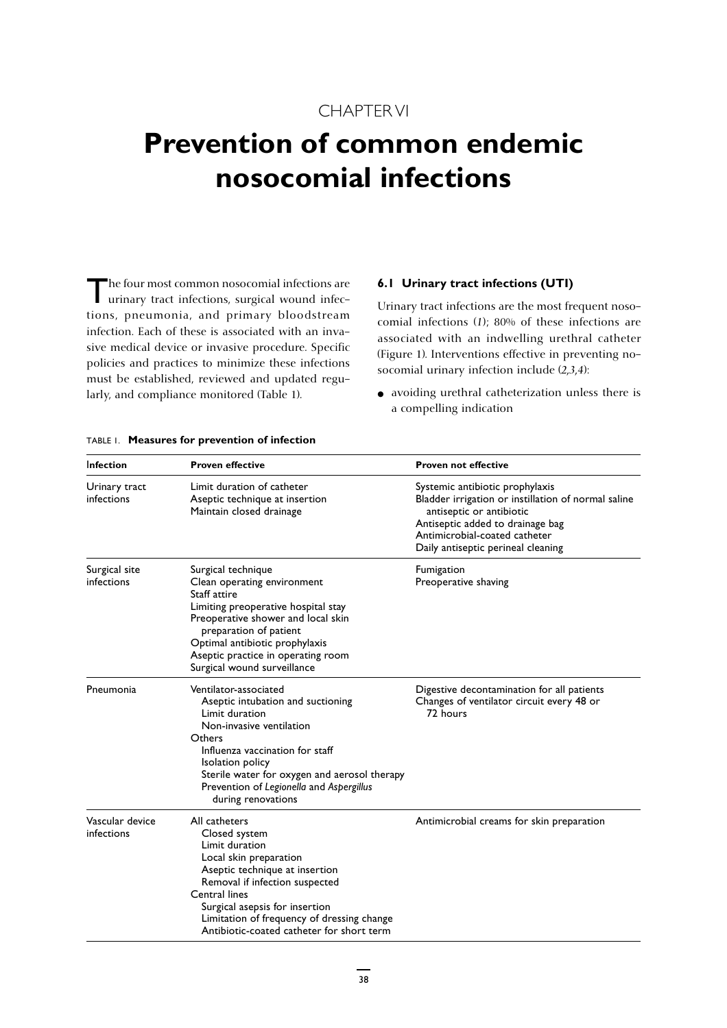CHAPTER VI

# Prevention of common endemic nosocomial infections

The four most common nosocomial infections are urinary tract infections, surgical wound infections, pneumonia, and primary bloodstream infection. Each of these is associated with an invasive medical device or invasive procedure. Specific policies and practices to minimize these infections must be established, reviewed and updated regularly, and compliance monitored (Table 1).

## 6.1 Urinary tract infections (UTI)

Urinary tract infections are the most frequent nosocomial infections (*1*); 80% of these infections are associated with an indwelling urethral catheter (Figure 1). Interventions effective in preventing nosocomial urinary infection include (*2,3,4*):

- avoiding urethral catheterization unless there is a compelling indication

TABLE 1. **Measures for prevention of infection**

| Infection | Proven effective | Proven not effective |
|---|---|---|
| Urinary tract infections | Limit duration of catheter<br>Aseptic technique at insertion<br>Maintain closed drainage | Systemic antibiotic prophylaxis<br>Bladder irrigation or instillation of normal saline antiseptic or antibiotic<br>Antiseptic added to drainage bag<br>Antimicrobial-coated catheter<br>Daily antiseptic perineal cleaning |
| Surgical site infections | Surgical technique<br>Clean operating environment<br>Staff attire<br>Limiting preoperative hospital stay<br>Preoperative shower and local skin preparation of patient<br>Optimal antibiotic prophylaxis<br>Aseptic practice in operating room<br>Surgical wound surveillance | Fumigation<br>Preoperative shaving |
| Pneumonia | Ventilator-associated<br>Aseptic intubation and suctioning<br>Limit duration<br>Non-invasive ventilation<br>Others<br>Influenza vaccination for staff<br>Isolation policy<br>Sterile water for oxygen and aerosol therapy<br>Prevention of *Legionella* and *Aspergillus* during renovations | Digestive decontamination for all patients<br>Changes of ventilator circuit every 48 or 72 hours |
| Vascular device infections | All catheters<br>Closed system<br>Limit duration<br>Local skin preparation<br>Aseptic technique at insertion<br>Removal if infection suspected<br>Central lines<br>Surgical asepsis for insertion<br>Limitation of frequency of dressing change<br>Antibiotic-coated catheter for short term | Antimicrobial creams for skin preparation |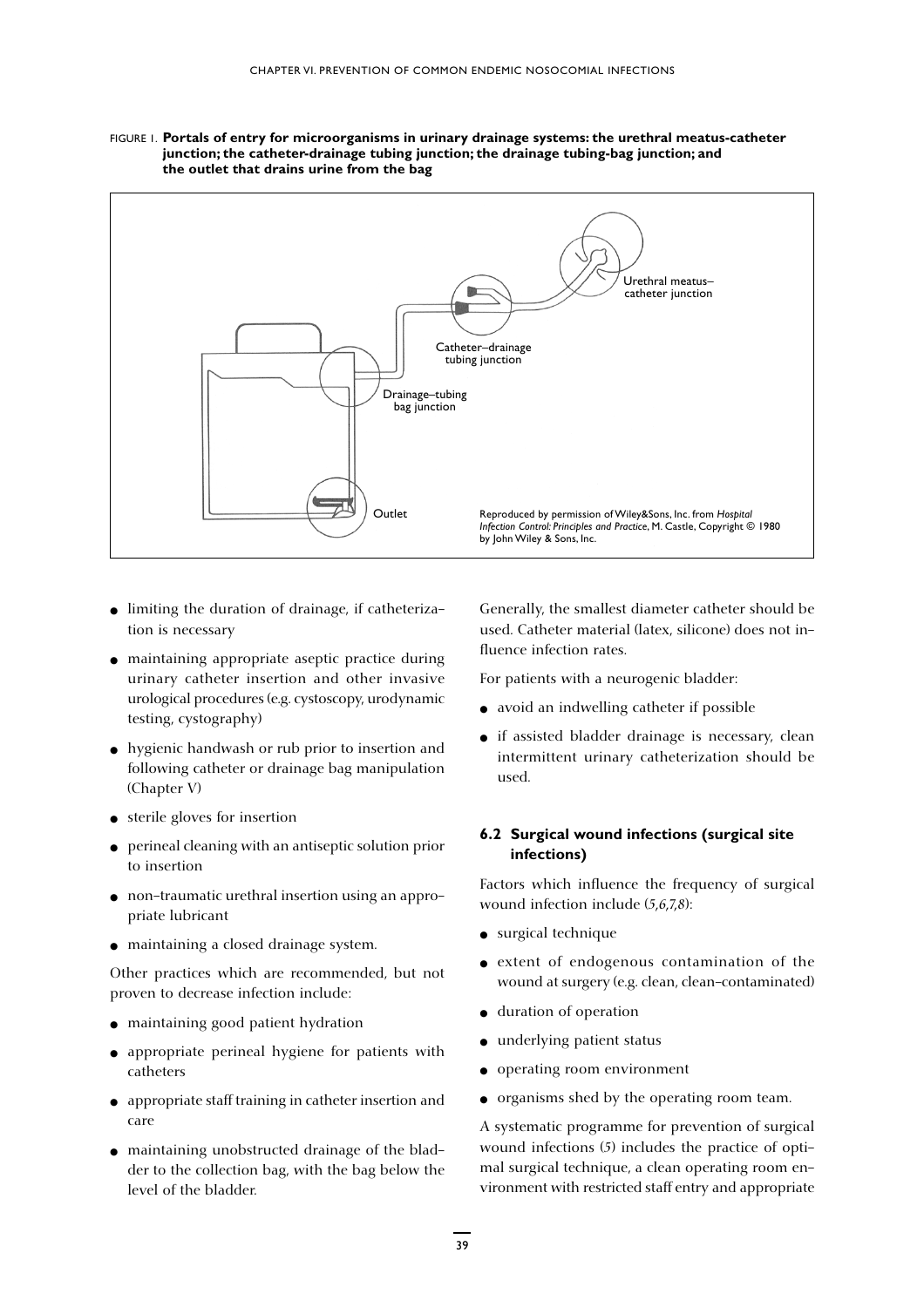FIGURE 1. **Portals of entry for microorganisms in urinary drainage systems: the urethral meatus-catheter junction; the catheter-drainage tubing junction; the drainage tubing-bag junction; and the outlet that drains urine from the bag**

Urethral meatus–catheter junction

Catheter–drainage tubing junction

Drainage–tubing bag junction

Outlet

Reproduced by permission of Wiley&Sons, Inc. from *Hospital Infection Control: Principles and Practice*, M. Castle, Copyright © 1980 by John Wiley & Sons, Inc.

- limiting the duration of drainage, if catheterization is necessary
- maintaining appropriate aseptic practice during urinary catheter insertion and other invasive urological procedures (e.g. cystoscopy, urodynamic testing, cystography)
- hygienic handwash or rub prior to insertion and following catheter or drainage bag manipulation (Chapter V)
- sterile gloves for insertion
- perineal cleaning with an antiseptic solution prior to insertion
- non-traumatic urethral insertion using an appropriate lubricant
- maintaining a closed drainage system.

Other practices which are recommended, but not proven to decrease infection include:

- maintaining good patient hydration
- appropriate perineal hygiene for patients with catheters
- appropriate staff training in catheter insertion and care
- maintaining unobstructed drainage of the bladder to the collection bag, with the bag below the level of the bladder.

Generally, the smallest diameter catheter should be used. Catheter material (latex, silicone) does not influence infection rates.

For patients with a neurogenic bladder:

- avoid an indwelling catheter if possible
- if assisted bladder drainage is necessary, clean intermittent urinary catheterization should be used.

### 6.2 Surgical wound infections (surgical site infections)

Factors which influence the frequency of surgical wound infection include (*5,6,7,8*):

- surgical technique
- extent of endogenous contamination of the wound at surgery (e.g. clean, clean-contaminated)
- duration of operation
- underlying patient status
- operating room environment
- organisms shed by the operating room team.

A systematic programme for prevention of surgical wound infections (*5*) includes the practice of optimal surgical technique, a clean operating room environment with restricted staff entry and appropriate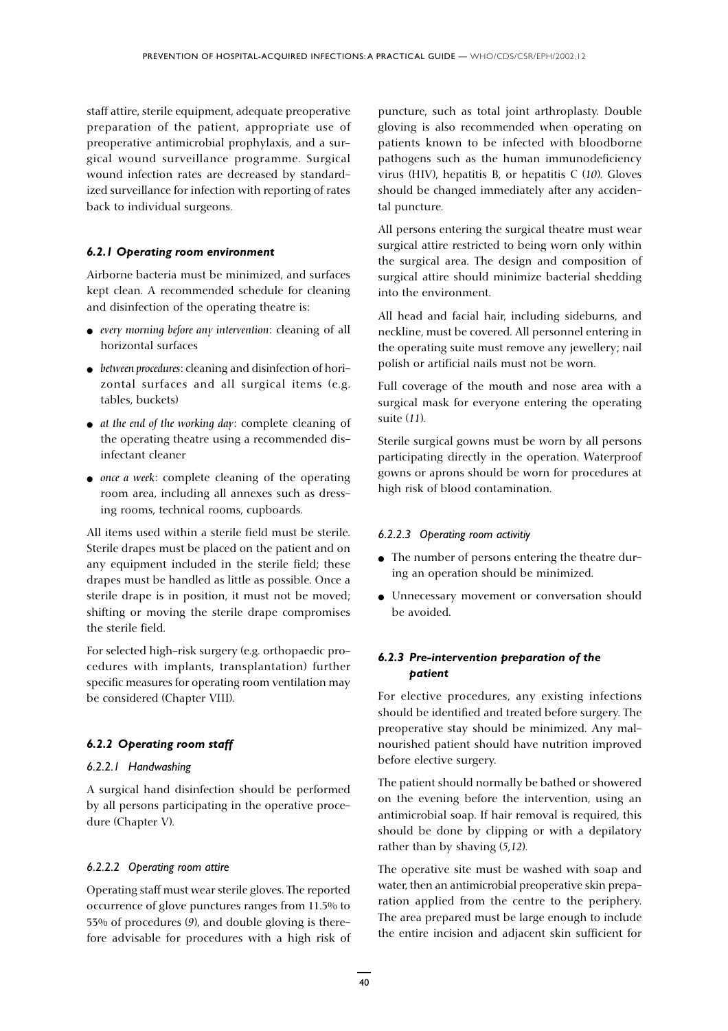staff attire, sterile equipment, adequate preoperative preparation of the patient, appropriate use of preoperative antimicrobial prophylaxis, and a surgical wound surveillance programme. Surgical wound infection rates are decreased by standardized surveillance for infection with reporting of rates back to individual surgeons.

### *6.2.1 Operating room environment*

Airborne bacteria must be minimized, and surfaces kept clean. A recommended schedule for cleaning and disinfection of the operating theatre is:

- *every morning before any intervention*: cleaning of all horizontal surfaces
- *between procedures*: cleaning and disinfection of horizontal surfaces and all surgical items (e.g. tables, buckets)
- *at the end of the working day*: complete cleaning of the operating theatre using a recommended disinfectant cleaner
- *once a week*: complete cleaning of the operating room area, including all annexes such as dressing rooms, technical rooms, cupboards.

All items used within a sterile field must be sterile. Sterile drapes must be placed on the patient and on any equipment included in the sterile field; these drapes must be handled as little as possible. Once a sterile drape is in position, it must not be moved; shifting or moving the sterile drape compromises the sterile field.

For selected high-risk surgery (e.g. orthopaedic procedures with implants, transplantation) further specific measures for operating room ventilation may be considered (Chapter VIII).

### *6.2.2 Operating room staff*

#### *6.2.2.1 Handwashing*

A surgical hand disinfection should be performed by all persons participating in the operative procedure (Chapter V).

#### *6.2.2.2 Operating room attire*

Operating staff must wear sterile gloves. The reported occurrence of glove punctures ranges from 11.5% to 53% of procedures (*9*), and double gloving is therefore advisable for procedures with a high risk of puncture, such as total joint arthroplasty. Double gloving is also recommended when operating on patients known to be infected with bloodborne pathogens such as the human immunodeficiency virus (HIV), hepatitis B, or hepatitis C (*10*). Gloves should be changed immediately after any accidental puncture.

All persons entering the surgical theatre must wear surgical attire restricted to being worn only within the surgical area. The design and composition of surgical attire should minimize bacterial shedding into the environment.

All head and facial hair, including sideburns, and neckline, must be covered. All personnel entering in the operating suite must remove any jewellery; nail polish or artificial nails must not be worn.

Full coverage of the mouth and nose area with a surgical mask for everyone entering the operating suite (*11*).

Sterile surgical gowns must be worn by all persons participating directly in the operation. Waterproof gowns or aprons should be worn for procedures at high risk of blood contamination.

#### *6.2.2.3 Operating room activitiy*

- The number of persons entering the theatre during an operation should be minimized.
- Unnecessary movement or conversation should be avoided.

### *6.2.3 Pre-intervention preparation of the patient*

For elective procedures, any existing infections should be identified and treated before surgery. The preoperative stay should be minimized. Any malnourished patient should have nutrition improved before elective surgery.

The patient should normally be bathed or showered on the evening before the intervention, using an antimicrobial soap. If hair removal is required, this should be done by clipping or with a depilatory rather than by shaving (*5,12*).

The operative site must be washed with soap and water, then an antimicrobial preoperative skin preparation applied from the centre to the periphery. The area prepared must be large enough to include the entire incision and adjacent skin sufficient for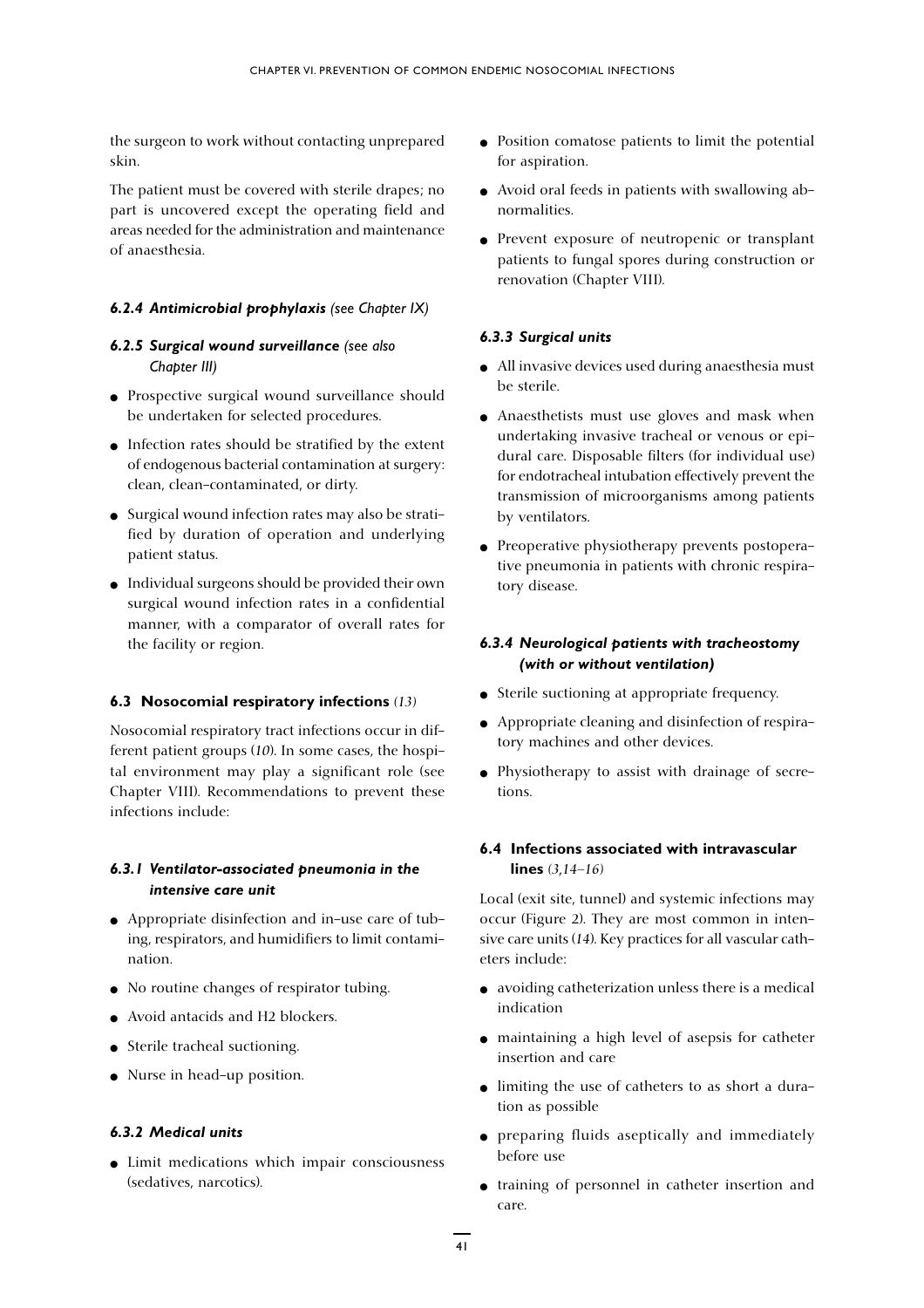the surgeon to work without contacting unprepared skin.

The patient must be covered with sterile drapes; no part is uncovered except the operating field and areas needed for the administration and maintenance of anaesthesia.

#### *6.2.4 Antimicrobial prophylaxis (see Chapter IX)*

#### *6.2.5 Surgical wound surveillance (see also Chapter III)*

- Prospective surgical wound surveillance should be undertaken for selected procedures.
- Infection rates should be stratified by the extent of endogenous bacterial contamination at surgery: clean, clean-contaminated, or dirty.
- Surgical wound infection rates may also be stratified by duration of operation and underlying patient status.
- Individual surgeons should be provided their own surgical wound infection rates in a confidential manner, with a comparator of overall rates for the facility or region.

### 6.3 Nosocomial respiratory infections *(13)*

Nosocomial respiratory tract infections occur in different patient groups (*10*). In some cases, the hospital environment may play a significant role (see Chapter VIII). Recommendations to prevent these infections include:

#### *6.3.1 Ventilator-associated pneumonia in the intensive care unit*

- Appropriate disinfection and in-use care of tubing, respirators, and humidifiers to limit contamination.
- No routine changes of respirator tubing.
- Avoid antacids and H2 blockers.
- Sterile tracheal suctioning.
- Nurse in head-up position.

#### *6.3.2 Medical units*

- Limit medications which impair consciousness (sedatives, narcotics).
- Position comatose patients to limit the potential for aspiration.
- Avoid oral feeds in patients with swallowing abnormalities.
- Prevent exposure of neutropenic or transplant patients to fungal spores during construction or renovation (Chapter VIII).

#### *6.3.3 Surgical units*

- All invasive devices used during anaesthesia must be sterile.
- Anaesthetists must use gloves and mask when undertaking invasive tracheal or venous or epidural care. Disposable filters (for individual use) for endotracheal intubation effectively prevent the transmission of microorganisms among patients by ventilators.
- Preoperative physiotherapy prevents postoperative pneumonia in patients with chronic respiratory disease.

#### *6.3.4 Neurological patients with tracheostomy (with or without ventilation)*

- Sterile suctioning at appropriate frequency.
- Appropriate cleaning and disinfection of respiratory machines and other devices.
- Physiotherapy to assist with drainage of secretions.

### 6.4 Infections associated with intravascular lines *(3,14–16)*

Local (exit site, tunnel) and systemic infections may occur (Figure 2). They are most common in intensive care units (*14*). Key practices for all vascular catheters include:

- avoiding catheterization unless there is a medical indication
- maintaining a high level of asepsis for catheter insertion and care
- limiting the use of catheters to as short a duration as possible
- preparing fluids aseptically and immediately before use
- training of personnel in catheter insertion and care.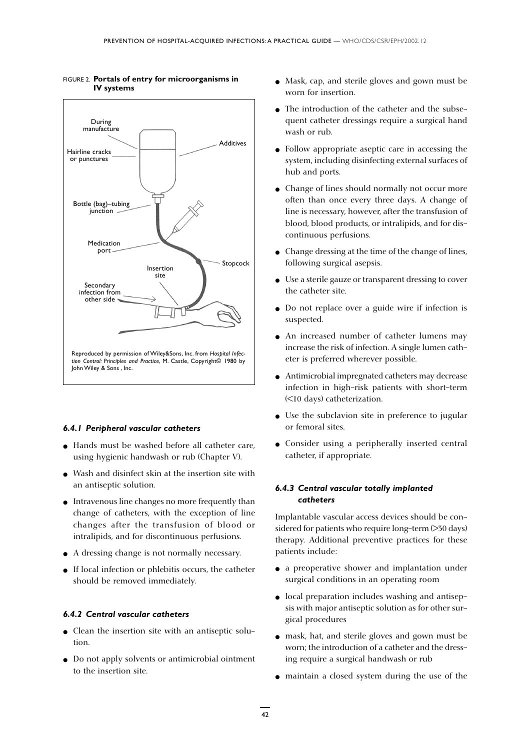FIGURE 2. **Portals of entry for microorganisms in IV systems**

During manufacture

Additives

Hairline cracks or punctures

Bottle (bag)–tubing junction

Medication port

Stopcock

Insertion site

Secondary infection from other side

Reproduced by permission of Wiley&Sons, Inc. from *Hospital Infection Control: Principles and Practice*, M. Castle, Copyright© 1980 by John Wiley & Sons , Inc.

### *6.4.1 Peripheral vascular catheters*

- Hands must be washed before all catheter care, using hygienic handwash or rub (Chapter V).
- Wash and disinfect skin at the insertion site with an antiseptic solution.
- Intravenous line changes no more frequently than change of catheters, with the exception of line changes after the transfusion of blood or intralipids, and for discontinuous perfusions.
- A dressing change is not normally necessary.
- If local infection or phlebitis occurs, the catheter should be removed immediately.

### *6.4.2 Central vascular catheters*

- Clean the insertion site with an antiseptic solution.
- Do not apply solvents or antimicrobial ointment to the insertion site.
- Mask, cap, and sterile gloves and gown must be worn for insertion.
- The introduction of the catheter and the subsequent catheter dressings require a surgical hand wash or rub.
- Follow appropriate aseptic care in accessing the system, including disinfecting external surfaces of hub and ports.
- Change of lines should normally not occur more often than once every three days. A change of line is necessary, however, after the transfusion of blood, blood products, or intralipids, and for discontinuous perfusions.
- Change dressing at the time of the change of lines, following surgical asepsis.
- Use a sterile gauze or transparent dressing to cover the catheter site.
- Do not replace over a guide wire if infection is suspected.
- An increased number of catheter lumens may increase the risk of infection. A single lumen catheter is preferred wherever possible.
- Antimicrobial impregnated catheters may decrease infection in high-risk patients with short-term (<10 days) catheterization.
- Use the subclavion site in preference to jugular or femoral sites.
- Consider using a peripherally inserted central catheter, if appropriate.

### *6.4.3 Central vascular totally implanted catheters*

Implantable vascular access devices should be considered for patients who require long-term (>30 days) therapy. Additional preventive practices for these patients include:

- a preoperative shower and implantation under surgical conditions in an operating room
- local preparation includes washing and antisepsis with major antiseptic solution as for other surgical procedures
- mask, hat, and sterile gloves and gown must be worn; the introduction of a catheter and the dressing require a surgical handwash or rub
- maintain a closed system during the use of the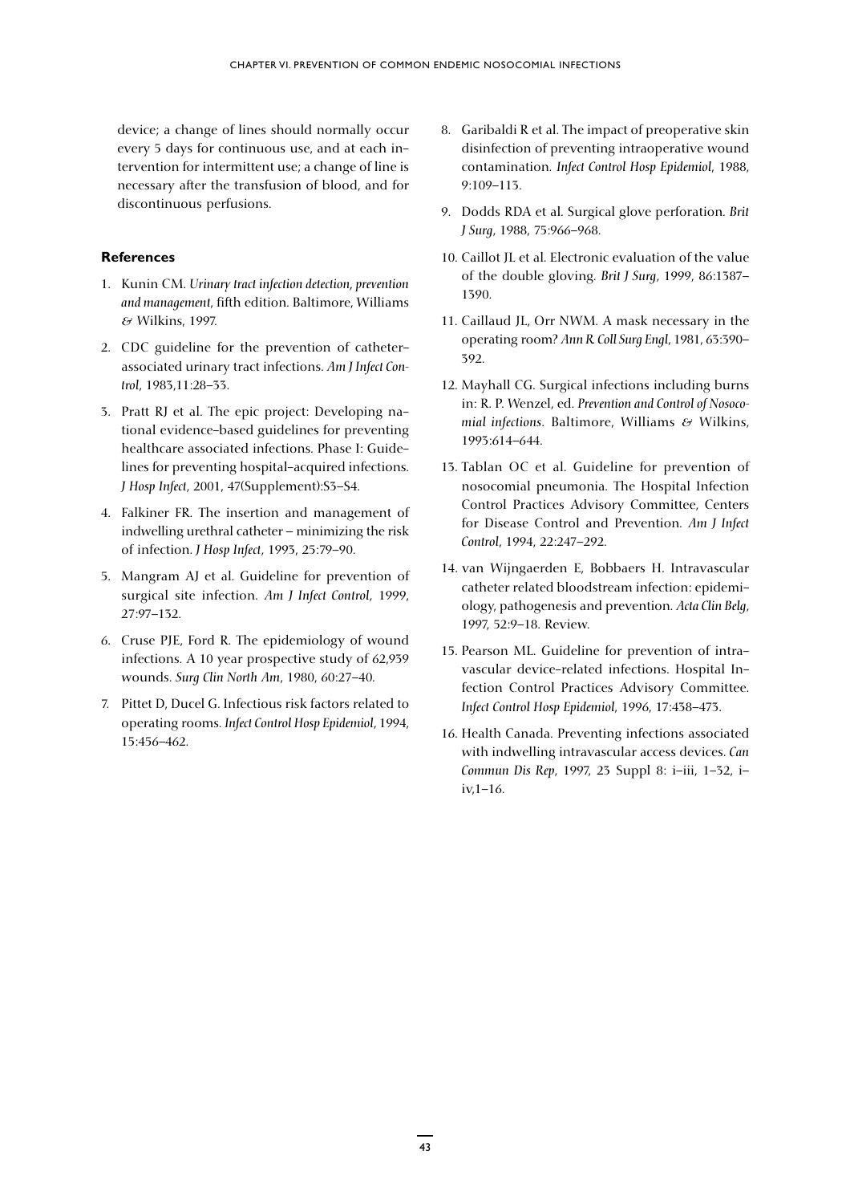device; a change of lines should normally occur every 5 days for continuous use, and at each intervention for intermittent use; a change of line is necessary after the transfusion of blood, and for discontinuous perfusions.

**References**

1. Kunin CM. *Urinary tract infection detection, prevention and management*, fifth edition. Baltimore, Williams & Wilkins, 1997.
2. CDC guideline for the prevention of catheter–associated urinary tract infections. *Am J Infect Control*, 1983,11:28–33.
3. Pratt RJ et al. The epic project: Developing national evidence–based guidelines for preventing healthcare associated infections. Phase I: Guidelines for preventing hospital–acquired infections. *J Hosp Infect*, 2001, 47(Supplement):S3–S4.
4. Falkiner FR. The insertion and management of indwelling urethral catheter – minimizing the risk of infection. *J Hosp Infect*, 1993, 25:79–90.
5. Mangram AJ et al. Guideline for prevention of surgical site infection. *Am J Infect Control*, 1999, 27:97–132.
6. Cruse PJE, Ford R. The epidemiology of wound infections. A 10 year prospective study of 62,939 wounds. *Surg Clin North Am*, 1980, 60:27–40.
7. Pittet D, Ducel G. Infectious risk factors related to operating rooms. *Infect Control Hosp Epidemiol*, 1994, 15:456–462.
8. Garibaldi R et al. The impact of preoperative skin disinfection of preventing intraoperative wound contamination. *Infect Control Hosp Epidemiol*, 1988, 9:109–113.
9. Dodds RDA et al. Surgical glove perforation. *Brit J Surg*, 1988, 75:966–968.
10. Caillot JL et al. Electronic evaluation of the value of the double gloving. *Brit J Surg*, 1999, 86:1387–1390.
11. Caillaud JL, Orr NWM. A mask necessary in the operating room? *Ann R Coll Surg Engl*, 1981, 63:390–392.
12. Mayhall CG. Surgical infections including burns in: R. P. Wenzel, ed. *Prevention and Control of Nosocomial infections*. Baltimore, Williams & Wilkins, 1993:614–644.
13. Tablan OC et al. Guideline for prevention of nosocomial pneumonia. The Hospital Infection Control Practices Advisory Committee, Centers for Disease Control and Prevention. *Am J Infect Control*, 1994, 22:247–292.
14. van Wijngaerden E, Bobbaers H. Intravascular catheter related bloodstream infection: epidemiology, pathogenesis and prevention. *Acta Clin Belg*, 1997, 52:9–18. Review.
15. Pearson ML. Guideline for prevention of intravascular device–related infections. Hospital Infection Control Practices Advisory Committee. *Infect Control Hosp Epidemiol*, 1996, 17:438–473.
16. Health Canada. Preventing infections associated with indwelling intravascular access devices. *Can Commun Dis Rep*, 1997, 23 Suppl 8: i–iii, 1–32, i–iv,1–16.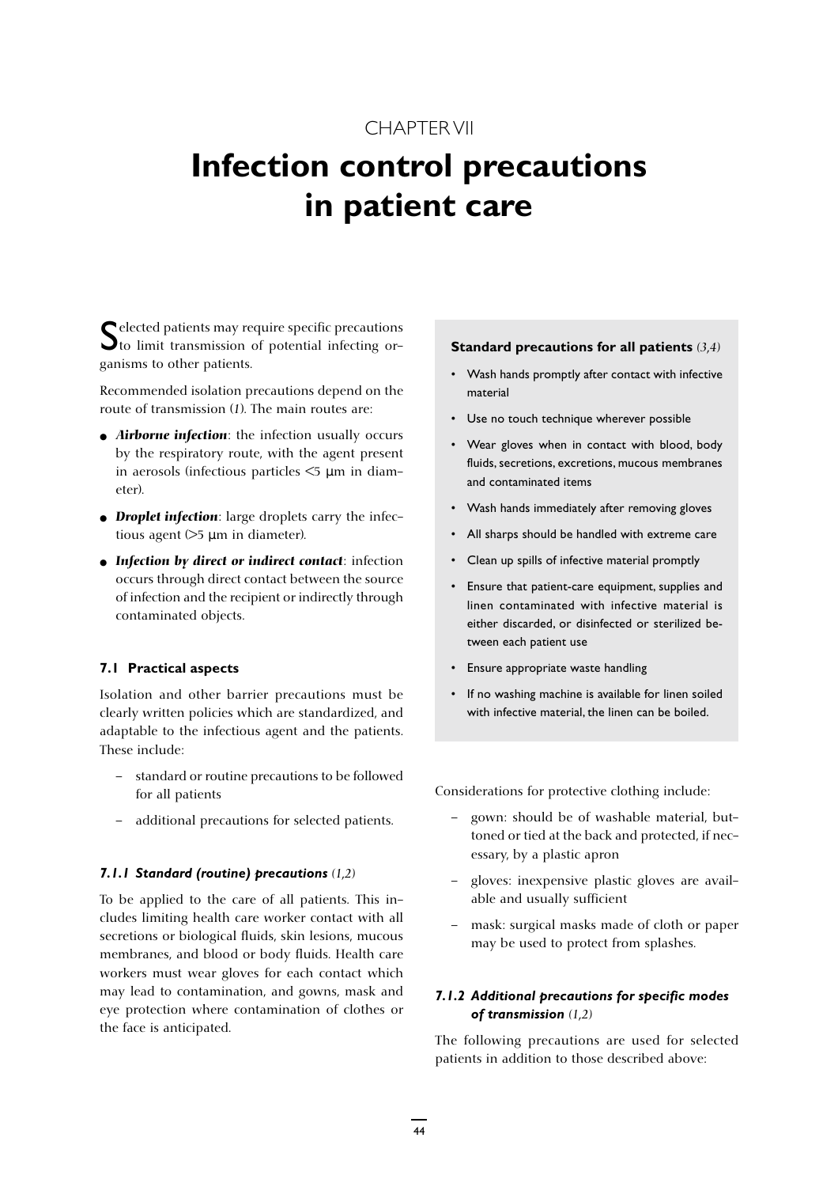CHAPTER VII

# Infection control precautions in patient care

Selected patients may require specific precautions to limit transmission of potential infecting organisms to other patients.

Recommended isolation precautions depend on the route of transmission (*1*). The main routes are:

- ***Airborne infection***: the infection usually occurs by the respiratory route, with the agent present in aerosols (infectious particles <5 µm in diameter).
- ***Droplet infection***: large droplets carry the infectious agent (>5 µm in diameter).
- ***Infection by direct or indirect contact***: infection occurs through direct contact between the source of infection and the recipient or indirectly through contaminated objects.

## 7.1 Practical aspects

Isolation and other barrier precautions must be clearly written policies which are standardized, and adaptable to the infectious agent and the patients. These include:

- standard or routine precautions to be followed for all patients
- additional precautions for selected patients.

### *7.1.1 Standard (routine) precautions (1,2)*

To be applied to the care of all patients. This includes limiting health care worker contact with all secretions or biological fluids, skin lesions, mucous membranes, and blood or body fluids. Health care workers must wear gloves for each contact which may lead to contamination, and gowns, mask and eye protection where contamination of clothes or the face is anticipated.

**Standard precautions for all patients** *(3,4)*

- Wash hands promptly after contact with infective material
- Use no touch technique wherever possible
- Wear gloves when in contact with blood, body fluids, secretions, excretions, mucous membranes and contaminated items
- Wash hands immediately after removing gloves
- All sharps should be handled with extreme care
- Clean up spills of infective material promptly
- Ensure that patient-care equipment, supplies and linen contaminated with infective material is either discarded, or disinfected or sterilized between each patient use
- Ensure appropriate waste handling
- If no washing machine is available for linen soiled with infective material, the linen can be boiled.

Considerations for protective clothing include:

- gown: should be of washable material, buttoned or tied at the back and protected, if necessary, by a plastic apron
- gloves: inexpensive plastic gloves are available and usually sufficient
- mask: surgical masks made of cloth or paper may be used to protect from splashes.

### *7.1.2 Additional precautions for specific modes of transmission (1,2)*

The following precautions are used for selected patients in addition to those described above: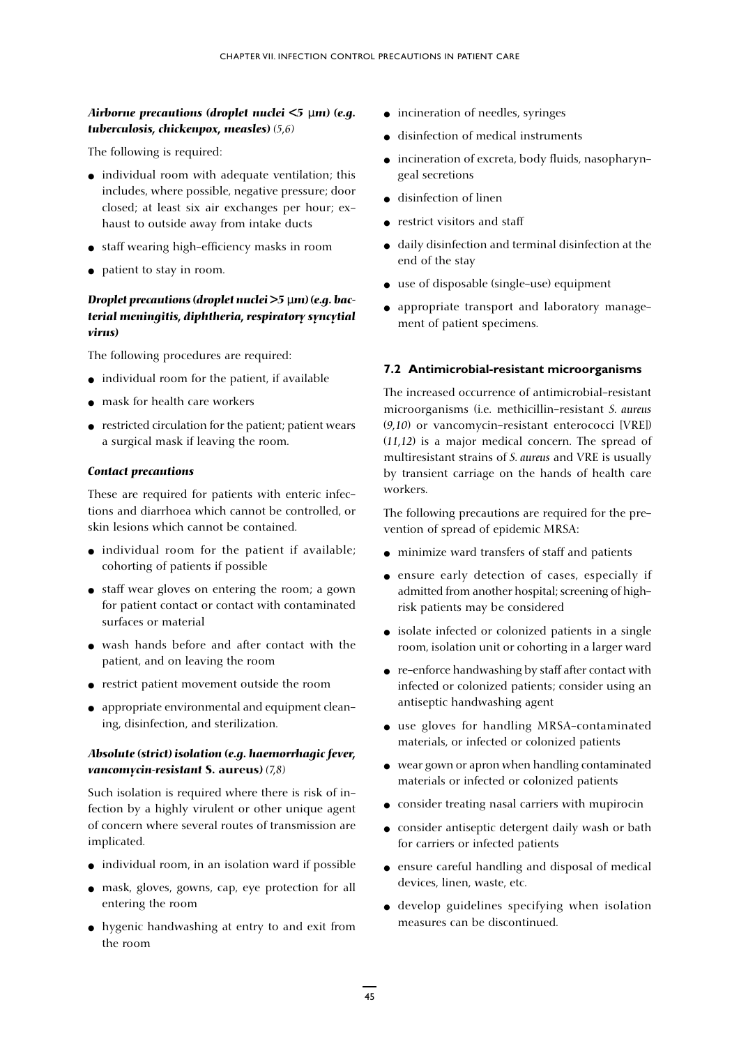#### *Airborne precautions (droplet nuclei <5 μm) (e.g. tuberculosis, chickenpox, measles) (5,6)*

The following is required:

- individual room with adequate ventilation; this includes, where possible, negative pressure; door closed; at least six air exchanges per hour; exhaust to outside away from intake ducts
- staff wearing high-efficiency masks in room
- patient to stay in room.

#### *Droplet precautions (droplet nuclei >5 μm) (e.g. bacterial meningitis, diphtheria, respiratory syncytial virus)*

The following procedures are required:

- individual room for the patient, if available
- mask for health care workers
- restricted circulation for the patient; patient wears a surgical mask if leaving the room.

#### *Contact precautions*

These are required for patients with enteric infections and diarrhoea which cannot be controlled, or skin lesions which cannot be contained.

- individual room for the patient if available; cohorting of patients if possible
- staff wear gloves on entering the room; a gown for patient contact or contact with contaminated surfaces or material
- wash hands before and after contact with the patient, and on leaving the room
- restrict patient movement outside the room
- appropriate environmental and equipment cleaning, disinfection, and sterilization.

#### *Absolute (strict) isolation (e.g. haemorrhagic fever, vancomycin-resistant S. aureus) (7,8)*

Such isolation is required where there is risk of infection by a highly virulent or other unique agent of concern where several routes of transmission are implicated.

- individual room, in an isolation ward if possible
- mask, gloves, gowns, cap, eye protection for all entering the room
- hygenic handwashing at entry to and exit from the room
- incineration of needles, syringes
- disinfection of medical instruments
- incineration of excreta, body fluids, nasopharyngeal secretions
- disinfection of linen
- restrict visitors and staff
- daily disinfection and terminal disinfection at the end of the stay
- use of disposable (single-use) equipment
- appropriate transport and laboratory management of patient specimens.

### 7.2 Antimicrobial-resistant microorganisms

The increased occurrence of antimicrobial-resistant microorganisms (i.e. methicillin-resistant *S. aureus* (*9,10*) or vancomycin-resistant enterococci [VRE]) (*11,12*) is a major medical concern. The spread of multiresistant strains of *S. aureus* and VRE is usually by transient carriage on the hands of health care workers.

The following precautions are required for the prevention of spread of epidemic MRSA:

- minimize ward transfers of staff and patients
- ensure early detection of cases, especially if admitted from another hospital; screening of high-risk patients may be considered
- isolate infected or colonized patients in a single room, isolation unit or cohorting in a larger ward
- re-enforce handwashing by staff after contact with infected or colonized patients; consider using an antiseptic handwashing agent
- use gloves for handling MRSA-contaminated materials, or infected or colonized patients
- wear gown or apron when handling contaminated materials or infected or colonized patients
- consider treating nasal carriers with mupirocin
- consider antiseptic detergent daily wash or bath for carriers or infected patients
- ensure careful handling and disposal of medical devices, linen, waste, etc.
- develop guidelines specifying when isolation measures can be discontinued.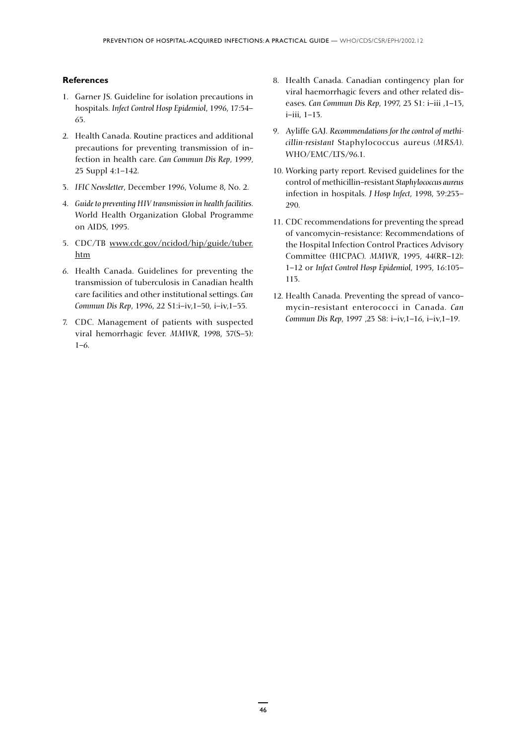### References

1. Garner JS. Guideline for isolation precautions in hospitals. *Infect Control Hosp Epidemiol*, 1996, 17:54–65.
2. Health Canada. Routine practices and additional precautions for preventing transmission of infection in health care. *Can Commun Dis Rep*, 1999, 25 Suppl 4:1–142.
3. *IFIC Newsletter*, December 1996, Volume 8, No. 2.
4. *Guide to preventing HIV transmission in health facilities*. World Health Organization Global Programme on AIDS, 1995.
5. CDC/TB www.cdc.gov/ncidod/hip/guide/tuber.htm
6. Health Canada. Guidelines for preventing the transmission of tuberculosis in Canadian health care facilities and other institutional settings. *Can Commun Dis Rep*, 1996, 22 S1:i–iv,1–50, i–iv,1–55.
7. CDC. Management of patients with suspected viral hemorrhagic fever. *MMWR*, 1998, 37(S–3): 1–6.
8. Health Canada. Canadian contingency plan for viral haemorrhagic fevers and other related diseases. *Can Commun Dis Rep*, 1997, 23 S1: i–iii ,1–13, i–iii, 1–13.
9. Ayliffe GAJ. *Recommendations for the control of methicillin-resistant* Staphylococcus aureus *(MRSA)*. WHO/EMC/LTS/96.1.
10. Working party report. Revised guidelines for the control of methicillin–resistant *Staphylococcus aureus* infection in hospitals. *J Hosp Infect*, 1998, 39:253–290.
11. CDC recommendations for preventing the spread of vancomycin–resistance: Recommendations of the Hospital Infection Control Practices Advisory Committee (HICPAC). *MMWR*, 1995, 44(RR–12): 1–12 or *Infect Control Hosp Epidemiol*, 1995, 16:105–113.
12. Health Canada. Preventing the spread of vancomycin–resistant enterococci in Canada. *Can Commun Dis Rep*, 1997 ,23 S8: i–iv,1–16, i–iv,1–19.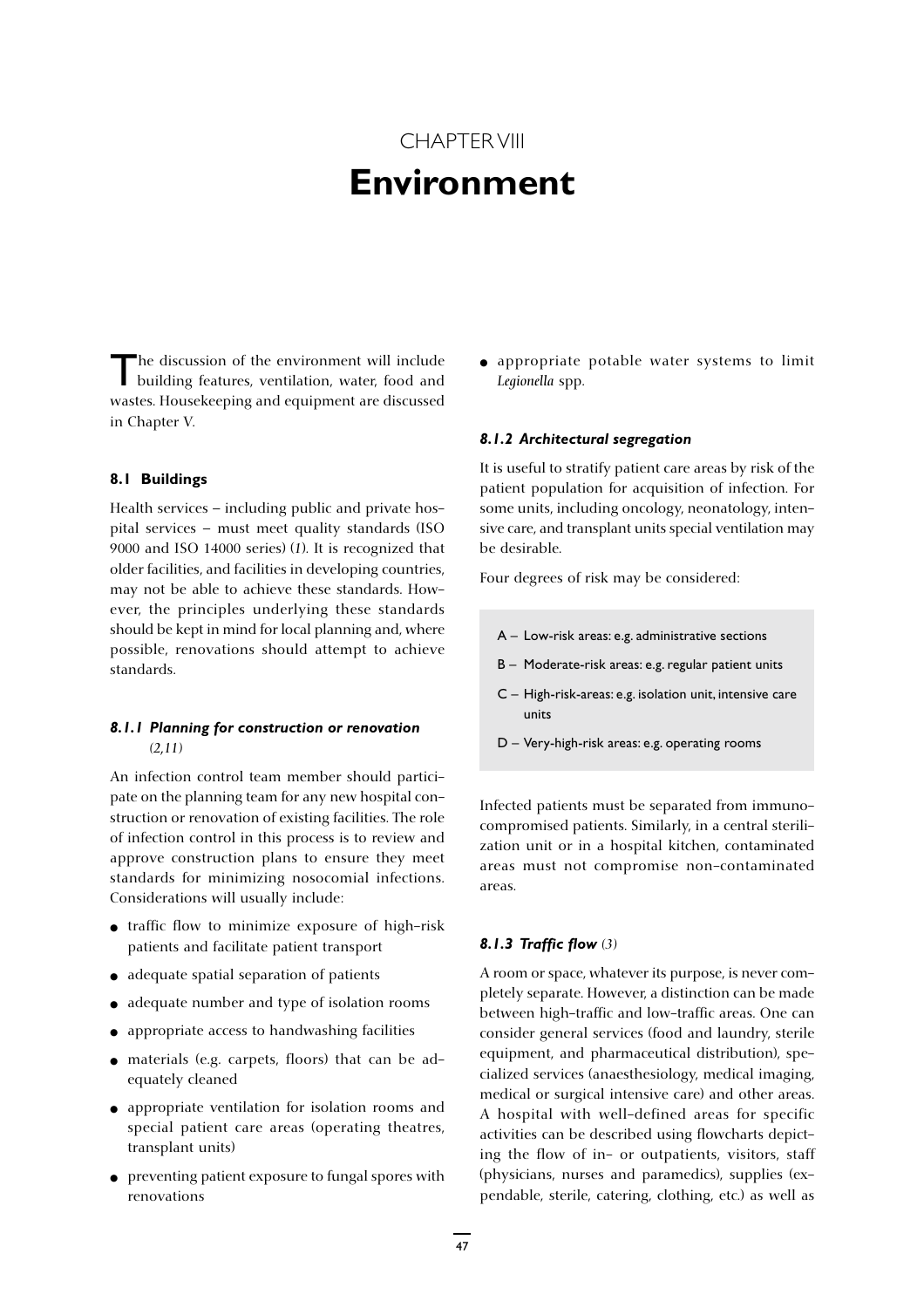# CHAPTER VIII
# Environment

The discussion of the environment will include building features, ventilation, water, food and wastes. Housekeeping and equipment are discussed in Chapter V.

## 8.1 Buildings

Health services – including public and private hospital services – must meet quality standards (ISO 9000 and ISO 14000 series) (*1*). It is recognized that older facilities, and facilities in developing countries, may not be able to achieve these standards. However, the principles underlying these standards should be kept in mind for local planning and, where possible, renovations should attempt to achieve standards.

### *8.1.1 Planning for construction or renovation* (*2,11*)

An infection control team member should participate on the planning team for any new hospital construction or renovation of existing facilities. The role of infection control in this process is to review and approve construction plans to ensure they meet standards for minimizing nosocomial infections. Considerations will usually include:

- traffic flow to minimize exposure of high-risk patients and facilitate patient transport
- adequate spatial separation of patients
- adequate number and type of isolation rooms
- appropriate access to handwashing facilities
- materials (e.g. carpets, floors) that can be adequately cleaned
- appropriate ventilation for isolation rooms and special patient care areas (operating theatres, transplant units)
- preventing patient exposure to fungal spores with renovations
- appropriate potable water systems to limit *Legionella* spp.

### *8.1.2 Architectural segregation*

It is useful to stratify patient care areas by risk of the patient population for acquisition of infection. For some units, including oncology, neonatology, intensive care, and transplant units special ventilation may be desirable.

Four degrees of risk may be considered:

- A – Low-risk areas: e.g. administrative sections
- B – Moderate-risk areas: e.g. regular patient units
- C – High-risk-areas: e.g. isolation unit, intensive care units
- D – Very-high-risk areas: e.g. operating rooms

Infected patients must be separated from immunocompromised patients. Similarly, in a central sterilization unit or in a hospital kitchen, contaminated areas must not compromise non-contaminated areas.

### *8.1.3 Traffic flow* (*3*)

A room or space, whatever its purpose, is never completely separate. However, a distinction can be made between high-traffic and low-traffic areas. One can consider general services (food and laundry, sterile equipment, and pharmaceutical distribution), specialized services (anaesthesiology, medical imaging, medical or surgical intensive care) and other areas. A hospital with well-defined areas for specific activities can be described using flowcharts depicting the flow of in- or outpatients, visitors, staff (physicians, nurses and paramedics), supplies (expendable, sterile, catering, clothing, etc.) as well as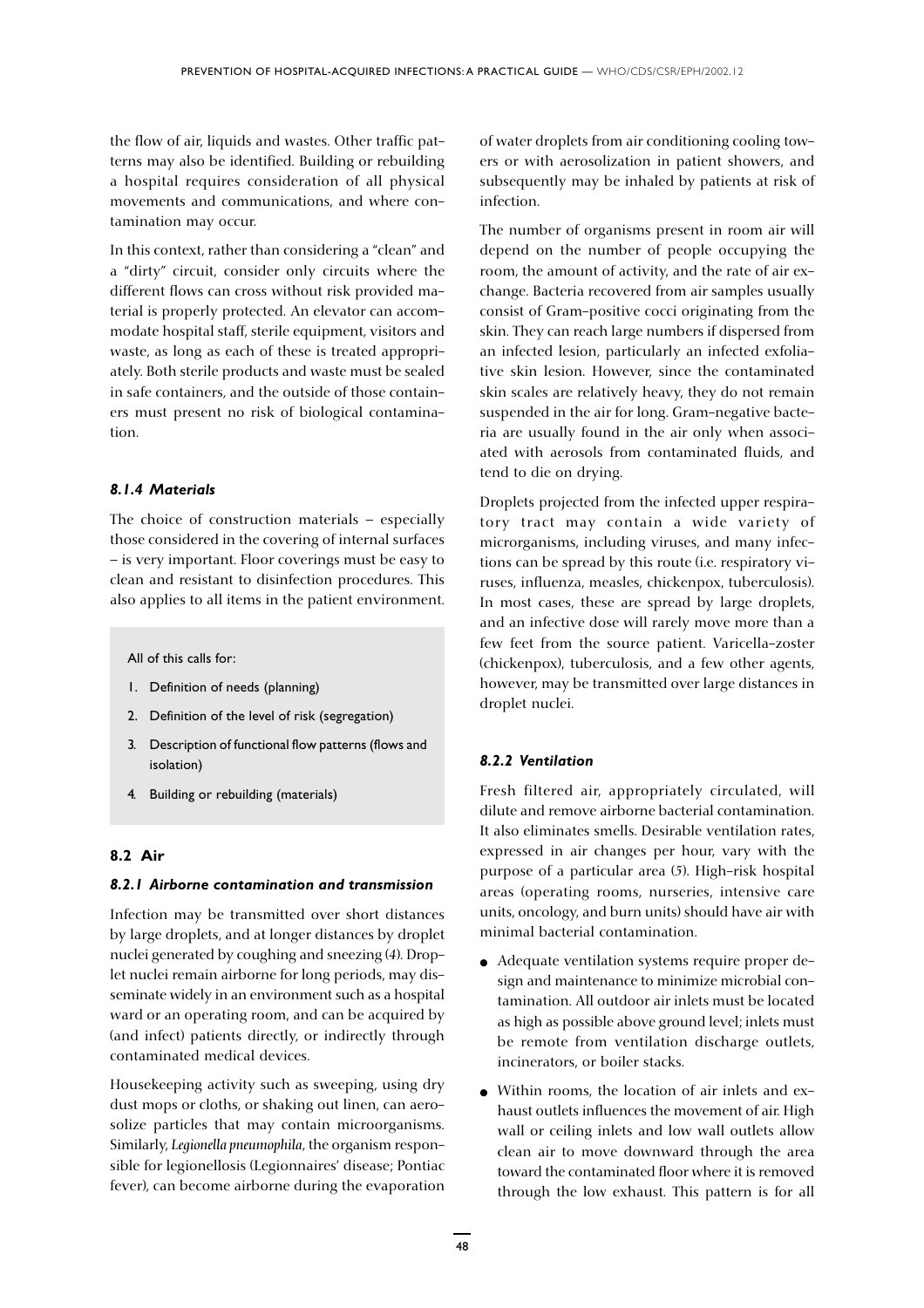the flow of air, liquids and wastes. Other traffic patterns may also be identified. Building or rebuilding a hospital requires consideration of all physical movements and communications, and where contamination may occur.

In this context, rather than considering a "clean" and a "dirty" circuit, consider only circuits where the different flows can cross without risk provided material is properly protected. An elevator can accommodate hospital staff, sterile equipment, visitors and waste, as long as each of these is treated appropriately. Both sterile products and waste must be sealed in safe containers, and the outside of those containers must present no risk of biological contamination.

#### *8.1.4 Materials*

The choice of construction materials – especially those considered in the covering of internal surfaces – is very important. Floor coverings must be easy to clean and resistant to disinfection procedures. This also applies to all items in the patient environment.

> All of this calls for:
>
> 1. Definition of needs (planning)
> 2. Definition of the level of risk (segregation)
> 3. Description of functional flow patterns (flows and isolation)
> 4. Building or rebuilding (materials)

### 8.2 Air

#### *8.2.1 Airborne contamination and transmission*

Infection may be transmitted over short distances by large droplets, and at longer distances by droplet nuclei generated by coughing and sneezing (*4*). Droplet nuclei remain airborne for long periods, may disseminate widely in an environment such as a hospital ward or an operating room, and can be acquired by (and infect) patients directly, or indirectly through contaminated medical devices.

Housekeeping activity such as sweeping, using dry dust mops or cloths, or shaking out linen, can aerosolize particles that may contain microorganisms. Similarly, *Legionella pneumophila*, the organism responsible for legionellosis (Legionnaires' disease; Pontiac fever), can become airborne during the evaporation of water droplets from air conditioning cooling towers or with aerosolization in patient showers, and subsequently may be inhaled by patients at risk of infection.

The number of organisms present in room air will depend on the number of people occupying the room, the amount of activity, and the rate of air exchange. Bacteria recovered from air samples usually consist of Gram-positive cocci originating from the skin. They can reach large numbers if dispersed from an infected lesion, particularly an infected exfoliative skin lesion. However, since the contaminated skin scales are relatively heavy, they do not remain suspended in the air for long. Gram-negative bacteria are usually found in the air only when associated with aerosols from contaminated fluids, and tend to die on drying.

Droplets projected from the infected upper respiratory tract may contain a wide variety of microorganisms, including viruses, and many infections can be spread by this route (i.e. respiratory viruses, influenza, measles, chickenpox, tuberculosis). In most cases, these are spread by large droplets, and an infective dose will rarely move more than a few feet from the source patient. Varicella-zoster (chickenpox), tuberculosis, and a few other agents, however, may be transmitted over large distances in droplet nuclei.

#### *8.2.2 Ventilation*

Fresh filtered air, appropriately circulated, will dilute and remove airborne bacterial contamination. It also eliminates smells. Desirable ventilation rates, expressed in air changes per hour, vary with the purpose of a particular area (*5*). High-risk hospital areas (operating rooms, nurseries, intensive care units, oncology, and burn units) should have air with minimal bacterial contamination.

- Adequate ventilation systems require proper design and maintenance to minimize microbial contamination. All outdoor air inlets must be located as high as possible above ground level; inlets must be remote from ventilation discharge outlets, incinerators, or boiler stacks.
- Within rooms, the location of air inlets and exhaust outlets influences the movement of air. High wall or ceiling inlets and low wall outlets allow clean air to move downward through the area toward the contaminated floor where it is removed through the low exhaust. This pattern is for all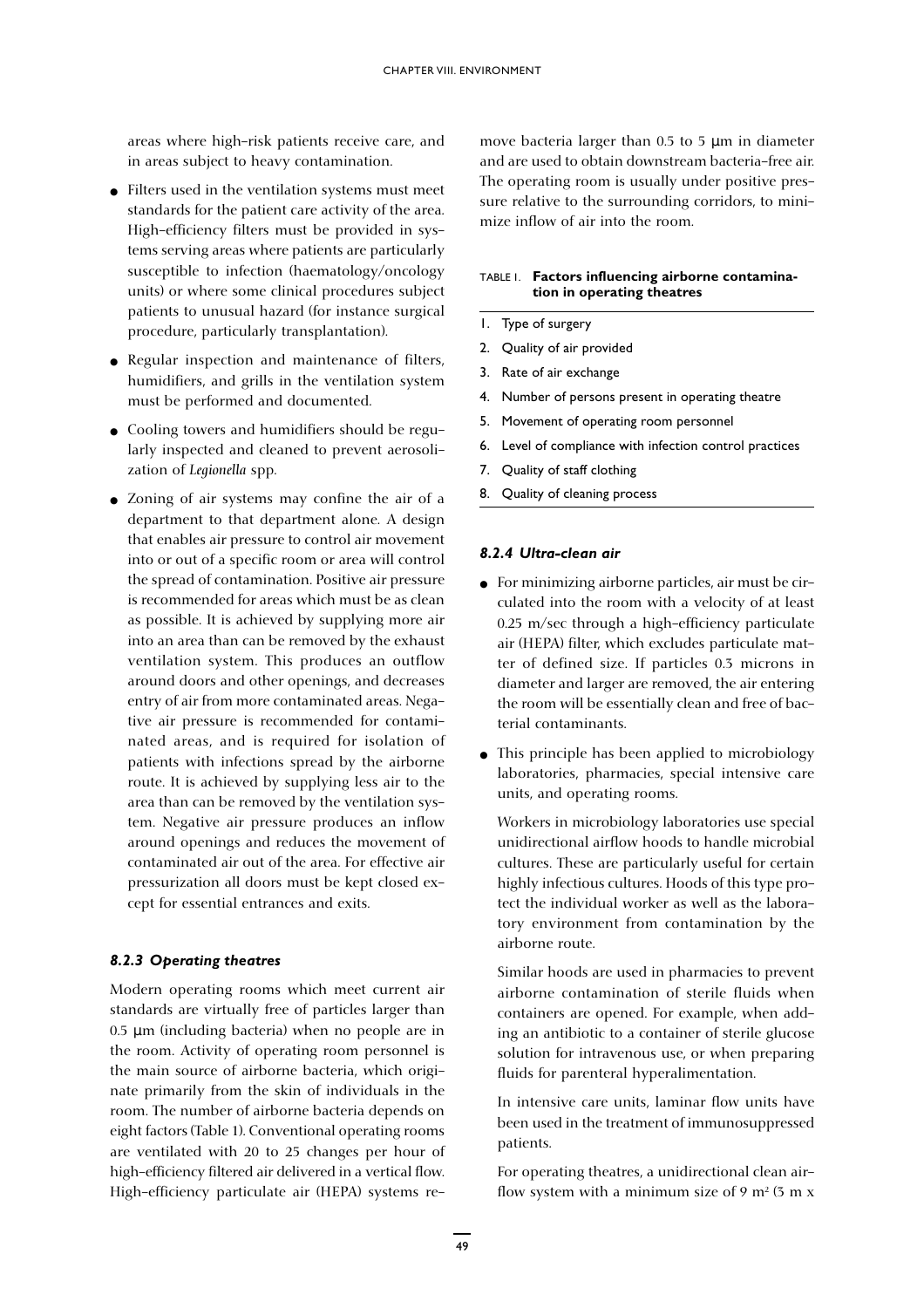areas where high-risk patients receive care, and in areas subject to heavy contamination.

- Filters used in the ventilation systems must meet standards for the patient care activity of the area. High-efficiency filters must be provided in systems serving areas where patients are particularly susceptible to infection (haematology/oncology units) or where some clinical procedures subject patients to unusual hazard (for instance surgical procedure, particularly transplantation).
- Regular inspection and maintenance of filters, humidifiers, and grills in the ventilation system must be performed and documented.
- Cooling towers and humidifiers should be regularly inspected and cleaned to prevent aerosolization of *Legionella* spp.
- Zoning of air systems may confine the air of a department to that department alone. A design that enables air pressure to control air movement into or out of a specific room or area will control the spread of contamination. Positive air pressure is recommended for areas which must be as clean as possible. It is achieved by supplying more air into an area than can be removed by the exhaust ventilation system. This produces an outflow around doors and other openings, and decreases entry of air from more contaminated areas. Negative air pressure is recommended for contaminated areas, and is required for isolation of patients with infections spread by the airborne route. It is achieved by supplying less air to the area than can be removed by the ventilation system. Negative air pressure produces an inflow around openings and reduces the movement of contaminated air out of the area. For effective air pressurization all doors must be kept closed except for essential entrances and exits.

### *8.2.3 Operating theatres*

Modern operating rooms which meet current air standards are virtually free of particles larger than 0.5 µm (including bacteria) when no people are in the room. Activity of operating room personnel is the main source of airborne bacteria, which originate primarily from the skin of individuals in the room. The number of airborne bacteria depends on eight factors (Table 1). Conventional operating rooms are ventilated with 20 to 25 changes per hour of high-efficiency filtered air delivered in a vertical flow. High-efficiency particulate air (HEPA) systems remove bacteria larger than 0.5 to 5 µm in diameter and are used to obtain downstream bacteria-free air. The operating room is usually under positive pressure relative to the surrounding corridors, to minimize inflow of air into the room.

TABLE 1. **Factors influencing airborne contamination in operating theatres**

| |
|---|
| 1. Type of surgery |
| 2. Quality of air provided |
| 3. Rate of air exchange |
| 4. Number of persons present in operating theatre |
| 5. Movement of operating room personnel |
| 6. Level of compliance with infection control practices |
| 7. Quality of staff clothing |
| 8. Quality of cleaning process |

### *8.2.4 Ultra-clean air*

- For minimizing airborne particles, air must be circulated into the room with a velocity of at least 0.25 m/sec through a high-efficiency particulate air (HEPA) filter, which excludes particulate matter of defined size. If particles 0.3 microns in diameter and larger are removed, the air entering the room will be essentially clean and free of bacterial contaminants.
- This principle has been applied to microbiology laboratories, pharmacies, special intensive care units, and operating rooms.

  Workers in microbiology laboratories use special unidirectional airflow hoods to handle microbial cultures. These are particularly useful for certain highly infectious cultures. Hoods of this type protect the individual worker as well as the laboratory environment from contamination by the airborne route.

  Similar hoods are used in pharmacies to prevent airborne contamination of sterile fluids when containers are opened. For example, when adding an antibiotic to a container of sterile glucose solution for intravenous use, or when preparing fluids for parenteral hyperalimentation.

  In intensive care units, laminar flow units have been used in the treatment of immunosuppressed patients.

  For operating theatres, a unidirectional clean airflow system with a minimum size of 9 $m^2$ (3 m x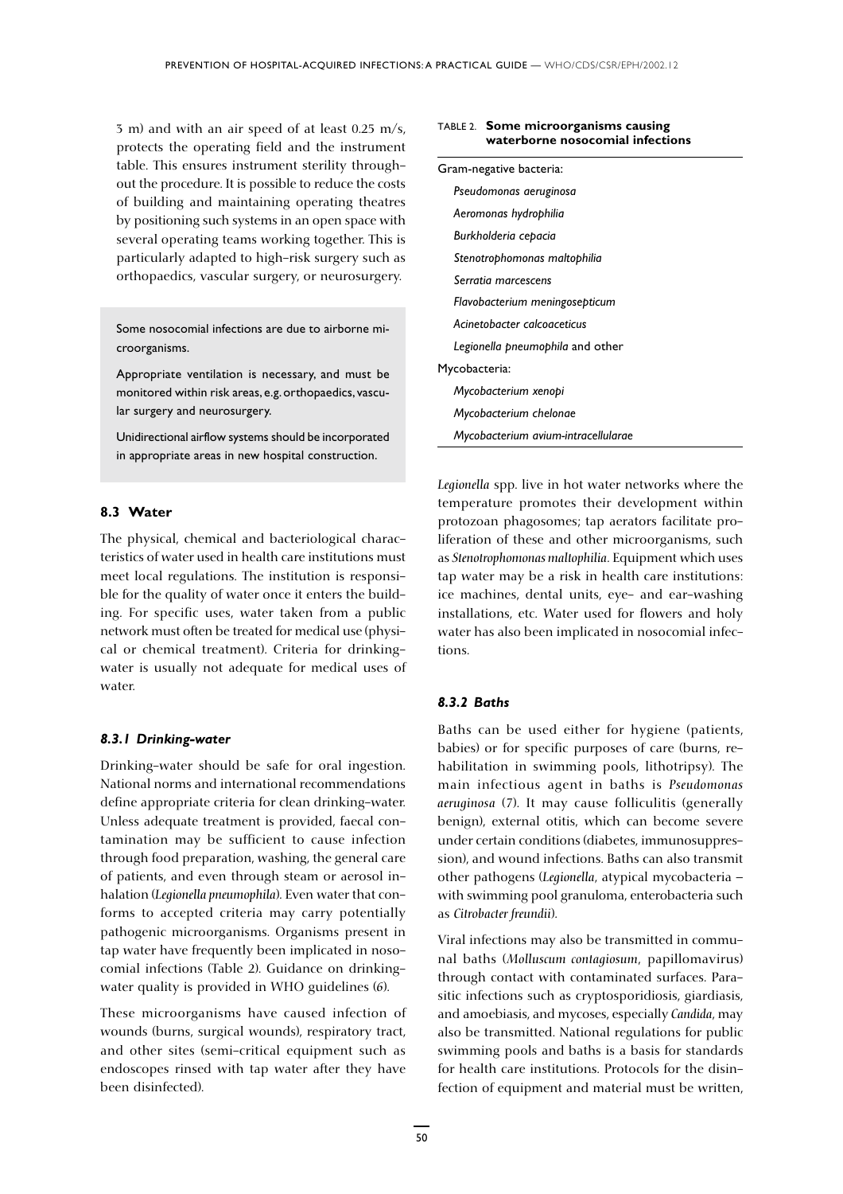3 m) and with an air speed of at least 0.25 m/s, protects the operating field and the instrument table. This ensures instrument sterility throughout the procedure. It is possible to reduce the costs of building and maintaining operating theatres by positioning such systems in an open space with several operating teams working together. This is particularly adapted to high-risk surgery such as orthopaedics, vascular surgery, or neurosurgery.

> Some nosocomial infections are due to airborne microorganisms.
>
> Appropriate ventilation is necessary, and must be monitored within risk areas, e.g. orthopaedics, vascular surgery and neurosurgery.
>
> Unidirectional airflow systems should be incorporated in appropriate areas in new hospital construction.

### 8.3 Water

The physical, chemical and bacteriological characteristics of water used in health care institutions must meet local regulations. The institution is responsible for the quality of water once it enters the building. For specific uses, water taken from a public network must often be treated for medical use (physical or chemical treatment). Criteria for drinking-water is usually not adequate for medical uses of water.

#### 8.3.1 Drinking-water

Drinking-water should be safe for oral ingestion. National norms and international recommendations define appropriate criteria for clean drinking-water. Unless adequate treatment is provided, faecal contamination may be sufficient to cause infection through food preparation, washing, the general care of patients, and even through steam or aerosol inhalation (*Legionella pneumophila*). Even water that conforms to accepted criteria may carry potentially pathogenic microorganisms. Organisms present in tap water have frequently been implicated in nosocomial infections (Table 2). Guidance on drinking-water quality is provided in WHO guidelines (*6*).

These microorganisms have caused infection of wounds (burns, surgical wounds), respiratory tract, and other sites (semi-critical equipment such as endoscopes rinsed with tap water after they have been disinfected).

TABLE 2. **Some microorganisms causing waterborne nosocomial infections**

| |
|---|
| Gram-negative bacteria: |
| *Pseudomonas aeruginosa* |
| *Aeromonas hydrophilia* |
| *Burkholderia cepacia* |
| *Stenotrophomonas maltophilia* |
| *Serratia marcescens* |
| *Flavobacterium meningosepticum* |
| *Acinetobacter calcoaceticus* |
| *Legionella pneumophila* and other |
| Mycobacteria: |
| *Mycobacterium xenopi* |
| *Mycobacterium chelonae* |
| *Mycobacterium avium-intracellularae* |

*Legionella* spp. live in hot water networks where the temperature promotes their development within protozoan phagosomes; tap aerators facilitate proliferation of these and other microorganisms, such as *Stenotrophomonas maltophilia*. Equipment which uses tap water may be a risk in health care institutions: ice machines, dental units, eye- and ear-washing installations, etc. Water used for flowers and holy water has also been implicated in nosocomial infections.

#### 8.3.2 Baths

Baths can be used either for hygiene (patients, babies) or for specific purposes of care (burns, rehabilitation in swimming pools, lithotripsy). The main infectious agent in baths is *Pseudomonas aeruginosa* (*7*). It may cause folliculitis (generally benign), external otitis, which can become severe under certain conditions (diabetes, immunosuppression), and wound infections. Baths can also transmit other pathogens (*Legionella*, atypical mycobacteria – with swimming pool granuloma, enterobacteria such as *Citrobacter freundii*).

Viral infections may also be transmitted in communal baths (*Molluscum contagiosum*, papillomavirus) through contact with contaminated surfaces. Parasitic infections such as cryptosporidiosis, giardiasis, and amoebiasis, and mycoses, especially *Candida*, may also be transmitted. National regulations for public swimming pools and baths is a basis for standards for health care institutions. Protocols for the disinfection of equipment and material must be written,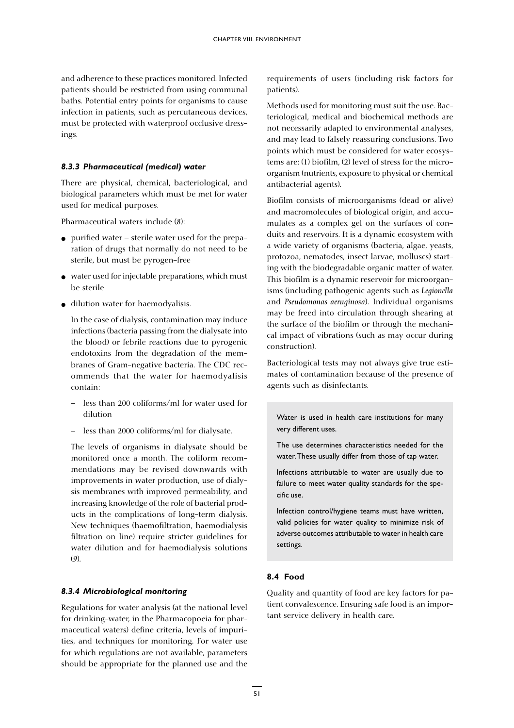and adherence to these practices monitored. Infected patients should be restricted from using communal baths. Potential entry points for organisms to cause infection in patients, such as percutaneous devices, must be protected with waterproof occlusive dressings.

### *8.3.3 Pharmaceutical (medical) water*

There are physical, chemical, bacteriological, and biological parameters which must be met for water used for medical purposes.

Pharmaceutical waters include (*8*):

- purified water – sterile water used for the preparation of drugs that normally do not need to be sterile, but must be pyrogen-free
- water used for injectable preparations, which must be sterile
- dilution water for haemodyalisis.

  In the case of dialysis, contamination may induce infections (bacteria passing from the dialysate into the blood) or febrile reactions due to pyrogenic endotoxins from the degradation of the membranes of Gram-negative bacteria. The CDC recommends that the water for haemodyalisis contain:

  – less than 200 coliforms/ml for water used for dilution

  – less than 2000 coliforms/ml for dialysate.

  The levels of organisms in dialysate should be monitored once a month. The coliform recommendations may be revised downwards with improvements in water production, use of dialysis membranes with improved permeability, and increasing knowledge of the role of bacterial products in the complications of long-term dialysis. New techniques (haemofiltration, haemodialysis filtration on line) require stricter guidelines for water dilution and for haemodialysis solutions (*9*).

### *8.3.4 Microbiological monitoring*

Regulations for water analysis (at the national level for drinking-water, in the Pharmacopoeia for pharmaceutical waters) define criteria, levels of impurities, and techniques for monitoring. For water use for which regulations are not available, parameters should be appropriate for the planned use and the requirements of users (including risk factors for patients).

Methods used for monitoring must suit the use. Bacteriological, medical and biochemical methods are not necessarily adapted to environmental analyses, and may lead to falsely reassuring conclusions. Two points which must be considered for water ecosystems are: (1) biofilm, (2) level of stress for the microorganism (nutrients, exposure to physical or chemical antibacterial agents).

Biofilm consists of microorganisms (dead or alive) and macromolecules of biological origin, and accumulates as a complex gel on the surfaces of conduits and reservoirs. It is a dynamic ecosystem with a wide variety of organisms (bacteria, algae, yeasts, protozoa, nematodes, insect larvae, molluscs) starting with the biodegradable organic matter of water. This biofilm is a dynamic reservoir for microorganisms (including pathogenic agents such as *Legionella* and *Pseudomonas aeruginosa*). Individual organisms may be freed into circulation through shearing at the surface of the biofilm or through the mechanical impact of vibrations (such as may occur during construction).

Bacteriological tests may not always give true estimates of contamination because of the presence of agents such as disinfectants.

> Water is used in health care institutions for many very different uses.
>
> The use determines characteristics needed for the water. These usually differ from those of tap water.
>
> Infections attributable to water are usually due to failure to meet water quality standards for the specific use.
>
> Infection control/hygiene teams must have written, valid policies for water quality to minimize risk of adverse outcomes attributable to water in health care settings.

## 8.4 Food

Quality and quantity of food are key factors for patient convalescence. Ensuring safe food is an important service delivery in health care.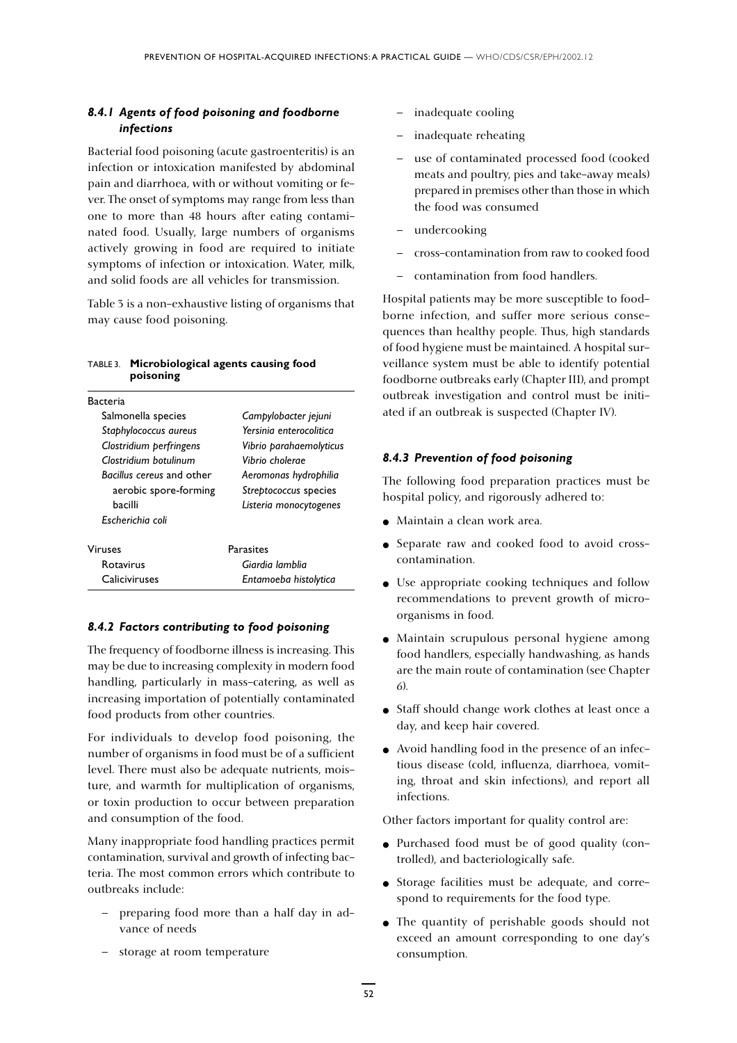### *8.4.1 Agents of food poisoning and foodborne infections*

Bacterial food poisoning (acute gastroenteritis) is an infection or intoxication manifested by abdominal pain and diarrhoea, with or without vomiting or fever. The onset of symptoms may range from less than one to more than 48 hours after eating contaminated food. Usually, large numbers of organisms actively growing in food are required to initiate symptoms of infection or intoxication. Water, milk, and solid foods are all vehicles for transmission.

Table 3 is a non-exhaustive listing of organisms that may cause food poisoning.

TABLE 3. **Microbiological agents causing food poisoning**

| | |
|---|---|
| Bacteria | |
| Salmonella species | *Campylobacter jejuni* |
| *Staphylococcus aureus* | *Yersinia enterocolitica* |
| *Clostridium perfringens* | *Vibrio parahaemolyticus* |
| *Clostridium botulinum* | *Vibrio cholerae* |
| *Bacillus cereus* and other aerobic spore-forming bacilli | *Aeromonas hydrophilia* |
| | *Streptococcus* species |
| | *Listeria monocytogenes* |
| *Escherichia coli* | |
| Viruses | Parasites |
| Rotavirus | *Giardia lamblia* |
| Caliciviruses | *Entamoeba histolytica* |

### *8.4.2 Factors contributing to food poisoning*

The frequency of foodborne illness is increasing. This may be due to increasing complexity in modern food handling, particularly in mass-catering, as well as increasing importation of potentially contaminated food products from other countries.

For individuals to develop food poisoning, the number of organisms in food must be of a sufficient level. There must also be adequate nutrients, moisture, and warmth for multiplication of organisms, or toxin production to occur between preparation and consumption of the food.

Many inappropriate food handling practices permit contamination, survival and growth of infecting bacteria. The most common errors which contribute to outbreaks include:

- preparing food more than a half day in advance of needs
- storage at room temperature
- inadequate cooling
- inadequate reheating
- use of contaminated processed food (cooked meats and poultry, pies and take-away meals) prepared in premises other than those in which the food was consumed
- undercooking
- cross-contamination from raw to cooked food
- contamination from food handlers.

Hospital patients may be more susceptible to foodborne infection, and suffer more serious consequences than healthy people. Thus, high standards of food hygiene must be maintained. A hospital surveillance system must be able to identify potential foodborne outbreaks early (Chapter III), and prompt outbreak investigation and control must be initiated if an outbreak is suspected (Chapter IV).

### *8.4.3 Prevention of food poisoning*

The following food preparation practices must be hospital policy, and rigorously adhered to:

- Maintain a clean work area.
- Separate raw and cooked food to avoid cross-contamination.
- Use appropriate cooking techniques and follow recommendations to prevent growth of micro-organisms in food.
- Maintain scrupulous personal hygiene among food handlers, especially handwashing, as hands are the main route of contamination (see Chapter 6).
- Staff should change work clothes at least once a day, and keep hair covered.
- Avoid handling food in the presence of an infectious disease (cold, influenza, diarrhoea, vomiting, throat and skin infections), and report all infections.

Other factors important for quality control are:

- Purchased food must be of good quality (controlled), and bacteriologically safe.
- Storage facilities must be adequate, and correspond to requirements for the food type.
- The quantity of perishable goods should not exceed an amount corresponding to one day's consumption.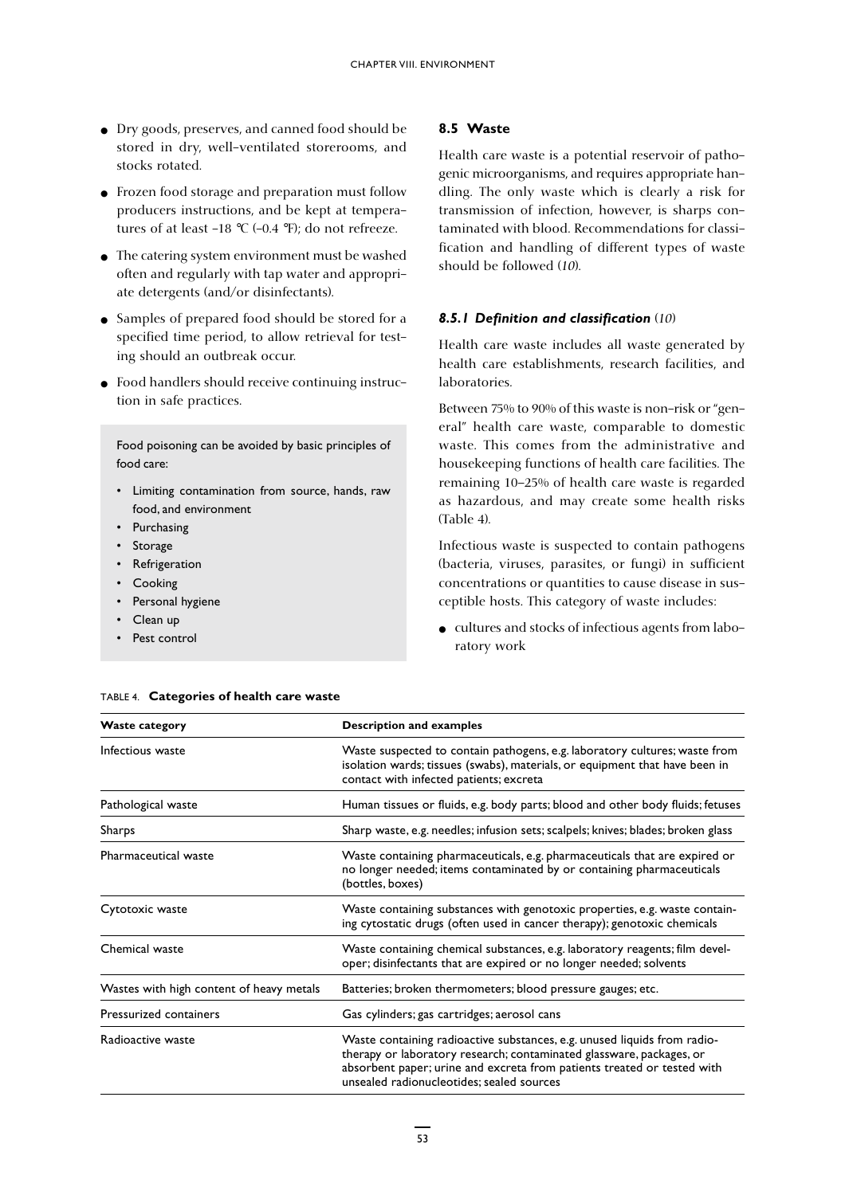- Dry goods, preserves, and canned food should be stored in dry, well-ventilated storerooms, and stocks rotated.
- Frozen food storage and preparation must follow producers instructions, and be kept at temperatures of at least –18 °C (–0.4 °F); do not refreeze.
- The catering system environment must be washed often and regularly with tap water and appropriate detergents (and/or disinfectants).
- Samples of prepared food should be stored for a specified time period, to allow retrieval for testing should an outbreak occur.
- Food handlers should receive continuing instruction in safe practices.

Food poisoning can be avoided by basic principles of food care:

- Limiting contamination from source, hands, raw food, and environment
- Purchasing
- Storage
- Refrigeration
- Cooking
- Personal hygiene
- Clean up
- Pest control

## 8.5 Waste

Health care waste is a potential reservoir of pathogenic microorganisms, and requires appropriate handling. The only waste which is clearly a risk for transmission of infection, however, is sharps contaminated with blood. Recommendations for classification and handling of different types of waste should be followed (*10*).

### *8.5.1 Definition and classification* (*10*)

Health care waste includes all waste generated by health care establishments, research facilities, and laboratories.

Between 75% to 90% of this waste is non-risk or "general" health care waste, comparable to domestic waste. This comes from the administrative and housekeeping functions of health care facilities. The remaining 10–25% of health care waste is regarded as hazardous, and may create some health risks (Table 4).

Infectious waste is suspected to contain pathogens (bacteria, viruses, parasites, or fungi) in sufficient concentrations or quantities to cause disease in susceptible hosts. This category of waste includes:

- cultures and stocks of infectious agents from laboratory work

TABLE 4. **Categories of health care waste**

| Waste category | Description and examples |
|---|---|
| Infectious waste | Waste suspected to contain pathogens, e.g. laboratory cultures; waste from isolation wards; tissues (swabs), materials, or equipment that have been in contact with infected patients; excreta |
| Pathological waste | Human tissues or fluids, e.g. body parts; blood and other body fluids; fetuses |
| Sharps | Sharp waste, e.g. needles; infusion sets; scalpels; knives; blades; broken glass |
| Pharmaceutical waste | Waste containing pharmaceuticals, e.g. pharmaceuticals that are expired or no longer needed; items contaminated by or containing pharmaceuticals (bottles, boxes) |
| Cytotoxic waste | Waste containing substances with genotoxic properties, e.g. waste containing cytostatic drugs (often used in cancer therapy); genotoxic chemicals |
| Chemical waste | Waste containing chemical substances, e.g. laboratory reagents; film developer; disinfectants that are expired or no longer needed; solvents |
| Wastes with high content of heavy metals | Batteries; broken thermometers; blood pressure gauges; etc. |
| Pressurized containers | Gas cylinders; gas cartridges; aerosol cans |
| Radioactive waste | Waste containing radioactive substances, e.g. unused liquids from radiotherapy or laboratory research; contaminated glassware, packages, or absorbent paper; urine and excreta from patients treated or tested with unsealed radionucleotides; sealed sources |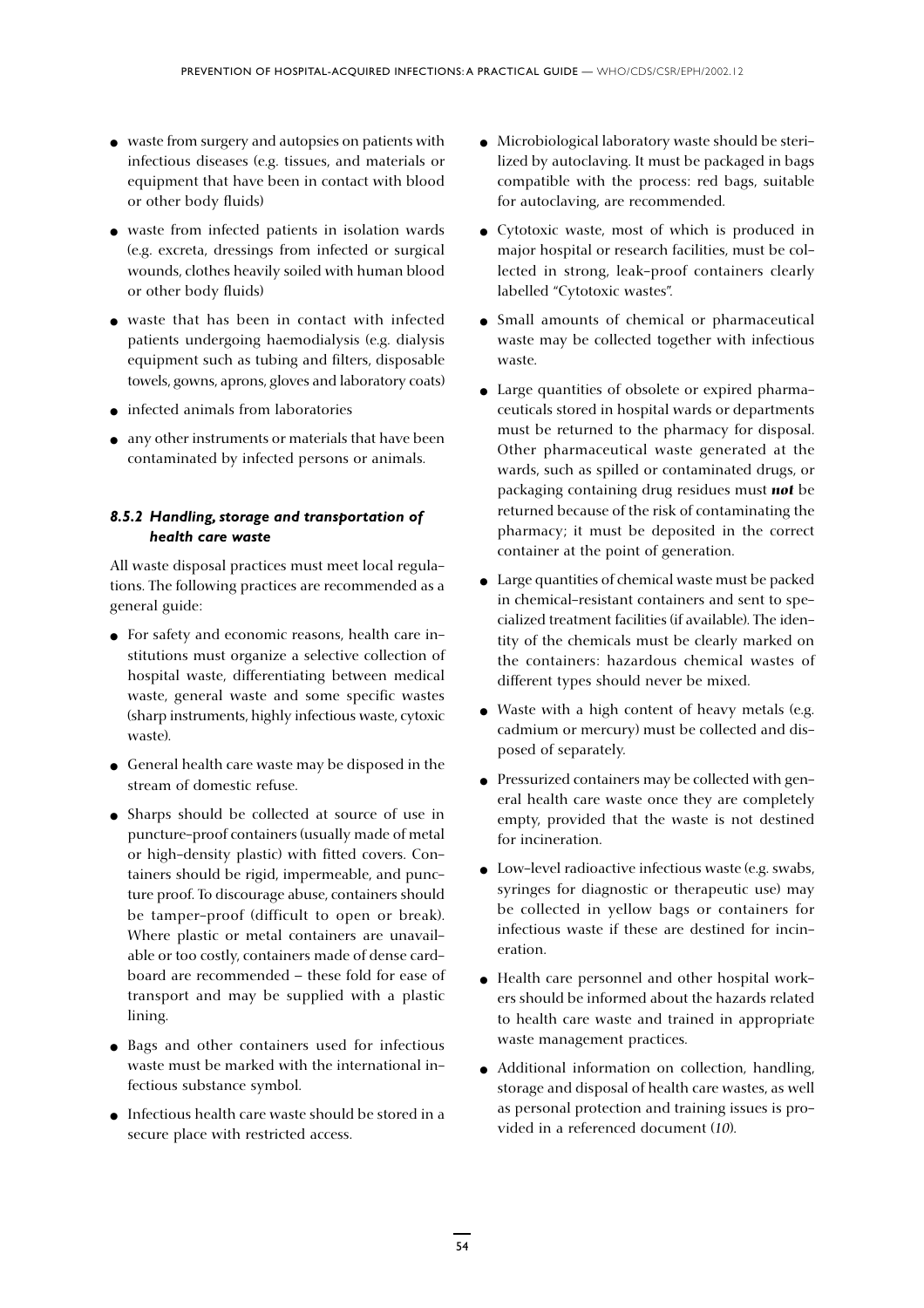- waste from surgery and autopsies on patients with infectious diseases (e.g. tissues, and materials or equipment that have been in contact with blood or other body fluids)
- waste from infected patients in isolation wards (e.g. excreta, dressings from infected or surgical wounds, clothes heavily soiled with human blood or other body fluids)
- waste that has been in contact with infected patients undergoing haemodialysis (e.g. dialysis equipment such as tubing and filters, disposable towels, gowns, aprons, gloves and laboratory coats)
- infected animals from laboratories
- any other instruments or materials that have been contaminated by infected persons or animals.

### *8.5.2 Handling, storage and transportation of health care waste*

All waste disposal practices must meet local regulations. The following practices are recommended as a general guide:

- For safety and economic reasons, health care institutions must organize a selective collection of hospital waste, differentiating between medical waste, general waste and some specific wastes (sharp instruments, highly infectious waste, cytoxic waste).
- General health care waste may be disposed in the stream of domestic refuse.
- Sharps should be collected at source of use in puncture-proof containers (usually made of metal or high-density plastic) with fitted covers. Containers should be rigid, impermeable, and puncture proof. To discourage abuse, containers should be tamper-proof (difficult to open or break). Where plastic or metal containers are unavailable or too costly, containers made of dense cardboard are recommended – these fold for ease of transport and may be supplied with a plastic lining.
- Bags and other containers used for infectious waste must be marked with the international infectious substance symbol.
- Infectious health care waste should be stored in a secure place with restricted access.
- Microbiological laboratory waste should be sterilized by autoclaving. It must be packaged in bags compatible with the process: red bags, suitable for autoclaving, are recommended.
- Cytotoxic waste, most of which is produced in major hospital or research facilities, must be collected in strong, leak-proof containers clearly labelled "Cytotoxic wastes".
- Small amounts of chemical or pharmaceutical waste may be collected together with infectious waste.
- Large quantities of obsolete or expired pharmaceuticals stored in hospital wards or departments must be returned to the pharmacy for disposal. Other pharmaceutical waste generated at the wards, such as spilled or contaminated drugs, or packaging containing drug residues must ***not*** be returned because of the risk of contaminating the pharmacy; it must be deposited in the correct container at the point of generation.
- Large quantities of chemical waste must be packed in chemical-resistant containers and sent to specialized treatment facilities (if available). The identity of the chemicals must be clearly marked on the containers: hazardous chemical wastes of different types should never be mixed.
- Waste with a high content of heavy metals (e.g. cadmium or mercury) must be collected and disposed of separately.
- Pressurized containers may be collected with general health care waste once they are completely empty, provided that the waste is not destined for incineration.
- Low-level radioactive infectious waste (e.g. swabs, syringes for diagnostic or therapeutic use) may be collected in yellow bags or containers for infectious waste if these are destined for incineration.
- Health care personnel and other hospital workers should be informed about the hazards related to health care waste and trained in appropriate waste management practices.
- Additional information on collection, handling, storage and disposal of health care wastes, as well as personal protection and training issues is provided in a referenced document (*10*).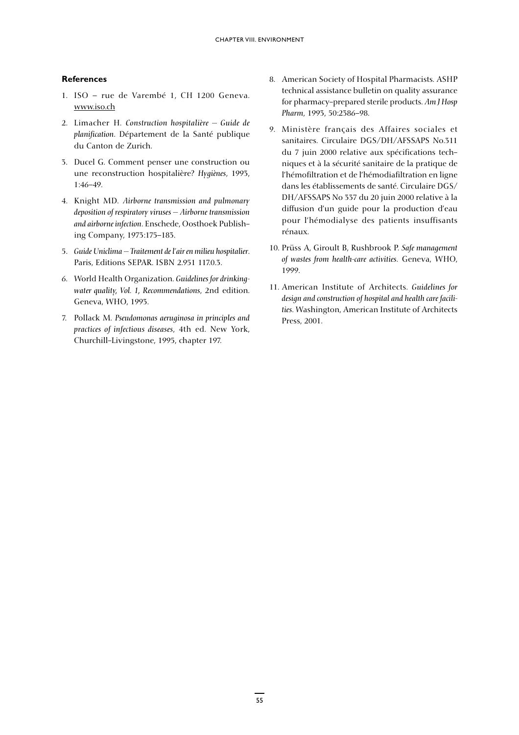### References

1. ISO – rue de Varembé 1, CH 1200 Geneva. www.iso.ch

2. Limacher H. *Construction hospitalière — Guide de planification*. Département de la Santé publique du Canton de Zurich.

3. Ducel G. Comment penser une construction ou une reconstruction hospitalière? *Hygiènes*, 1993, 1:46–49.

4. Knight MD. *Airborne transmission and pulmonary deposition of respiratory viruses — Airborne transmission and airborne infection*. Enschede, Oosthoek Publishing Company, 1973:175–183.

5. *Guide Uniclima — Traitement de l'air en milieu hospitalier*. Paris, Editions SEPAR. ISBN 2.951 117.0.3.

6. World Health Organization. *Guidelines for drinking-water quality, Vol. 1, Recommendations*, 2nd edition. Geneva, WHO, 1993.

7. Pollack M. *Pseudomonas aeruginosa in principles and practices of infectious diseases*, 4th ed. New York, Churchill–Livingstone, 1995, chapter 197.

8. American Society of Hospital Pharmacists. ASHP technical assistance bulletin on quality assurance for pharmacy–prepared sterile products. *Am J Hosp Pharm*, 1993, 50:2386–98.

9. Ministère français des Affaires sociales et sanitaires. Circulaire DGS/DH/AFSSAPS No.311 du 7 juin 2000 relative aux spécifications techniques et à la sécurité sanitaire de la pratique de l'hémofiltration et de l'hémodiafiltration en ligne dans les établissements de santé. Circulaire DGS/DH/AFSSAPS No 337 du 20 juin 2000 relative à la diffusion d'un guide pour la production d'eau pour l'hémodialyse des patients insuffisants rénaux.

10. Prüss A, Giroult B, Rushbrook P. *Safe management of wastes from health-care activities*. Geneva, WHO, 1999.

11. American Institute of Architects. *Guidelines for design and construction of hospital and health care facilities*. Washington, American Institute of Architects Press, 2001.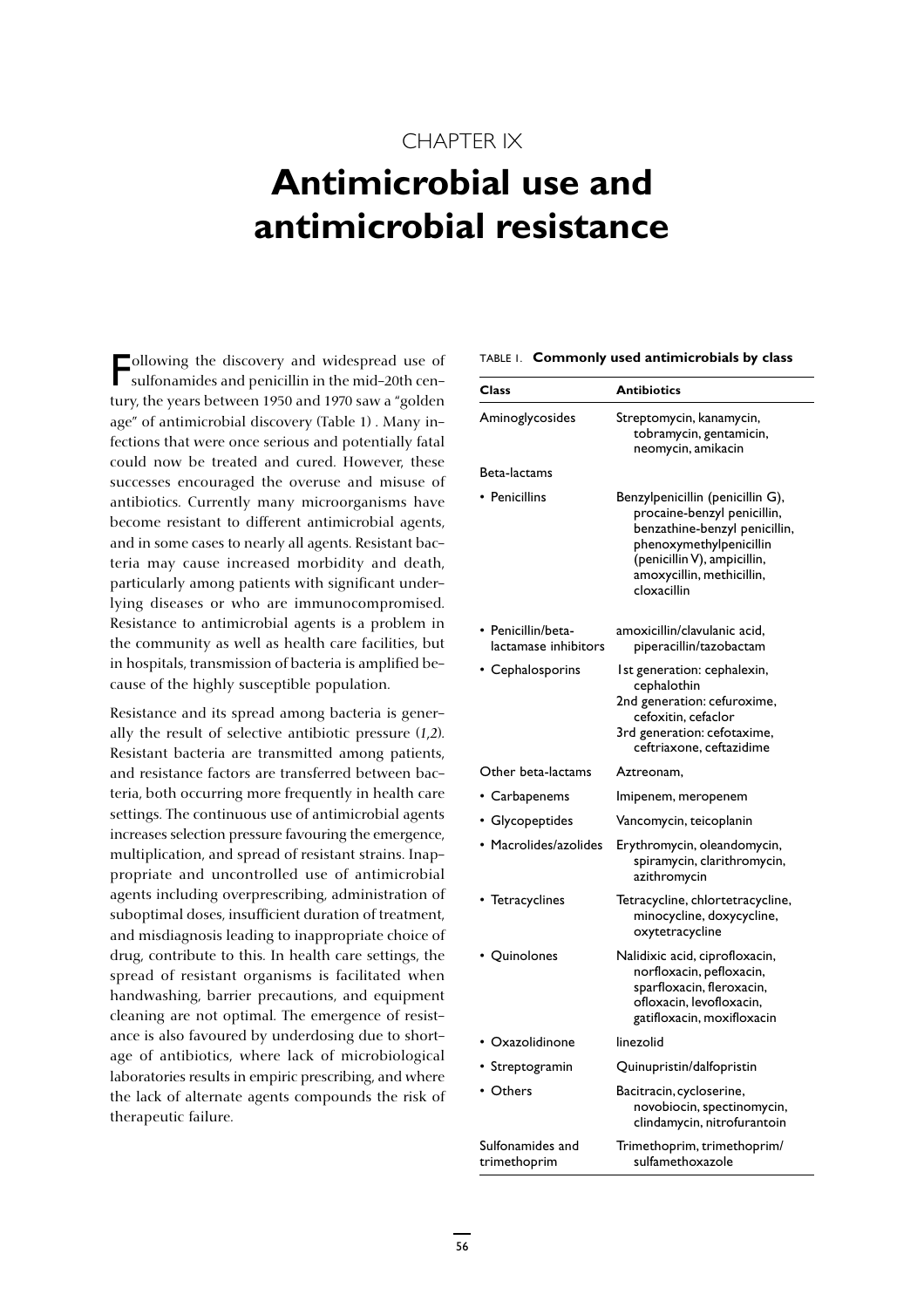CHAPTER IX

# Antimicrobial use and antimicrobial resistance

Following the discovery and widespread use of sulfonamides and penicillin in the mid-20th century, the years between 1950 and 1970 saw a "golden age" of antimicrobial discovery (Table 1) . Many infections that were once serious and potentially fatal could now be treated and cured. However, these successes encouraged the overuse and misuse of antibiotics. Currently many microorganisms have become resistant to different antimicrobial agents, and in some cases to nearly all agents. Resistant bacteria may cause increased morbidity and death, particularly among patients with significant underlying diseases or who are immunocompromised. Resistance to antimicrobial agents is a problem in the community as well as health care facilities, but in hospitals, transmission of bacteria is amplified because of the highly susceptible population.

Resistance and its spread among bacteria is generally the result of selective antibiotic pressure (*1,2*). Resistant bacteria are transmitted among patients, and resistance factors are transferred between bacteria, both occurring more frequently in health care settings. The continuous use of antimicrobial agents increases selection pressure favouring the emergence, multiplication, and spread of resistant strains. Inappropriate and uncontrolled use of antimicrobial agents including overprescribing, administration of suboptimal doses, insufficient duration of treatment, and misdiagnosis leading to inappropriate choice of drug, contribute to this. In health care settings, the spread of resistant organisms is facilitated when handwashing, barrier precautions, and equipment cleaning are not optimal. The emergence of resistance is also favoured by underdosing due to shortage of antibiotics, where lack of microbiological laboratories results in empiric prescribing, and where the lack of alternate agents compounds the risk of therapeutic failure.

TABLE 1. **Commonly used antimicrobials by class**

| Class | Antibiotics |
|---|---|
| Aminoglycosides | Streptomycin, kanamycin, tobramycin, gentamicin, neomycin, amikacin |
| Beta-lactams | |
| • Penicillins | Benzylpenicillin (penicillin G), procaine-benzyl penicillin, benzathine-benzyl penicillin, phenoxymethylpenicillin (penicillin V), ampicillin, amoxycillin, methicillin, cloxacillin |
| • Penicillin/beta-lactamase inhibitors | amoxicillin/clavulanic acid, piperacillin/tazobactam |
| • Cephalosporins | 1st generation: cephalexin, cephalothin<br>2nd generation: cefuroxime, cefoxitin, cefaclor<br>3rd generation: cefotaxime, ceftriaxone, ceftazidime |
| Other beta-lactams | Aztreonam, |
| • Carbapenems | Imipenem, meropenem |
| • Glycopeptides | Vancomycin, teicoplanin |
| • Macrolides/azolides | Erythromycin, oleandomycin, spiramycin, clarithromycin, azithromycin |
| • Tetracyclines | Tetracycline, chlortetracycline, minocycline, doxycycline, oxytetracycline |
| • Quinolones | Nalidixic acid, ciprofloxacin, norfloxacin, pefloxacin, sparfloxacin, fleroxacin, ofloxacin, levofloxacin, gatifloxacin, moxifloxacin |
| • Oxazolidinone | linezolid |
| • Streptogramin | Quinupristin/dalfopristin |
| • Others | Bacitracin, cycloserine, novobiocin, spectinomycin, clindamycin, nitrofurantoin |
| Sulfonamides and trimethoprim | Trimethoprim, trimethoprim/sulfamethoxazole |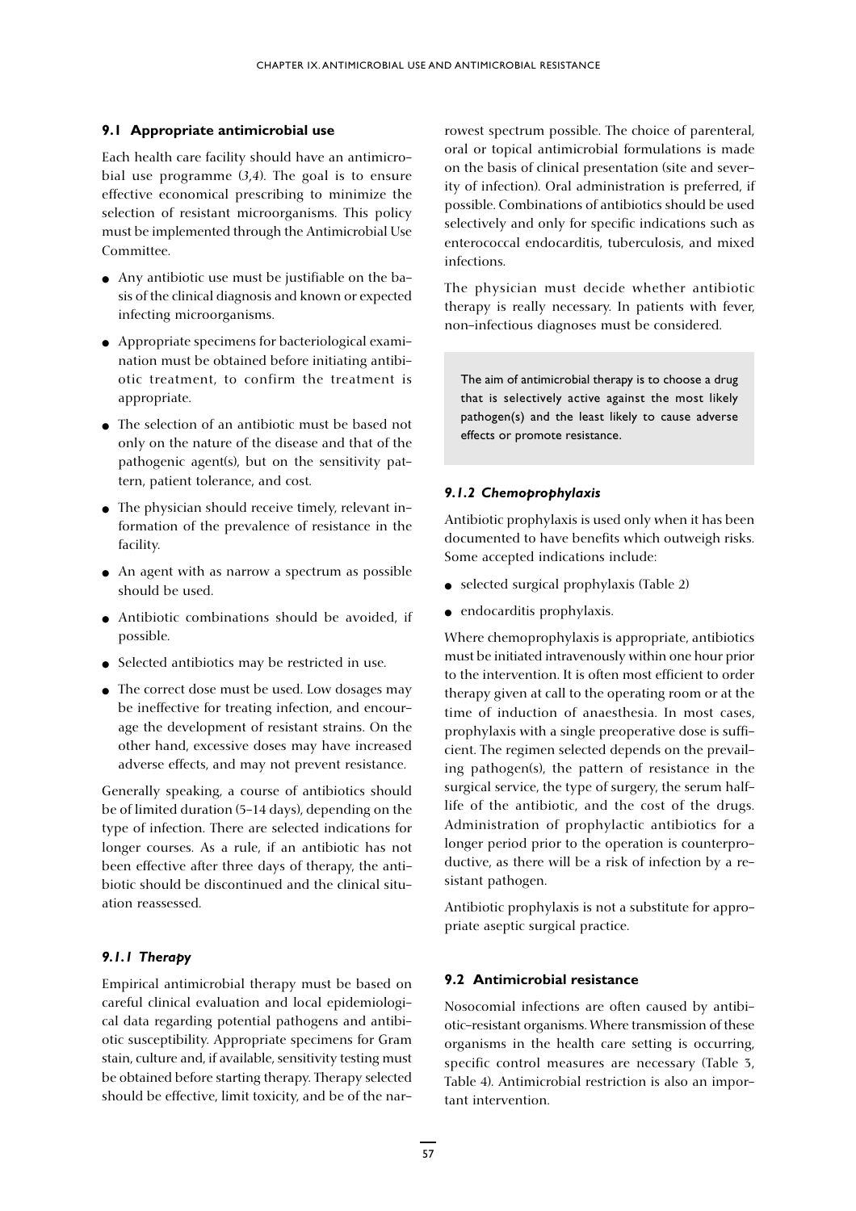## 9.1 Appropriate antimicrobial use

Each health care facility should have an antimicrobial use programme (*3,4*). The goal is to ensure effective economical prescribing to minimize the selection of resistant microorganisms. This policy must be implemented through the Antimicrobial Use Committee.

- Any antibiotic use must be justifiable on the basis of the clinical diagnosis and known or expected infecting microorganisms.
- Appropriate specimens for bacteriological examination must be obtained before initiating antibiotic treatment, to confirm the treatment is appropriate.
- The selection of an antibiotic must be based not only on the nature of the disease and that of the pathogenic agent(s), but on the sensitivity pattern, patient tolerance, and cost.
- The physician should receive timely, relevant information of the prevalence of resistance in the facility.
- An agent with as narrow a spectrum as possible should be used.
- Antibiotic combinations should be avoided, if possible.
- Selected antibiotics may be restricted in use.
- The correct dose must be used. Low dosages may be ineffective for treating infection, and encourage the development of resistant strains. On the other hand, excessive doses may have increased adverse effects, and may not prevent resistance.

Generally speaking, a course of antibiotics should be of limited duration (5–14 days), depending on the type of infection. There are selected indications for longer courses. As a rule, if an antibiotic has not been effective after three days of therapy, the antibiotic should be discontinued and the clinical situation reassessed.

### *9.1.1 Therapy*

Empirical antimicrobial therapy must be based on careful clinical evaluation and local epidemiological data regarding potential pathogens and antibiotic susceptibility. Appropriate specimens for Gram stain, culture and, if available, sensitivity testing must be obtained before starting therapy. Therapy selected should be effective, limit toxicity, and be of the narrowest spectrum possible. The choice of parenteral, oral or topical antimicrobial formulations is made on the basis of clinical presentation (site and severity of infection). Oral administration is preferred, if possible. Combinations of antibiotics should be used selectively and only for specific indications such as enterococcal endocarditis, tuberculosis, and mixed infections.

The physician must decide whether antibiotic therapy is really necessary. In patients with fever, non-infectious diagnoses must be considered.

> The aim of antimicrobial therapy is to choose a drug that is selectively active against the most likely pathogen(s) and the least likely to cause adverse effects or promote resistance.

### *9.1.2 Chemoprophylaxis*

Antibiotic prophylaxis is used only when it has been documented to have benefits which outweigh risks. Some accepted indications include:

- selected surgical prophylaxis (Table 2)
- endocarditis prophylaxis.

Where chemoprophylaxis is appropriate, antibiotics must be initiated intravenously within one hour prior to the intervention. It is often most efficient to order therapy given at call to the operating room or at the time of induction of anaesthesia. In most cases, prophylaxis with a single preoperative dose is sufficient. The regimen selected depends on the prevailing pathogen(s), the pattern of resistance in the surgical service, the type of surgery, the serum half-life of the antibiotic, and the cost of the drugs. Administration of prophylactic antibiotics for a longer period prior to the operation is counterproductive, as there will be a risk of infection by a resistant pathogen.

Antibiotic prophylaxis is not a substitute for appropriate aseptic surgical practice.

## 9.2 Antimicrobial resistance

Nosocomial infections are often caused by antibiotic-resistant organisms. Where transmission of these organisms in the health care setting is occurring, specific control measures are necessary (Table 3, Table 4). Antimicrobial restriction is also an important intervention.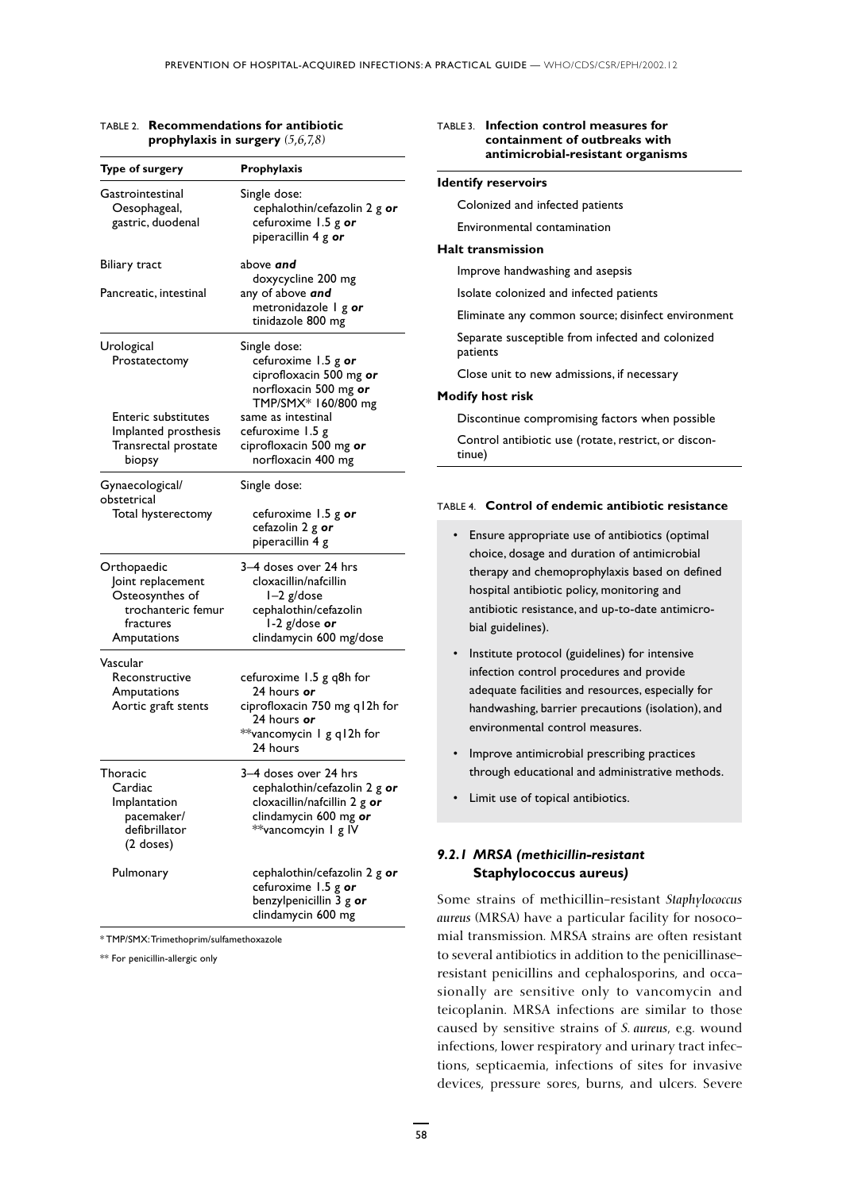TABLE 2. **Recommendations for antibiotic prophylaxis in surgery** *(5,6,7,8)*

| Type of surgery | Prophylaxis |
|---|---|
| Gastrointestinal<br>Oesophageal, gastric, duodenal | Single dose:<br>cephalothin/cefazolin 2 g ***or***<br>cefuroxime 1.5 g ***or***<br>piperacillin 4 g ***or*** |
| Biliary tract | above ***and***<br>doxycycline 200 mg |
| Pancreatic, intestinal | any of above ***and***<br>metronidazole 1 g ***or***<br>tinidazole 800 mg |
| Urological<br>Prostatectomy | Single dose:<br>cefuroxime 1.5 g ***or***<br>ciprofloxacin 500 mg ***or***<br>norfloxacin 500 mg ***or***<br>TMP/SMX* 160/800 mg |
| Enteric substitutes | same as intestinal |
| Implanted prosthesis | cefuroxime 1.5 g |
| Transrectal prostate biopsy | ciprofloxacin 500 mg ***or***<br>norfloxacin 400 mg |
| Gynaecological/obstetrical<br>Total hysterectomy | Single dose:<br>cefuroxime 1.5 g ***or***<br>cefazolin 2 g ***or***<br>piperacillin 4 g |
| Orthopaedic<br>Joint replacement<br>Osteosynthes of trochanteric femur fractures<br>Amputations | 3–4 doses over 24 hrs<br>cloxacillin/nafcillin<br>1–2 g/dose<br>cephalothin/cefazolin<br>1-2 g/dose ***or***<br>clindamycin 600 mg/dose |
| Vascular<br>Reconstructive<br>Amputations<br>Aortic graft stents | cefuroxime 1.5 g q8h for 24 hours ***or***<br>ciprofloxacin 750 mg q12h for 24 hours ***or***<br>**vancomycin 1 g q12h for 24 hours |
| Thoracic<br>Cardiac<br>Implantation pacemaker/ defibrillator (2 doses) | 3–4 doses over 24 hrs<br>cephalothin/cefazolin 2 g ***or***<br>cloxacillin/nafcillin 2 g ***or***<br>clindamycin 600 mg ***or***<br>**vancomcyin 1 g IV |
| Pulmonary | cephalothin/cefazolin 2 g ***or***<br>cefuroxime 1.5 g ***or***<br>benzylpenicillin 3 g ***or***<br>clindamycin 600 mg |

\* TMP/SMX: Trimethoprim/sulfamethoxazole

** For penicillin-allergic only

TABLE 3. **Infection control measures for containment of outbreaks with antimicrobial-resistant organisms**

**Identify reservoirs**

- Colonized and infected patients
- Environmental contamination

**Halt transmission**

- Improve handwashing and asepsis
- Isolate colonized and infected patients
- Eliminate any common source; disinfect environment
- Separate susceptible from infected and colonized patients
- Close unit to new admissions, if necessary

**Modify host risk**

- Discontinue compromising factors when possible
- Control antibiotic use (rotate, restrict, or discontinue)

TABLE 4. **Control of endemic antibiotic resistance**

- Ensure appropriate use of antibiotics (optimal choice, dosage and duration of antimicrobial therapy and chemoprophylaxis based on defined hospital antibiotic policy, monitoring and antibiotic resistance, and up-to-date antimicrobial guidelines).
- Institute protocol (guidelines) for intensive infection control procedures and provide adequate facilities and resources, especially for handwashing, barrier precautions (isolation), and environmental control measures.
- Improve antimicrobial prescribing practices through educational and administrative methods.
- Limit use of topical antibiotics.

### *9.2.1 MRSA (methicillin-resistant* Staphylococcus aureus*)*

Some strains of methicillin-resistant *Staphylococcus aureus* (MRSA) have a particular facility for nosocomial transmission. MRSA strains are often resistant to several antibiotics in addition to the penicillinase-resistant penicillins and cephalosporins, and occasionally are sensitive only to vancomycin and teicoplanin. MRSA infections are similar to those caused by sensitive strains of *S. aureus*, e.g. wound infections, lower respiratory and urinary tract infections, septicaemia, infections of sites for invasive devices, pressure sores, burns, and ulcers. Severe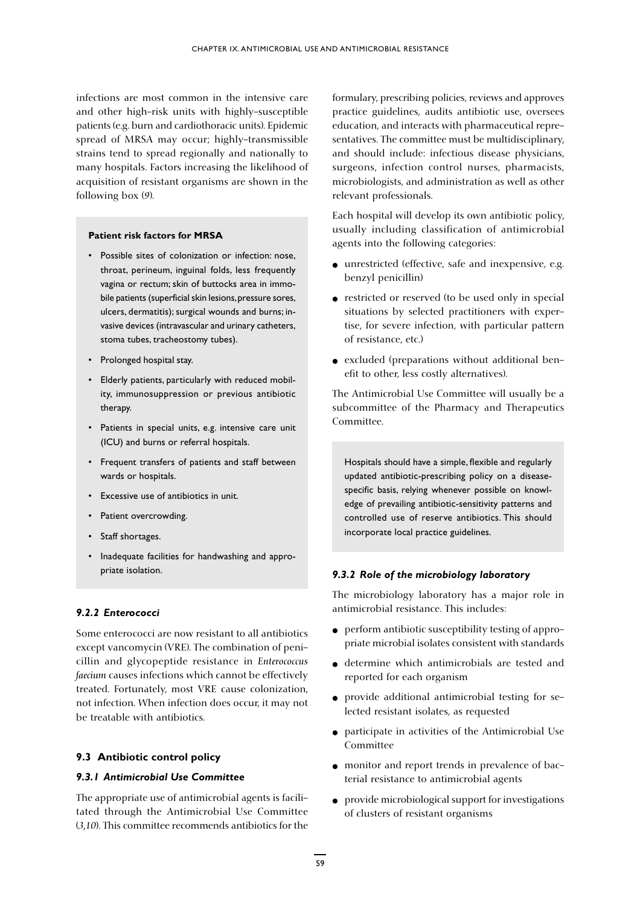infections are most common in the intensive care and other high-risk units with highly-susceptible patients (e.g. burn and cardiothoracic units). Epidemic spread of MRSA may occur; highly-transmissible strains tend to spread regionally and nationally to many hospitals. Factors increasing the likelihood of acquisition of resistant organisms are shown in the following box (*9*).

**Patient risk factors for MRSA**

- Possible sites of colonization or infection: nose, throat, perineum, inguinal folds, less frequently vagina or rectum; skin of buttocks area in immobile patients (superficial skin lesions, pressure sores, ulcers, dermatitis); surgical wounds and burns; invasive devices (intravascular and urinary catheters, stoma tubes, tracheostomy tubes).
- Prolonged hospital stay.
- Elderly patients, particularly with reduced mobility, immunosuppression or previous antibiotic therapy.
- Patients in special units, e.g. intensive care unit (ICU) and burns or referral hospitals.
- Frequent transfers of patients and staff between wards or hospitals.
- Excessive use of antibiotics in unit.
- Patient overcrowding.
- Staff shortages.
- Inadequate facilities for handwashing and appropriate isolation.

### *9.2.2 Enterococci*

Some enterococci are now resistant to all antibiotics except vancomycin (VRE). The combination of penicillin and glycopeptide resistance in *Enterococcus faecium* causes infections which cannot be effectively treated. Fortunately, most VRE cause colonization, not infection. When infection does occur, it may not be treatable with antibiotics.

## 9.3 Antibiotic control policy

### *9.3.1 Antimicrobial Use Committee*

The appropriate use of antimicrobial agents is facilitated through the Antimicrobial Use Committee (*3,10*). This committee recommends antibiotics for the formulary, prescribing policies, reviews and approves practice guidelines, audits antibiotic use, oversees education, and interacts with pharmaceutical representatives. The committee must be multidisciplinary, and should include: infectious disease physicians, surgeons, infection control nurses, pharmacists, microbiologists, and administration as well as other relevant professionals.

Each hospital will develop its own antibiotic policy, usually including classification of antimicrobial agents into the following categories:

- unrestricted (effective, safe and inexpensive, e.g. benzyl penicillin)
- restricted or reserved (to be used only in special situations by selected practitioners with expertise, for severe infection, with particular pattern of resistance, etc.)
- excluded (preparations without additional benefit to other, less costly alternatives).

The Antimicrobial Use Committee will usually be a subcommittee of the Pharmacy and Therapeutics Committee.

Hospitals should have a simple, flexible and regularly updated antibiotic-prescribing policy on a disease-specific basis, relying whenever possible on knowledge of prevailing antibiotic-sensitivity patterns and controlled use of reserve antibiotics. This should incorporate local practice guidelines.

### *9.3.2 Role of the microbiology laboratory*

The microbiology laboratory has a major role in antimicrobial resistance. This includes:

- perform antibiotic susceptibility testing of appropriate microbial isolates consistent with standards
- determine which antimicrobials are tested and reported for each organism
- provide additional antimicrobial testing for selected resistant isolates, as requested
- participate in activities of the Antimicrobial Use Committee
- monitor and report trends in prevalence of bacterial resistance to antimicrobial agents
- provide microbiological support for investigations of clusters of resistant organisms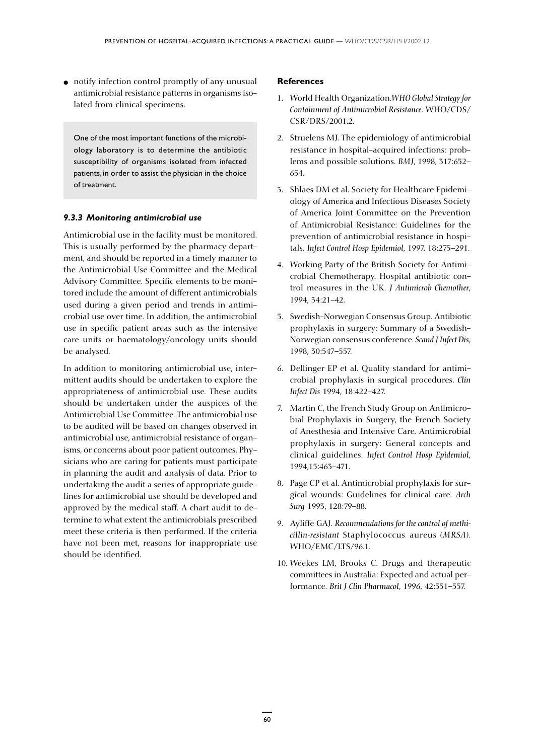- notify infection control promptly of any unusual antimicrobial resistance patterns in organisms isolated from clinical specimens.

> One of the most important functions of the microbiology laboratory is to determine the antibiotic susceptibility of organisms isolated from infected patients, in order to assist the physician in the choice of treatment.

### *9.3.3 Monitoring antimicrobial use*

Antimicrobial use in the facility must be monitored. This is usually performed by the pharmacy department, and should be reported in a timely manner to the Antimicrobial Use Committee and the Medical Advisory Committee. Specific elements to be monitored include the amount of different antimicrobials used during a given period and trends in antimicrobial use over time. In addition, the antimicrobial use in specific patient areas such as the intensive care units or haematology/oncology units should be analysed.

In addition to monitoring antimicrobial use, intermittent audits should be undertaken to explore the appropriateness of antimicrobial use. These audits should be undertaken under the auspices of the Antimicrobial Use Committee. The antimicrobial use to be audited will be based on changes observed in antimicrobial use, antimicrobial resistance of organisms, or concerns about poor patient outcomes. Physicians who are caring for patients must participate in planning the audit and analysis of data. Prior to undertaking the audit a series of appropriate guidelines for antimicrobial use should be developed and approved by the medical staff. A chart audit to determine to what extent the antimicrobials prescribed meet these criteria is then performed. If the criteria have not been met, reasons for inappropriate use should be identified.

#### References

1. World Health Organization. *WHO Global Strategy for Containment of Antimicrobial Resistance*. WHO/CDS/CSR/DRS/2001.2.
2. Struelens MJ. The epidemiology of antimicrobial resistance in hospital-acquired infections: problems and possible solutions. *BMJ*, 1998, 317:652–654.
3. Shlaes DM et al. Society for Healthcare Epidemiology of America and Infectious Diseases Society of America Joint Committee on the Prevention of Antimicrobial Resistance: Guidelines for the prevention of antimicrobial resistance in hospitals. *Infect Control Hosp Epidemiol*, 1997, 18:275–291.
4. Working Party of the British Society for Antimicrobial Chemotherapy. Hospital antibiotic control measures in the UK. *J Antimicrob Chemother*, 1994, 34:21–42.
5. Swedish-Norwegian Consensus Group. Antibiotic prophylaxis in surgery: Summary of a Swedish-Norwegian consensus conference. *Scand J Infect Dis*, 1998, 30:547–557.
6. Dellinger EP et al. Quality standard for antimicrobial prophylaxis in surgical procedures. *Clin Infect Dis* 1994, 18:422–427.
7. Martin C, the French Study Group on Antimicrobial Prophylaxis in Surgery, the French Society of Anesthesia and Intensive Care. Antimicrobial prophylaxis in surgery: General concepts and clinical guidelines. *Infect Control Hosp Epidemiol*, 1994,15:463–471.
8. Page CP et al. Antimicrobial prophylaxis for surgical wounds: Guidelines for clinical care. *Arch Surg* 1993, 128:79–88.
9. Ayliffe GAJ. *Recommendations for the control of methicillin-resistant* Staphylococcus aureus *(MRSA)*. WHO/EMC/LTS/96.1.
10. Weekes LM, Brooks C. Drugs and therapeutic committees in Australia: Expected and actual performance. *Brit J Clin Pharmacol*, 1996, 42:551–557.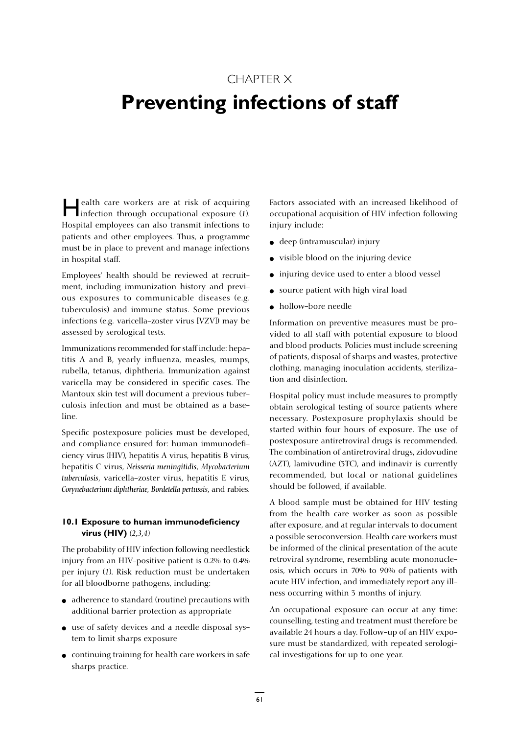# CHAPTER X

# Preventing infections of staff

Health care workers are at risk of acquiring infection through occupational exposure (*1*). Hospital employees can also transmit infections to patients and other employees. Thus, a programme must be in place to prevent and manage infections in hospital staff.

Employees' health should be reviewed at recruitment, including immunization history and previous exposures to communicable diseases (e.g. tuberculosis) and immune status. Some previous infections (e.g. varicella-zoster virus [VZV]) may be assessed by serological tests.

Immunizations recommended for staff include: hepatitis A and B, yearly influenza, measles, mumps, rubella, tetanus, diphtheria. Immunization against varicella may be considered in specific cases. The Mantoux skin test will document a previous tuberculosis infection and must be obtained as a baseline.

Specific postexposure policies must be developed, and compliance ensured for: human immunodeficiency virus (HIV), hepatitis A virus, hepatitis B virus, hepatitis C virus, *Neisseria meningitidis*, *Mycobacterium tuberculosis*, varicella-zoster virus, hepatitis E virus, *Corynebacterium diphtheriae*, *Bordetella pertussis*, and rabies.

### 10.1 Exposure to human immunodeficiency virus (HIV) (*2,3,4*)

The probability of HIV infection following needlestick injury from an HIV-positive patient is 0.2% to 0.4% per injury (*1*). Risk reduction must be undertaken for all bloodborne pathogens, including:

- adherence to standard (routine) precautions with additional barrier protection as appropriate
- use of safety devices and a needle disposal system to limit sharps exposure
- continuing training for health care workers in safe sharps practice.

Factors associated with an increased likelihood of occupational acquisition of HIV infection following injury include:

- deep (intramuscular) injury
- visible blood on the injuring device
- injuring device used to enter a blood vessel
- source patient with high viral load
- hollow-bore needle

Information on preventive measures must be provided to all staff with potential exposure to blood and blood products. Policies must include screening of patients, disposal of sharps and wastes, protective clothing, managing inoculation accidents, sterilization and disinfection.

Hospital policy must include measures to promptly obtain serological testing of source patients where necessary. Postexposure prophylaxis should be started within four hours of exposure. The use of postexposure antiretroviral drugs is recommended. The combination of antiretroviral drugs, zidovudine (AZT), lamivudine (3TC), and indinavir is currently recommended, but local or national guidelines should be followed, if available.

A blood sample must be obtained for HIV testing from the health care worker as soon as possible after exposure, and at regular intervals to document a possible seroconversion. Health care workers must be informed of the clinical presentation of the acute retroviral syndrome, resembling acute mononucleosis, which occurs in 70% to 90% of patients with acute HIV infection, and immediately report any illness occurring within 3 months of injury.

An occupational exposure can occur at any time: counselling, testing and treatment must therefore be available 24 hours a day. Follow-up of an HIV exposure must be standardized, with repeated serological investigations for up to one year.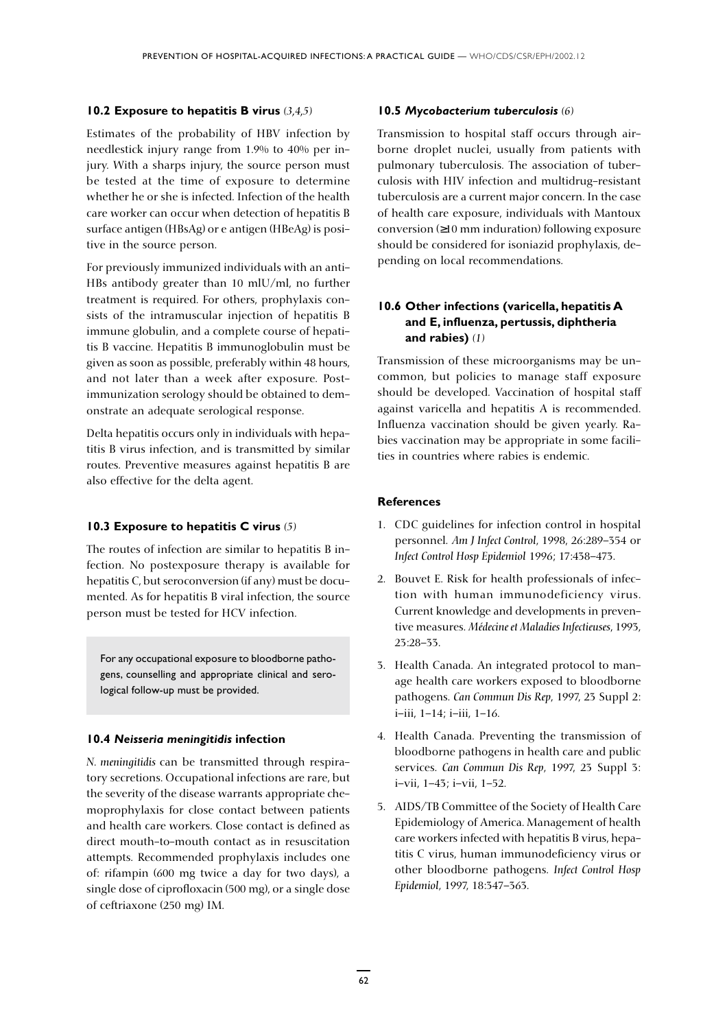### 10.2 Exposure to hepatitis B virus *(3,4,5)*

Estimates of the probability of HBV infection by needlestick injury range from 1.9% to 40% per injury. With a sharps injury, the source person must be tested at the time of exposure to determine whether he or she is infected. Infection of the health care worker can occur when detection of hepatitis B surface antigen (HBsAg) or e antigen (HBeAg) is positive in the source person.

For previously immunized individuals with an anti-HBs antibody greater than 10 mIU/ml, no further treatment is required. For others, prophylaxis consists of the intramuscular injection of hepatitis B immune globulin, and a complete course of hepatitis B vaccine. Hepatitis B immunoglobulin must be given as soon as possible, preferably within 48 hours, and not later than a week after exposure. Post-immunization serology should be obtained to demonstrate an adequate serological response.

Delta hepatitis occurs only in individuals with hepatitis B virus infection, and is transmitted by similar routes. Preventive measures against hepatitis B are also effective for the delta agent.

### 10.3 Exposure to hepatitis C virus *(5)*

The routes of infection are similar to hepatitis B infection. No postexposure therapy is available for hepatitis C, but seroconversion (if any) must be documented. As for hepatitis B viral infection, the source person must be tested for HCV infection.

> For any occupational exposure to bloodborne pathogens, counselling and appropriate clinical and serological follow-up must be provided.

### 10.4 *Neisseria meningitidis* infection

*N. meningitidis* can be transmitted through respiratory secretions. Occupational infections are rare, but the severity of the disease warrants appropriate chemoprophylaxis for close contact between patients and health care workers. Close contact is defined as direct mouth-to-mouth contact as in resuscitation attempts. Recommended prophylaxis includes one of: rifampin (600 mg twice a day for two days), a single dose of ciprofloxacin (500 mg), or a single dose of ceftriaxone (250 mg) IM.

### 10.5 *Mycobacterium tuberculosis* *(6)*

Transmission to hospital staff occurs through airborne droplet nuclei, usually from patients with pulmonary tuberculosis. The association of tuberculosis with HIV infection and multidrug-resistant tuberculosis are a current major concern. In the case of health care exposure, individuals with Mantoux conversion (≥10 mm induration) following exposure should be considered for isoniazid prophylaxis, depending on local recommendations.

### 10.6 Other infections (varicella, hepatitis A and E, influenza, pertussis, diphtheria and rabies) *(1)*

Transmission of these microorganisms may be uncommon, but policies to manage staff exposure should be developed. Vaccination of hospital staff against varicella and hepatitis A is recommended. Influenza vaccination should be given yearly. Rabies vaccination may be appropriate in some facilities in countries where rabies is endemic.

### References

1. CDC guidelines for infection control in hospital personnel. *Am J Infect Control*, 1998, 26:289–354 or *Infect Control Hosp Epidemiol* 1996; 17:438–473.
2. Bouvet E. Risk for health professionals of infection with human immunodeficiency virus. Current knowledge and developments in preventive measures. *Médecine et Maladies Infectieuses*, 1993, 23:28–33.
3. Health Canada. An integrated protocol to manage health care workers exposed to bloodborne pathogens. *Can Commun Dis Rep*, 1997, 23 Suppl 2: i–iii, 1–14; i–iii, 1–16.
4. Health Canada. Preventing the transmission of bloodborne pathogens in health care and public services. *Can Commun Dis Rep*, 1997, 23 Suppl 3: i–vii, 1–43; i–vii, 1–52.
5. AIDS/TB Committee of the Society of Health Care Epidemiology of America. Management of health care workers infected with hepatitis B virus, hepatitis C virus, human immunodeficiency virus or other bloodborne pathogens. *Infect Control Hosp Epidemiol*, 1997, 18:347–363.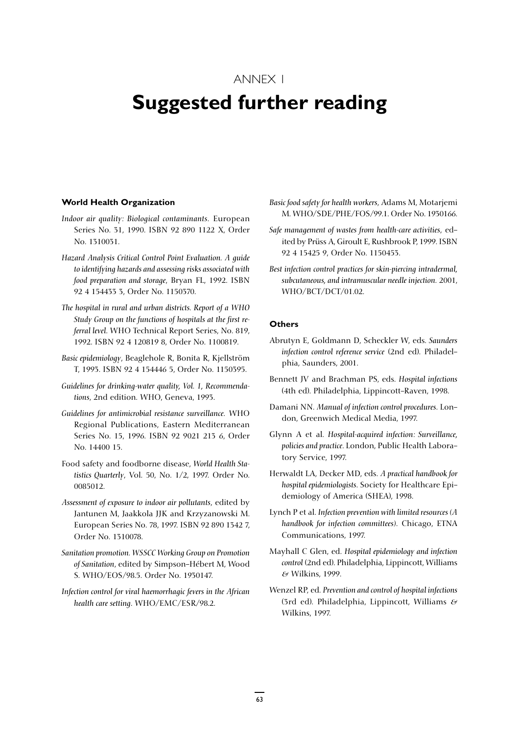ANNEX 1

# Suggested further reading

### World Health Organization

*Indoor air quality: Biological contaminants.* European Series No. 31, 1990. ISBN 92 890 1122 X, Order No. 1310031.

*Hazard Analysis Critical Control Point Evaluation. A guide to identifying hazards and assessing risks associated with food preparation and storage*, Bryan FL, 1992. ISBN 92 4 154433 3, Order No. 1150370.

*The hospital in rural and urban districts. Report of a WHO Study Group on the functions of hospitals at the first referral level.* WHO Technical Report Series, No. 819, 1992. ISBN 92 4 120819 8, Order No. 1100819.

*Basic epidemiology*, Beaglehole R, Bonita R, Kjellström T, 1993. ISBN 92 4 154446 5, Order No. 1150395.

*Guidelines for drinking-water quality, Vol. 1, Recommendations*, 2nd edition. WHO, Geneva, 1993.

*Guidelines for antimicrobial resistance surveillance.* WHO Regional Publications, Eastern Mediterranean Series No. 15, 1996. ISBN 92 9021 213 6, Order No. 14400 15.

Food safety and foodborne disease, *World Health Statistics Quarterly*, Vol. 50, No. 1/2, 1997. Order No. 0085012.

*Assessment of exposure to indoor air pollutants*, edited by Jantunen M, Jaakkola JJK and Krzyzanowski M. European Series No. 78, 1997. ISBN 92 890 1342 7, Order No. 1310078.

*Sanitation promotion. WSSCC Working Group on Promotion of Sanitation*, edited by Simpson-Hébert M, Wood S. WHO/EOS/98.5. Order No. 1930147.

*Infection control for viral haemorrhagic fevers in the African health care setting.* WHO/EMC/ESR/98.2.

*Basic food safety for health workers*, Adams M, Motarjemi M. WHO/SDE/PHE/FOS/99.1. Order No. 1930166.

*Safe management of wastes from health-care activities*, edited by Prüss A, Giroult E, Rushbrook P, 1999. ISBN 92 4 15425 9, Order No. 1150453.

*Best infection control practices for skin-piercing intradermal, subcutaneous, and intramuscular needle injection.* 2001, WHO/BCT/DCT/01.02.

### Others

Abrutyn E, Goldmann D, Scheckler W, eds. *Saunders infection control reference service* (2nd ed). Philadelphia, Saunders, 2001.

Bennett JV and Brachman PS, eds. *Hospital infections* (4th ed). Philadelphia, Lippincott-Raven, 1998.

Damani NN. *Manual of infection control procedures*. London, Greenwich Medical Media, 1997.

Glynn A et al. *Hospital-acquired infection: Surveillance, policies and practice*. London, Public Health Laboratory Service, 1997.

Herwaldt LA, Decker MD, eds. *A practical handbook for hospital epidemiologists*. Society for Healthcare Epidemiology of America (SHEA), 1998.

Lynch P et al. *Infection prevention with limited resources (A handbook for infection committees)*. Chicago, ETNA Communications, 1997.

Mayhall C Glen, ed. *Hospital epidemiology and infection control* (2nd ed). Philadelphia, Lippincott, Williams & Wilkins, 1999.

Wenzel RP, ed. *Prevention and control of hospital infections* (3rd ed). Philadelphia, Lippincott, Williams & Wilkins, 1997.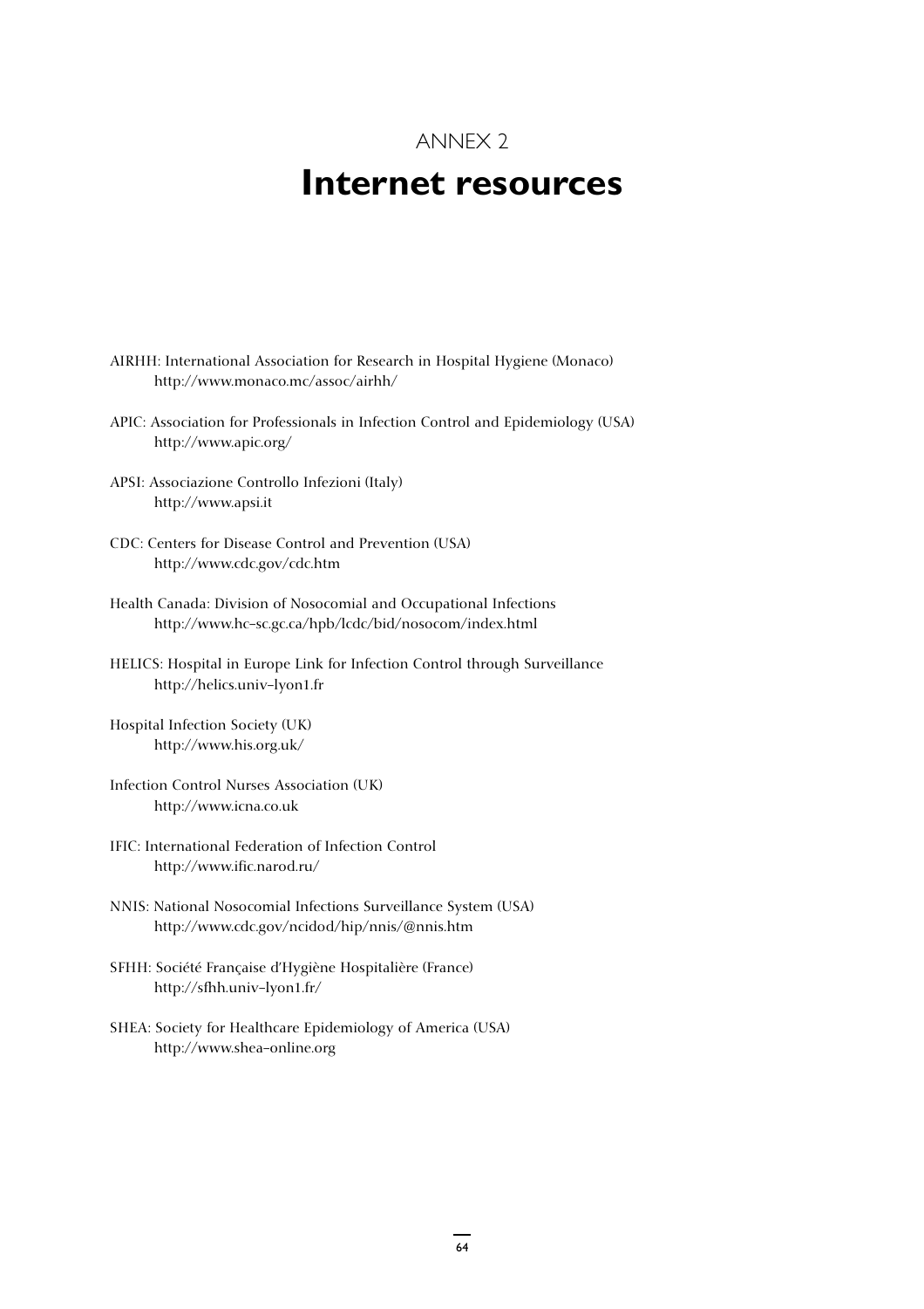# ANNEX 2

# Internet resources

AIRHH: International Association for Research in Hospital Hygiene (Monaco)
http://www.monaco.mc/assoc/airhh/

APIC: Association for Professionals in Infection Control and Epidemiology (USA)
http://www.apic.org/

APSI: Associazione Controllo Infezioni (Italy)
http://www.apsi.it

CDC: Centers for Disease Control and Prevention (USA)
http://www.cdc.gov/cdc.htm

Health Canada: Division of Nosocomial and Occupational Infections
http://www.hc–sc.gc.ca/hpb/lcdc/bid/nosocom/index.html

HELICS: Hospital in Europe Link for Infection Control through Surveillance
http://helics.univ–lyon1.fr

Hospital Infection Society (UK)
http://www.his.org.uk/

Infection Control Nurses Association (UK)
http://www.icna.co.uk

IFIC: International Federation of Infection Control
http://www.ific.narod.ru/

NNIS: National Nosocomial Infections Surveillance System (USA)
http://www.cdc.gov/ncidod/hip/nnis/@nnis.htm

SFHH: Société Française d'Hygiène Hospitalière (France)
http://sfhh.univ–lyon1.fr/

SHEA: Society for Healthcare Epidemiology of America (USA)
http://www.shea–online.org